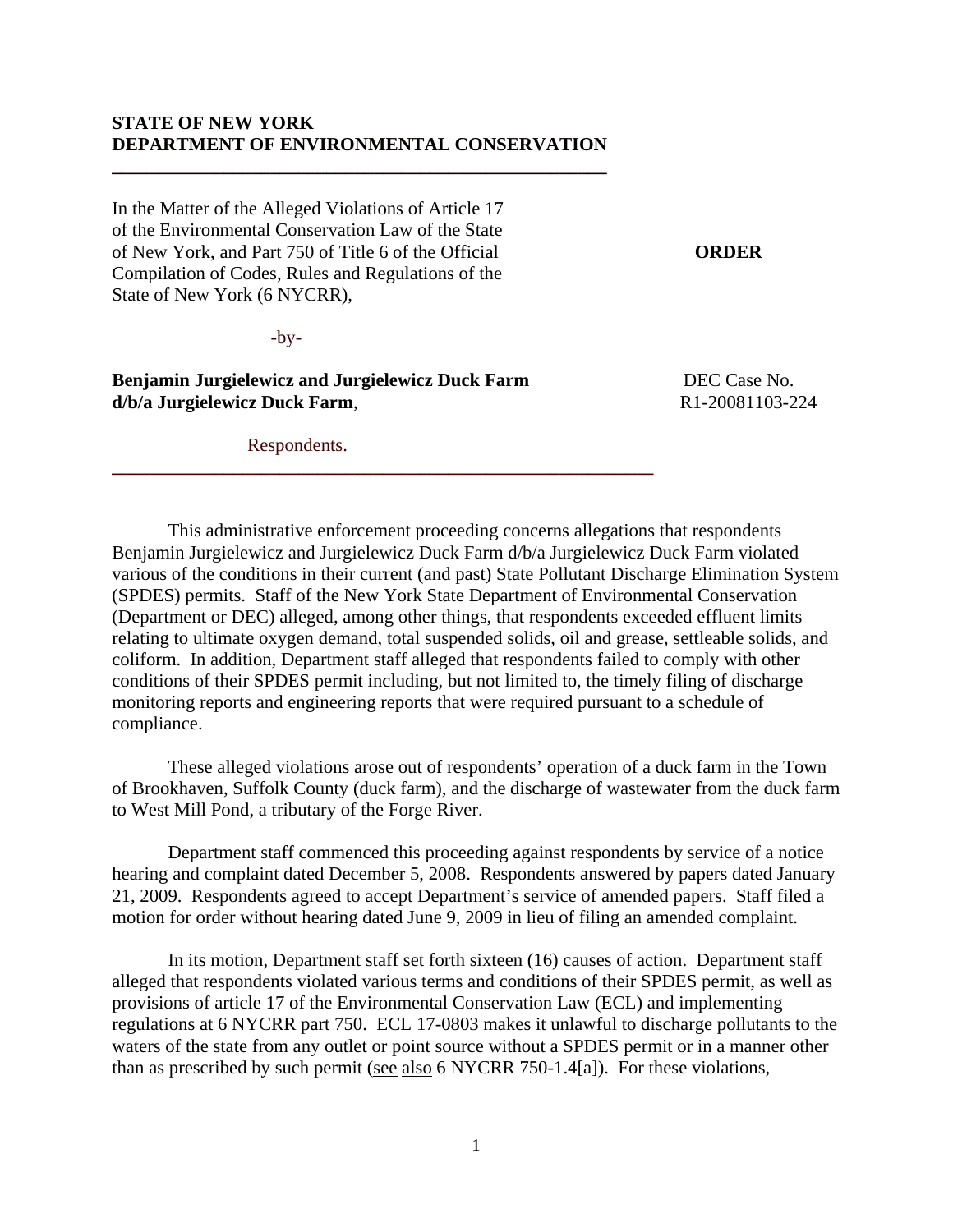**STATE OF NEW YORK**
**DEPARTMENT OF ENVIRONMENTAL CONSERVATION**

---

In the Matter of the Alleged Violations of Article 17 of the Environmental Conservation Law of the State of New York, and Part 750 of Title 6 of the Official Compilation of Codes, Rules and Regulations of the State of New York (6 NYCRR),

-by-

**Benjamin Jurgielewicz and Jurgielewicz Duck Farm d/b/a Jurgielewicz Duck Farm**,

Respondents.

**ORDER**

DEC Case No. R1-20081103-224

---

This administrative enforcement proceeding concerns allegations that respondents Benjamin Jurgielewicz and Jurgielewicz Duck Farm d/b/a Jurgielewicz Duck Farm violated various of the conditions in their current (and past) State Pollutant Discharge Elimination System (SPDES) permits. Staff of the New York State Department of Environmental Conservation (Department or DEC) alleged, among other things, that respondents exceeded effluent limits relating to ultimate oxygen demand, total suspended solids, oil and grease, settleable solids, and coliform. In addition, Department staff alleged that respondents failed to comply with other conditions of their SPDES permit including, but not limited to, the timely filing of discharge monitoring reports and engineering reports that were required pursuant to a schedule of compliance.

These alleged violations arose out of respondents' operation of a duck farm in the Town of Brookhaven, Suffolk County (duck farm), and the discharge of wastewater from the duck farm to West Mill Pond, a tributary of the Forge River.

Department staff commenced this proceeding against respondents by service of a notice hearing and complaint dated December 5, 2008. Respondents answered by papers dated January 21, 2009. Respondents agreed to accept Department's service of amended papers. Staff filed a motion for order without hearing dated June 9, 2009 in lieu of filing an amended complaint.

In its motion, Department staff set forth sixteen (16) causes of action. Department staff alleged that respondents violated various terms and conditions of their SPDES permit, as well as provisions of article 17 of the Environmental Conservation Law (ECL) and implementing regulations at 6 NYCRR part 750. ECL 17-0803 makes it unlawful to discharge pollutants to the waters of the state from any outlet or point source without a SPDES permit or in a manner other than as prescribed by such permit (see also 6 NYCRR 750-1.4[a]). For these violations,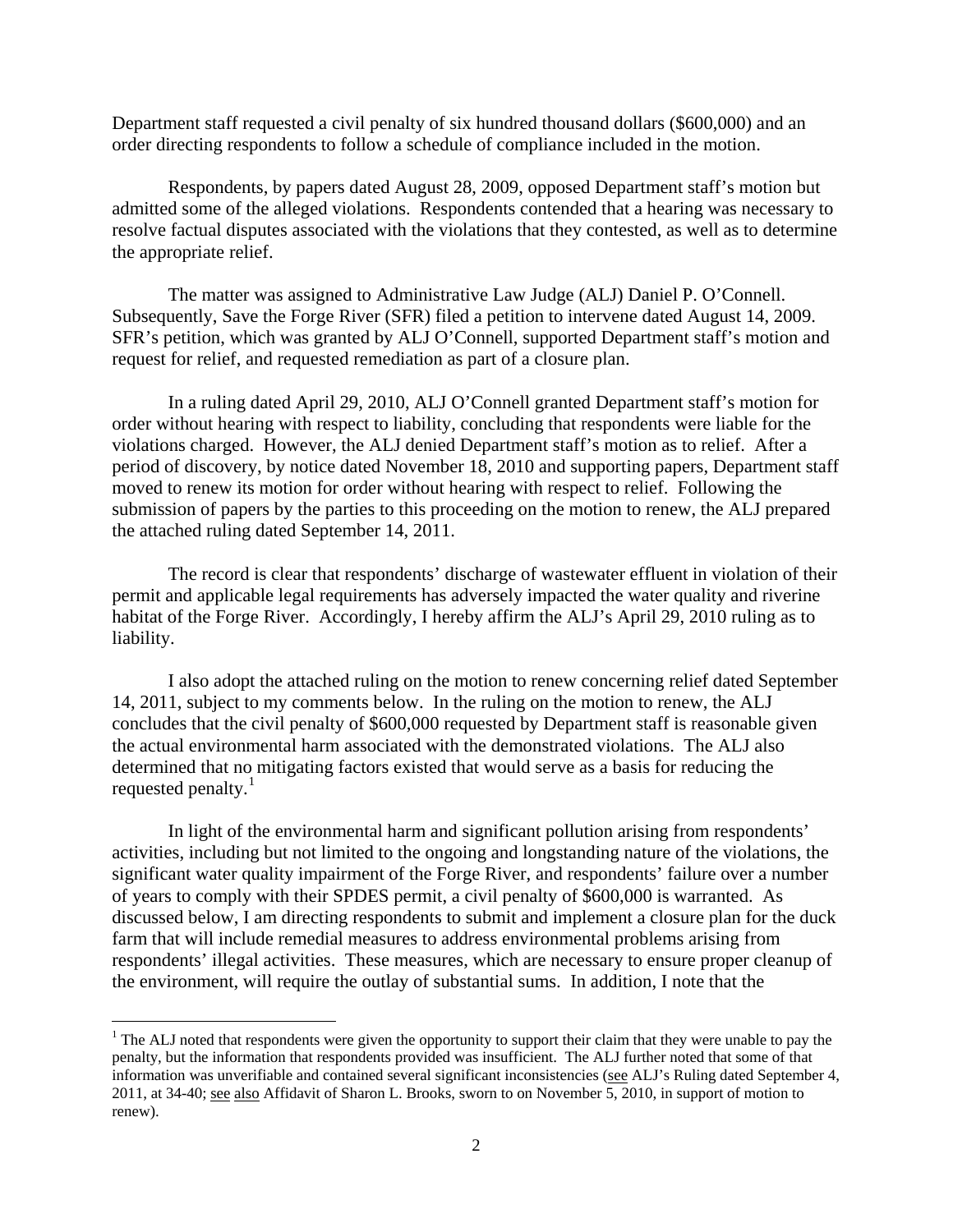Department staff requested a civil penalty of six hundred thousand dollars ($600,000) and an order directing respondents to follow a schedule of compliance included in the motion.

Respondents, by papers dated August 28, 2009, opposed Department staff's motion but admitted some of the alleged violations. Respondents contended that a hearing was necessary to resolve factual disputes associated with the violations that they contested, as well as to determine the appropriate relief.

The matter was assigned to Administrative Law Judge (ALJ) Daniel P. O'Connell. Subsequently, Save the Forge River (SFR) filed a petition to intervene dated August 14, 2009. SFR's petition, which was granted by ALJ O'Connell, supported Department staff's motion and request for relief, and requested remediation as part of a closure plan.

In a ruling dated April 29, 2010, ALJ O'Connell granted Department staff's motion for order without hearing with respect to liability, concluding that respondents were liable for the violations charged. However, the ALJ denied Department staff's motion as to relief. After a period of discovery, by notice dated November 18, 2010 and supporting papers, Department staff moved to renew its motion for order without hearing with respect to relief. Following the submission of papers by the parties to this proceeding on the motion to renew, the ALJ prepared the attached ruling dated September 14, 2011.

The record is clear that respondents' discharge of wastewater effluent in violation of their permit and applicable legal requirements has adversely impacted the water quality and riverine habitat of the Forge River. Accordingly, I hereby affirm the ALJ's April 29, 2010 ruling as to liability.

I also adopt the attached ruling on the motion to renew concerning relief dated September 14, 2011, subject to my comments below. In the ruling on the motion to renew, the ALJ concludes that the civil penalty of $600,000 requested by Department staff is reasonable given the actual environmental harm associated with the demonstrated violations. The ALJ also determined that no mitigating factors existed that would serve as a basis for reducing the requested penalty.[1]

In light of the environmental harm and significant pollution arising from respondents' activities, including but not limited to the ongoing and longstanding nature of the violations, the significant water quality impairment of the Forge River, and respondents' failure over a number of years to comply with their SPDES permit, a civil penalty of $600,000 is warranted. As discussed below, I am directing respondents to submit and implement a closure plan for the duck farm that will include remedial measures to address environmental problems arising from respondents' illegal activities. These measures, which are necessary to ensure proper cleanup of the environment, will require the outlay of substantial sums. In addition, I note that the

---

[1] The ALJ noted that respondents were given the opportunity to support their claim that they were unable to pay the penalty, but the information that respondents provided was insufficient. The ALJ further noted that some of that information was unverifiable and contained several significant inconsistencies (see ALJ's Ruling dated September 4, 2011, at 34-40; see also Affidavit of Sharon L. Brooks, sworn to on November 5, 2010, in support of motion to renew).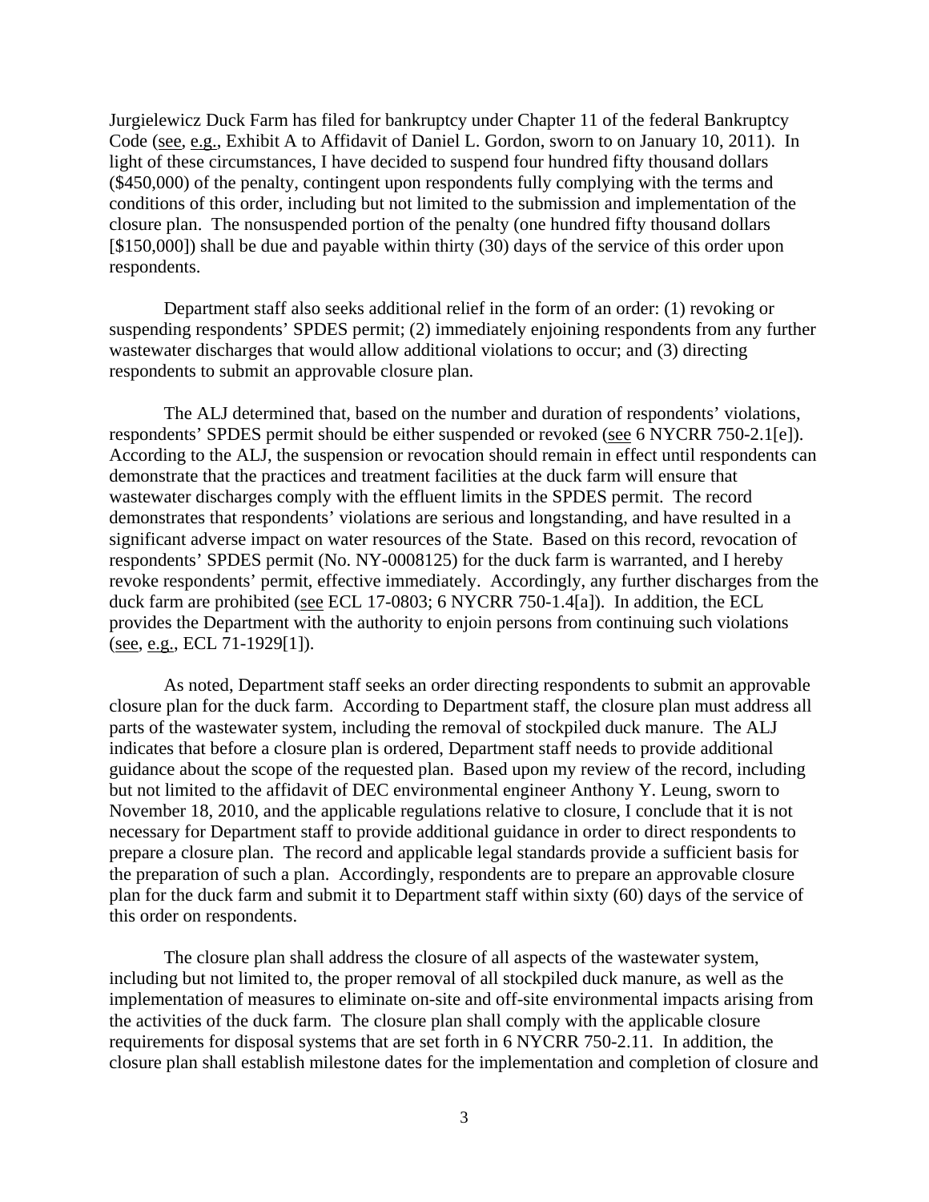Jurgielewicz Duck Farm has filed for bankruptcy under Chapter 11 of the federal Bankruptcy Code (see, e.g., Exhibit A to Affidavit of Daniel L. Gordon, sworn to on January 10, 2011). In light of these circumstances, I have decided to suspend four hundred fifty thousand dollars ($450,000) of the penalty, contingent upon respondents fully complying with the terms and conditions of this order, including but not limited to the submission and implementation of the closure plan. The nonsuspended portion of the penalty (one hundred fifty thousand dollars [$150,000]) shall be due and payable within thirty (30) days of the service of this order upon respondents.

Department staff also seeks additional relief in the form of an order: (1) revoking or suspending respondents' SPDES permit; (2) immediately enjoining respondents from any further wastewater discharges that would allow additional violations to occur; and (3) directing respondents to submit an approvable closure plan.

The ALJ determined that, based on the number and duration of respondents' violations, respondents' SPDES permit should be either suspended or revoked (see 6 NYCRR 750-2.1[e]). According to the ALJ, the suspension or revocation should remain in effect until respondents can demonstrate that the practices and treatment facilities at the duck farm will ensure that wastewater discharges comply with the effluent limits in the SPDES permit. The record demonstrates that respondents' violations are serious and longstanding, and have resulted in a significant adverse impact on water resources of the State. Based on this record, revocation of respondents' SPDES permit (No. NY-0008125) for the duck farm is warranted, and I hereby revoke respondents' permit, effective immediately. Accordingly, any further discharges from the duck farm are prohibited (see ECL 17-0803; 6 NYCRR 750-1.4[a]). In addition, the ECL provides the Department with the authority to enjoin persons from continuing such violations (see, e.g., ECL 71-1929[1]).

As noted, Department staff seeks an order directing respondents to submit an approvable closure plan for the duck farm. According to Department staff, the closure plan must address all parts of the wastewater system, including the removal of stockpiled duck manure. The ALJ indicates that before a closure plan is ordered, Department staff needs to provide additional guidance about the scope of the requested plan. Based upon my review of the record, including but not limited to the affidavit of DEC environmental engineer Anthony Y. Leung, sworn to November 18, 2010, and the applicable regulations relative to closure, I conclude that it is not necessary for Department staff to provide additional guidance in order to direct respondents to prepare a closure plan. The record and applicable legal standards provide a sufficient basis for the preparation of such a plan. Accordingly, respondents are to prepare an approvable closure plan for the duck farm and submit it to Department staff within sixty (60) days of the service of this order on respondents.

The closure plan shall address the closure of all aspects of the wastewater system, including but not limited to, the proper removal of all stockpiled duck manure, as well as the implementation of measures to eliminate on-site and off-site environmental impacts arising from the activities of the duck farm. The closure plan shall comply with the applicable closure requirements for disposal systems that are set forth in 6 NYCRR 750-2.11. In addition, the closure plan shall establish milestone dates for the implementation and completion of closure and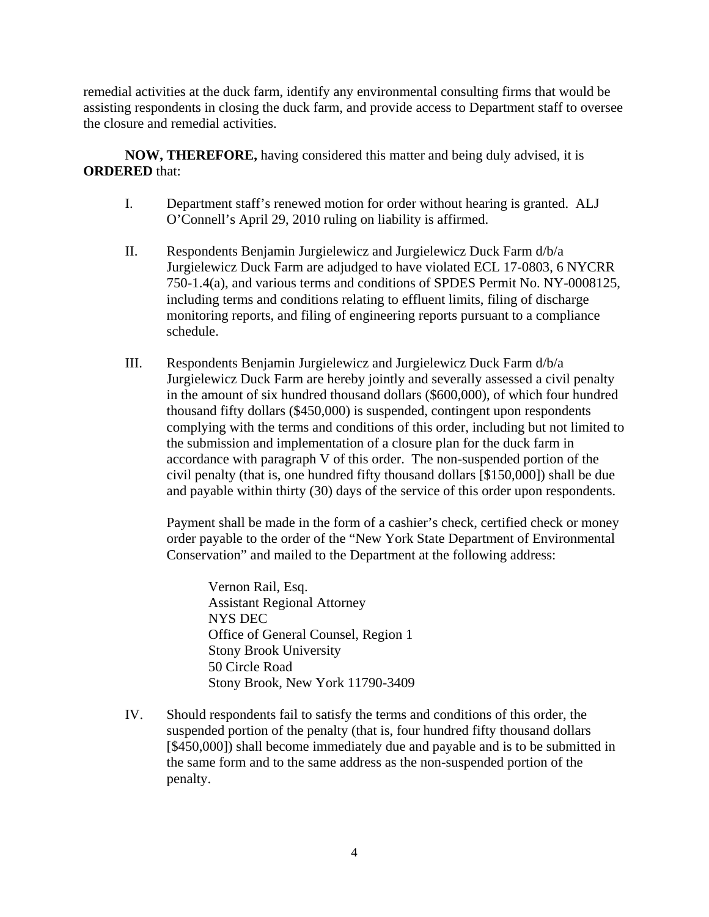remedial activities at the duck farm, identify any environmental consulting firms that would be assisting respondents in closing the duck farm, and provide access to Department staff to oversee the closure and remedial activities.

**NOW, THEREFORE,** having considered this matter and being duly advised, it is **ORDERED** that:

I. Department staff's renewed motion for order without hearing is granted. ALJ O'Connell's April 29, 2010 ruling on liability is affirmed.

II. Respondents Benjamin Jurgielewicz and Jurgielewicz Duck Farm d/b/a Jurgielewicz Duck Farm are adjudged to have violated ECL 17-0803, 6 NYCRR 750-1.4(a), and various terms and conditions of SPDES Permit No. NY-0008125, including terms and conditions relating to effluent limits, filing of discharge monitoring reports, and filing of engineering reports pursuant to a compliance schedule.

III. Respondents Benjamin Jurgielewicz and Jurgielewicz Duck Farm d/b/a Jurgielewicz Duck Farm are hereby jointly and severally assessed a civil penalty in the amount of six hundred thousand dollars ($600,000), of which four hundred thousand fifty dollars ($450,000) is suspended, contingent upon respondents complying with the terms and conditions of this order, including but not limited to the submission and implementation of a closure plan for the duck farm in accordance with paragraph V of this order. The non-suspended portion of the civil penalty (that is, one hundred fifty thousand dollars [$150,000]) shall be due and payable within thirty (30) days of the service of this order upon respondents.

    Payment shall be made in the form of a cashier's check, certified check or money order payable to the order of the "New York State Department of Environmental Conservation" and mailed to the Department at the following address:

    Vernon Rail, Esq.
    Assistant Regional Attorney
    NYS DEC
    Office of General Counsel, Region 1
    Stony Brook University
    50 Circle Road
    Stony Brook, New York 11790-3409

IV. Should respondents fail to satisfy the terms and conditions of this order, the suspended portion of the penalty (that is, four hundred fifty thousand dollars [$450,000]) shall become immediately due and payable and is to be submitted in the same form and to the same address as the non-suspended portion of the penalty.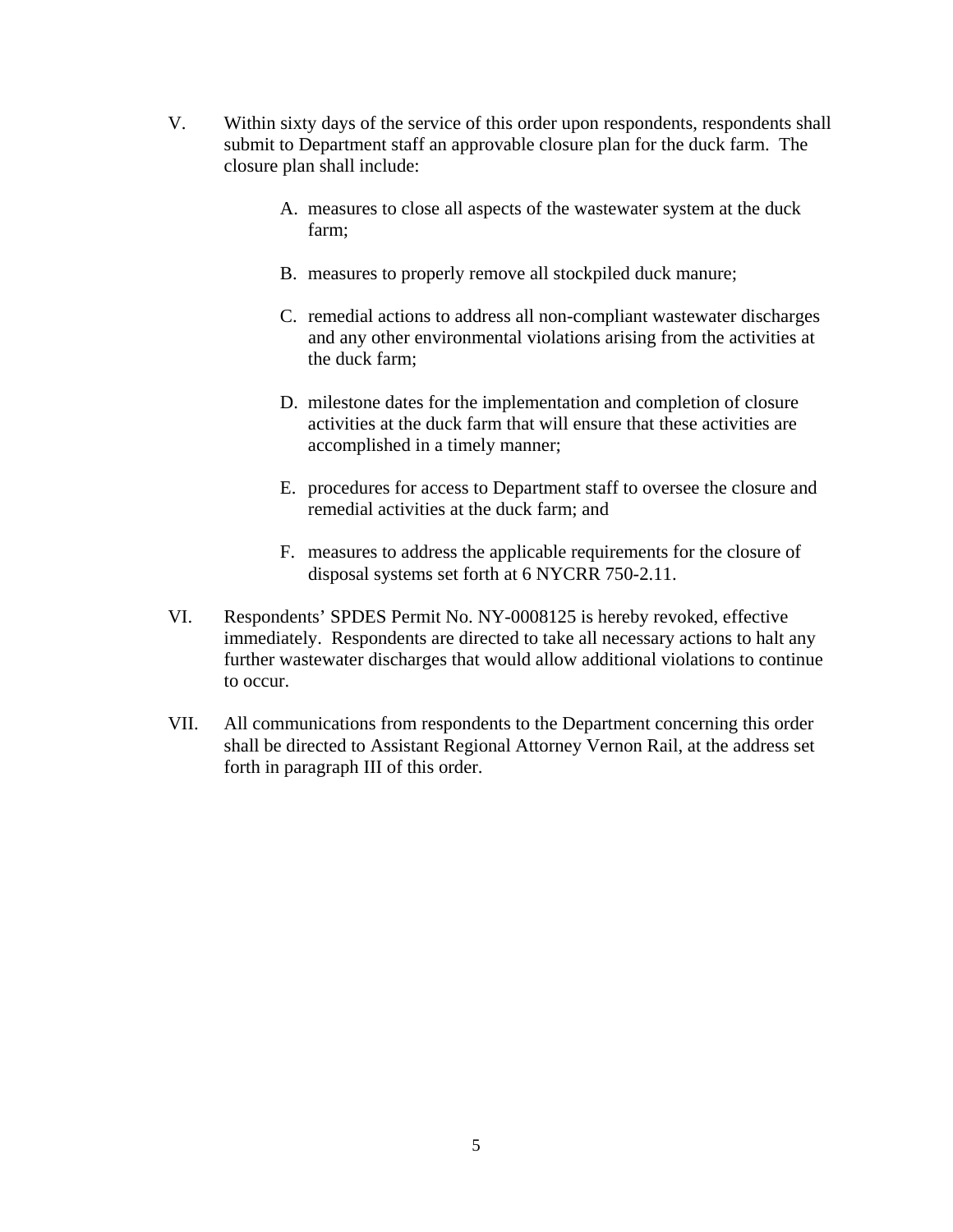V. Within sixty days of the service of this order upon respondents, respondents shall submit to Department staff an approvable closure plan for the duck farm. The closure plan shall include:

   A. measures to close all aspects of the wastewater system at the duck farm;

   B. measures to properly remove all stockpiled duck manure;

   C. remedial actions to address all non-compliant wastewater discharges and any other environmental violations arising from the activities at the duck farm;

   D. milestone dates for the implementation and completion of closure activities at the duck farm that will ensure that these activities are accomplished in a timely manner;

   E. procedures for access to Department staff to oversee the closure and remedial activities at the duck farm; and

   F. measures to address the applicable requirements for the closure of disposal systems set forth at 6 NYCRR 750-2.11.

VI. Respondents' SPDES Permit No. NY-0008125 is hereby revoked, effective immediately. Respondents are directed to take all necessary actions to halt any further wastewater discharges that would allow additional violations to continue to occur.

VII. All communications from respondents to the Department concerning this order shall be directed to Assistant Regional Attorney Vernon Rail, at the address set forth in paragraph III of this order.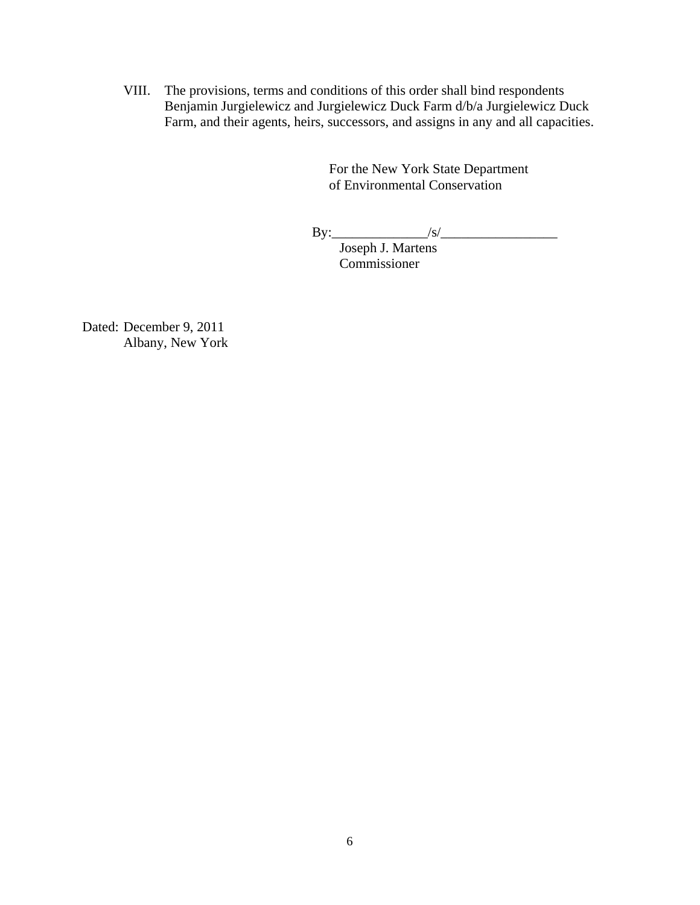VIII. The provisions, terms and conditions of this order shall bind respondents Benjamin Jurgielewicz and Jurgielewicz Duck Farm d/b/a Jurgielewicz Duck Farm, and their agents, heirs, successors, and assigns in any and all capacities.

For the New York State Department
of Environmental Conservation

By:_____________/s/_________________
Joseph J. Martens
Commissioner

Dated: December 9, 2011
Albany, New York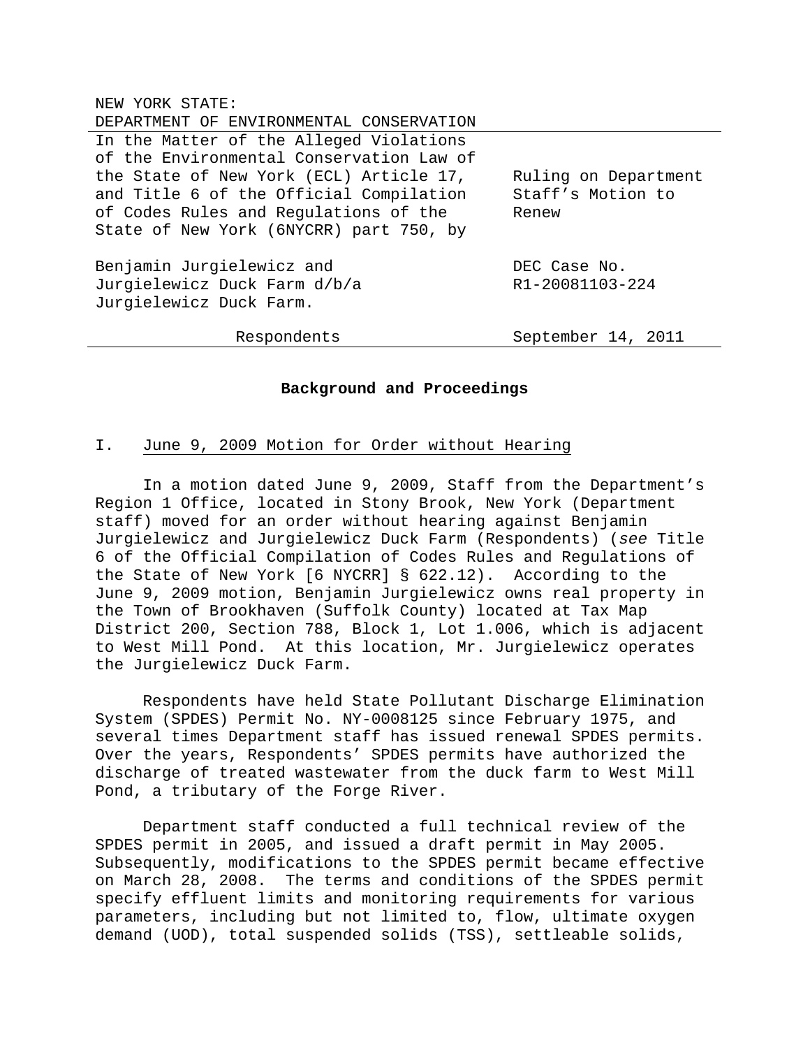NEW YORK STATE:
DEPARTMENT OF ENVIRONMENTAL CONSERVATION

| | |
|---|---|
| In the Matter of the Alleged Violations of the Environmental Conservation Law of the State of New York (ECL) Article 17, and Title 6 of the Official Compilation of Codes Rules and Regulations of the State of New York (6NYCRR) part 750, by | Ruling on Department Staff's Motion to Renew |
| Benjamin Jurgielewicz and Jurgielewicz Duck Farm d/b/a Jurgielewicz Duck Farm. | DEC Case No. R1-20081103-224 |
| Respondents | September 14, 2011 |

## Background and Proceedings

### I. June 9, 2009 Motion for Order without Hearing

In a motion dated June 9, 2009, Staff from the Department's Region 1 Office, located in Stony Brook, New York (Department staff) moved for an order without hearing against Benjamin Jurgielewicz and Jurgielewicz Duck Farm (Respondents) (*see* Title 6 of the Official Compilation of Codes Rules and Regulations of the State of New York [6 NYCRR] § 622.12). According to the June 9, 2009 motion, Benjamin Jurgielewicz owns real property in the Town of Brookhaven (Suffolk County) located at Tax Map District 200, Section 788, Block 1, Lot 1.006, which is adjacent to West Mill Pond. At this location, Mr. Jurgielewicz operates the Jurgielewicz Duck Farm.

Respondents have held State Pollutant Discharge Elimination System (SPDES) Permit No. NY-0008125 since February 1975, and several times Department staff has issued renewal SPDES permits. Over the years, Respondents' SPDES permits have authorized the discharge of treated wastewater from the duck farm to West Mill Pond, a tributary of the Forge River.

Department staff conducted a full technical review of the SPDES permit in 2005, and issued a draft permit in May 2005. Subsequently, modifications to the SPDES permit became effective on March 28, 2008. The terms and conditions of the SPDES permit specify effluent limits and monitoring requirements for various parameters, including but not limited to, flow, ultimate oxygen demand (UOD), total suspended solids (TSS), settleable solids,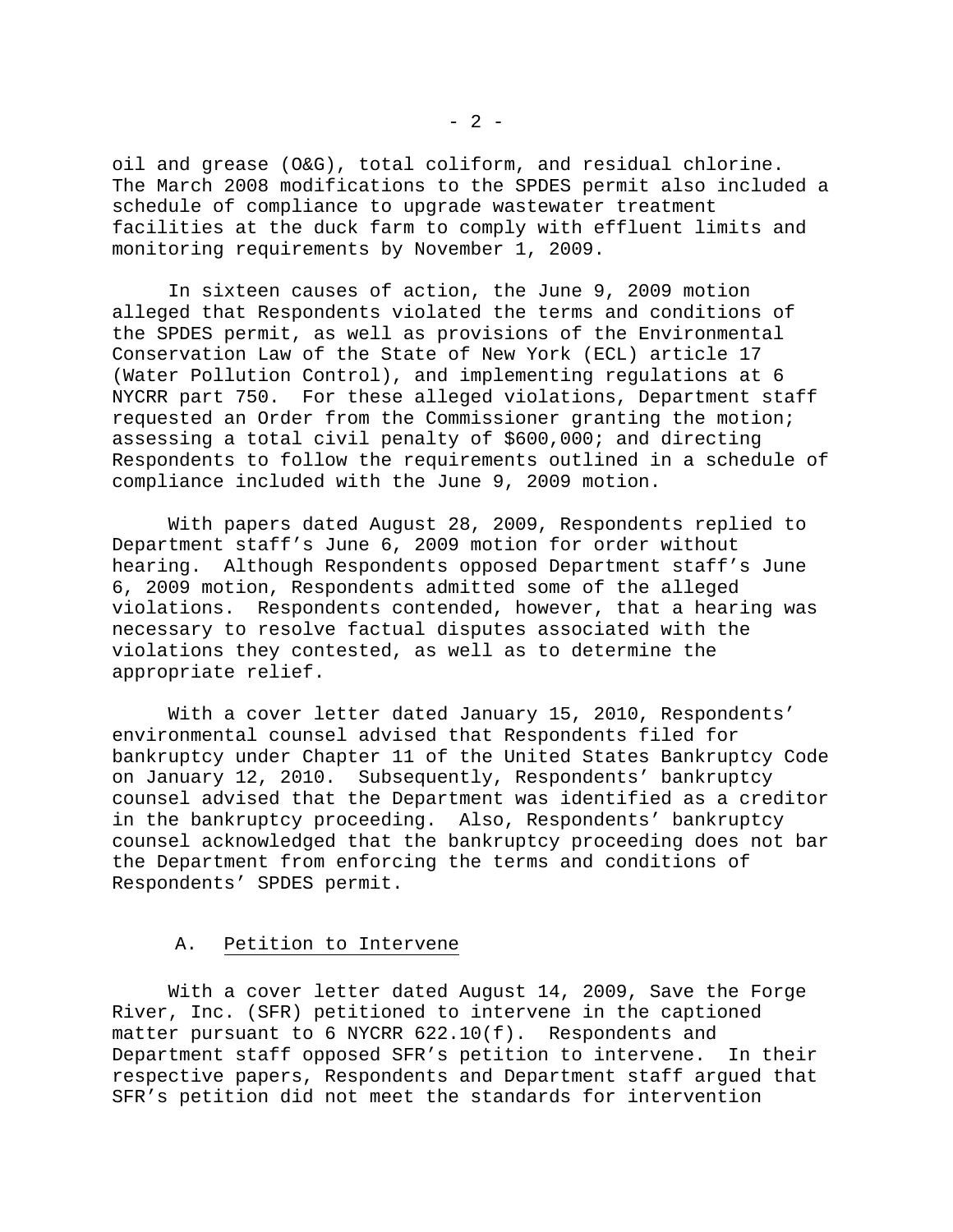oil and grease (O&G), total coliform, and residual chlorine. The March 2008 modifications to the SPDES permit also included a schedule of compliance to upgrade wastewater treatment facilities at the duck farm to comply with effluent limits and monitoring requirements by November 1, 2009.

In sixteen causes of action, the June 9, 2009 motion alleged that Respondents violated the terms and conditions of the SPDES permit, as well as provisions of the Environmental Conservation Law of the State of New York (ECL) article 17 (Water Pollution Control), and implementing regulations at 6 NYCRR part 750. For these alleged violations, Department staff requested an Order from the Commissioner granting the motion; assessing a total civil penalty of $600,000; and directing Respondents to follow the requirements outlined in a schedule of compliance included with the June 9, 2009 motion.

With papers dated August 28, 2009, Respondents replied to Department staff's June 6, 2009 motion for order without hearing. Although Respondents opposed Department staff's June 6, 2009 motion, Respondents admitted some of the alleged violations. Respondents contended, however, that a hearing was necessary to resolve factual disputes associated with the violations they contested, as well as to determine the appropriate relief.

With a cover letter dated January 15, 2010, Respondents' environmental counsel advised that Respondents filed for bankruptcy under Chapter 11 of the United States Bankruptcy Code on January 12, 2010. Subsequently, Respondents' bankruptcy counsel advised that the Department was identified as a creditor in the bankruptcy proceeding. Also, Respondents' bankruptcy counsel acknowledged that the bankruptcy proceeding does not bar the Department from enforcing the terms and conditions of Respondents' SPDES permit.

### A. Petition to Intervene

With a cover letter dated August 14, 2009, Save the Forge River, Inc. (SFR) petitioned to intervene in the captioned matter pursuant to 6 NYCRR 622.10(f). Respondents and Department staff opposed SFR's petition to intervene. In their respective papers, Respondents and Department staff argued that SFR's petition did not meet the standards for intervention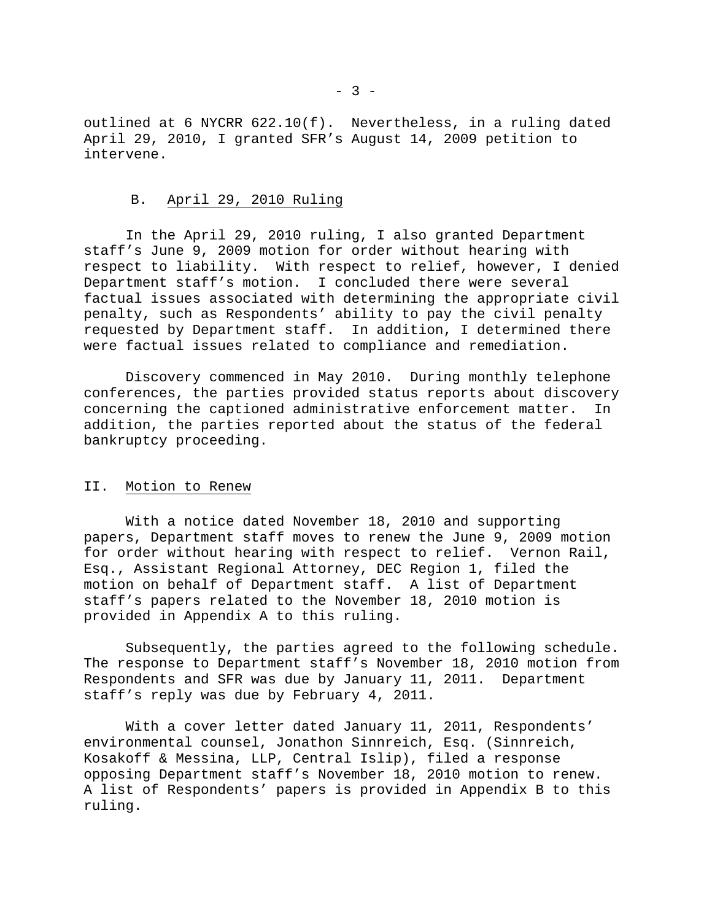outlined at 6 NYCRR 622.10(f). Nevertheless, in a ruling dated April 29, 2010, I granted SFR's August 14, 2009 petition to intervene.

### B. April 29, 2010 Ruling

In the April 29, 2010 ruling, I also granted Department staff's June 9, 2009 motion for order without hearing with respect to liability. With respect to relief, however, I denied Department staff's motion. I concluded there were several factual issues associated with determining the appropriate civil penalty, such as Respondents' ability to pay the civil penalty requested by Department staff. In addition, I determined there were factual issues related to compliance and remediation.

Discovery commenced in May 2010. During monthly telephone conferences, the parties provided status reports about discovery concerning the captioned administrative enforcement matter. In addition, the parties reported about the status of the federal bankruptcy proceeding.

## II. Motion to Renew

With a notice dated November 18, 2010 and supporting papers, Department staff moves to renew the June 9, 2009 motion for order without hearing with respect to relief. Vernon Rail, Esq., Assistant Regional Attorney, DEC Region 1, filed the motion on behalf of Department staff. A list of Department staff's papers related to the November 18, 2010 motion is provided in Appendix A to this ruling.

Subsequently, the parties agreed to the following schedule. The response to Department staff's November 18, 2010 motion from Respondents and SFR was due by January 11, 2011. Department staff's reply was due by February 4, 2011.

With a cover letter dated January 11, 2011, Respondents' environmental counsel, Jonathon Sinnreich, Esq. (Sinnreich, Kosakoff & Messina, LLP, Central Islip), filed a response opposing Department staff's November 18, 2010 motion to renew. A list of Respondents' papers is provided in Appendix B to this ruling.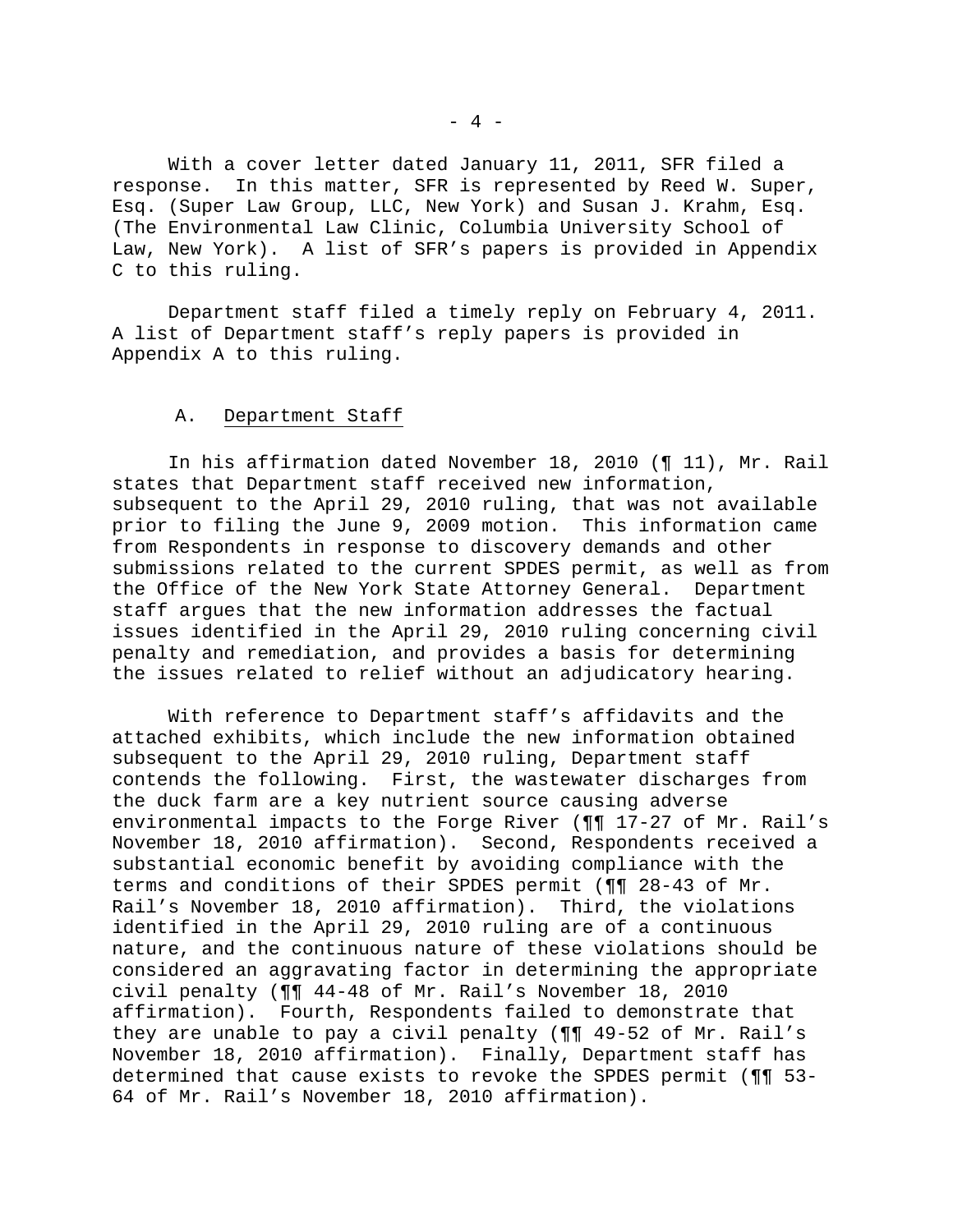With a cover letter dated January 11, 2011, SFR filed a response. In this matter, SFR is represented by Reed W. Super, Esq. (Super Law Group, LLC, New York) and Susan J. Krahm, Esq. (The Environmental Law Clinic, Columbia University School of Law, New York). A list of SFR's papers is provided in Appendix C to this ruling.

Department staff filed a timely reply on February 4, 2011. A list of Department staff's reply papers is provided in Appendix A to this ruling.

### A. Department Staff

In his affirmation dated November 18, 2010 (¶ 11), Mr. Rail states that Department staff received new information, subsequent to the April 29, 2010 ruling, that was not available prior to filing the June 9, 2009 motion. This information came from Respondents in response to discovery demands and other submissions related to the current SPDES permit, as well as from the Office of the New York State Attorney General. Department staff argues that the new information addresses the factual issues identified in the April 29, 2010 ruling concerning civil penalty and remediation, and provides a basis for determining the issues related to relief without an adjudicatory hearing.

With reference to Department staff's affidavits and the attached exhibits, which include the new information obtained subsequent to the April 29, 2010 ruling, Department staff contends the following. First, the wastewater discharges from the duck farm are a key nutrient source causing adverse environmental impacts to the Forge River (¶¶ 17-27 of Mr. Rail's November 18, 2010 affirmation). Second, Respondents received a substantial economic benefit by avoiding compliance with the terms and conditions of their SPDES permit (¶¶ 28-43 of Mr. Rail's November 18, 2010 affirmation). Third, the violations identified in the April 29, 2010 ruling are of a continuous nature, and the continuous nature of these violations should be considered an aggravating factor in determining the appropriate civil penalty (¶¶ 44-48 of Mr. Rail's November 18, 2010 affirmation). Fourth, Respondents failed to demonstrate that they are unable to pay a civil penalty (¶¶ 49-52 of Mr. Rail's November 18, 2010 affirmation). Finally, Department staff has determined that cause exists to revoke the SPDES permit (¶¶ 53-64 of Mr. Rail's November 18, 2010 affirmation).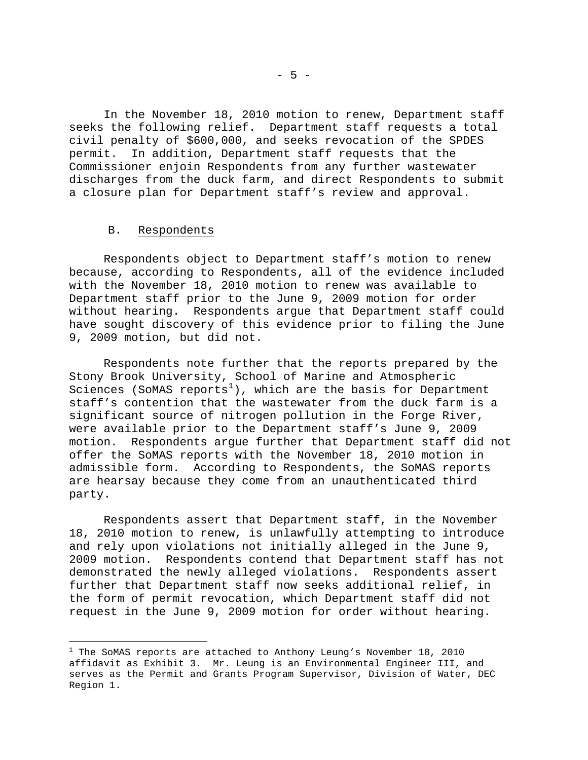In the November 18, 2010 motion to renew, Department staff seeks the following relief. Department staff requests a total civil penalty of $600,000, and seeks revocation of the SPDES permit. In addition, Department staff requests that the Commissioner enjoin Respondents from any further wastewater discharges from the duck farm, and direct Respondents to submit a closure plan for Department staff's review and approval.

### B. Respondents

Respondents object to Department staff's motion to renew because, according to Respondents, all of the evidence included with the November 18, 2010 motion to renew was available to Department staff prior to the June 9, 2009 motion for order without hearing. Respondents argue that Department staff could have sought discovery of this evidence prior to filing the June 9, 2009 motion, but did not.

Respondents note further that the reports prepared by the Stony Brook University, School of Marine and Atmospheric Sciences (SoMAS reports[1]), which are the basis for Department staff's contention that the wastewater from the duck farm is a significant source of nitrogen pollution in the Forge River, were available prior to the Department staff's June 9, 2009 motion. Respondents argue further that Department staff did not offer the SoMAS reports with the November 18, 2010 motion in admissible form. According to Respondents, the SoMAS reports are hearsay because they come from an unauthenticated third party.

Respondents assert that Department staff, in the November 18, 2010 motion to renew, is unlawfully attempting to introduce and rely upon violations not initially alleged in the June 9, 2009 motion. Respondents contend that Department staff has not demonstrated the newly alleged violations. Respondents assert further that Department staff now seeks additional relief, in the form of permit revocation, which Department staff did not request in the June 9, 2009 motion for order without hearing.

---

[1] The SoMAS reports are attached to Anthony Leung's November 18, 2010 affidavit as Exhibit 3. Mr. Leung is an Environmental Engineer III, and serves as the Permit and Grants Program Supervisor, Division of Water, DEC Region 1.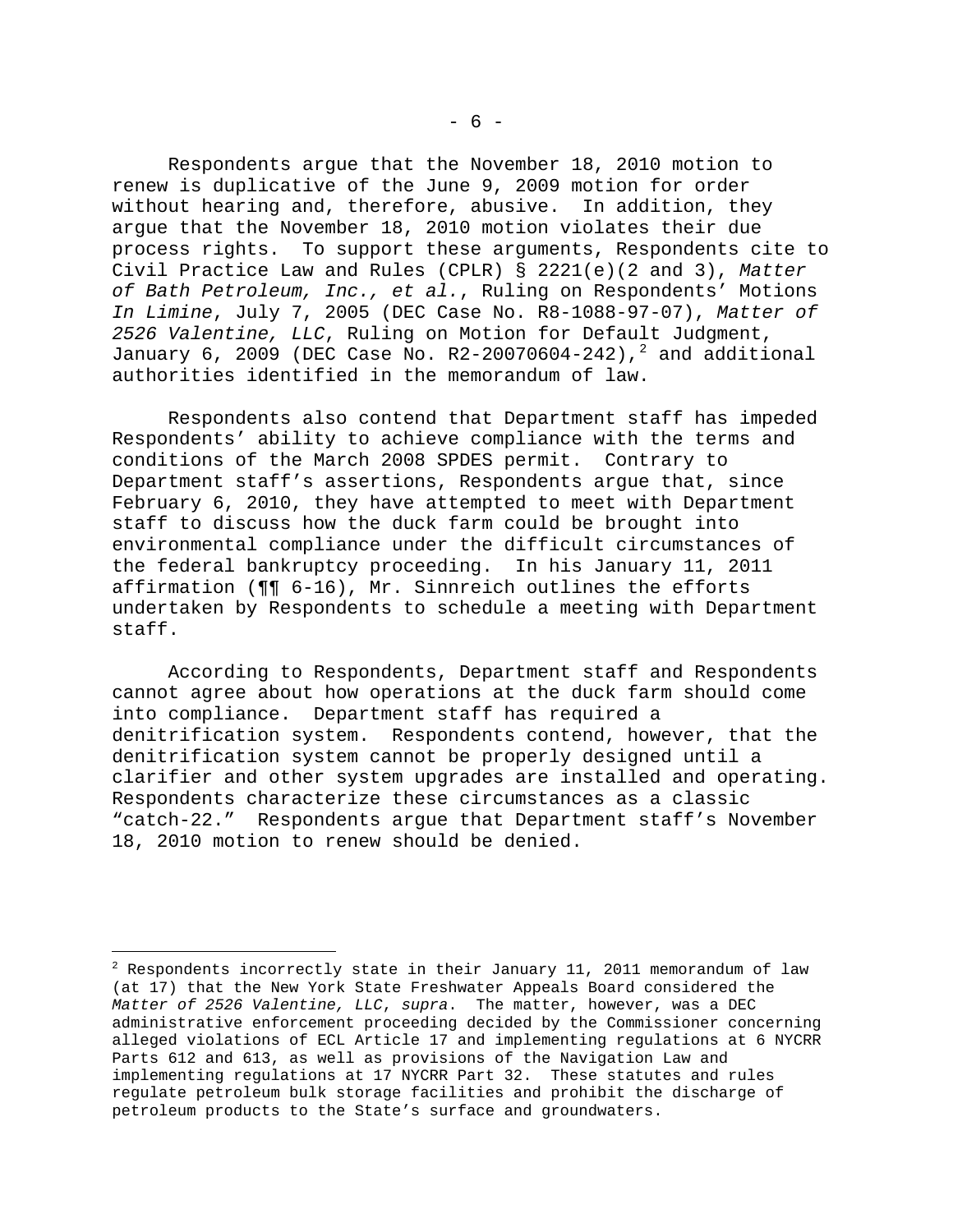Respondents argue that the November 18, 2010 motion to renew is duplicative of the June 9, 2009 motion for order without hearing and, therefore, abusive. In addition, they argue that the November 18, 2010 motion violates their due process rights. To support these arguments, Respondents cite to Civil Practice Law and Rules (CPLR) § 2221(e)(2 and 3), *Matter of Bath Petroleum, Inc., et al.*, Ruling on Respondents' Motions *In Limine*, July 7, 2005 (DEC Case No. R8-1088-97-07), *Matter of 2526 Valentine, LLC*, Ruling on Motion for Default Judgment, January 6, 2009 (DEC Case No. R2-20070604-242),[2] and additional authorities identified in the memorandum of law.

Respondents also contend that Department staff has impeded Respondents' ability to achieve compliance with the terms and conditions of the March 2008 SPDES permit. Contrary to Department staff's assertions, Respondents argue that, since February 6, 2010, they have attempted to meet with Department staff to discuss how the duck farm could be brought into environmental compliance under the difficult circumstances of the federal bankruptcy proceeding. In his January 11, 2011 affirmation (¶¶ 6-16), Mr. Sinnreich outlines the efforts undertaken by Respondents to schedule a meeting with Department staff.

According to Respondents, Department staff and Respondents cannot agree about how operations at the duck farm should come into compliance. Department staff has required a denitrification system. Respondents contend, however, that the denitrification system cannot be properly designed until a clarifier and other system upgrades are installed and operating. Respondents characterize these circumstances as a classic "catch-22." Respondents argue that Department staff's November 18, 2010 motion to renew should be denied.

---

[2] Respondents incorrectly state in their January 11, 2011 memorandum of law (at 17) that the New York State Freshwater Appeals Board considered the *Matter of 2526 Valentine, LLC*, *supra*. The matter, however, was a DEC administrative enforcement proceeding decided by the Commissioner concerning alleged violations of ECL Article 17 and implementing regulations at 6 NYCRR Parts 612 and 613, as well as provisions of the Navigation Law and implementing regulations at 17 NYCRR Part 32. These statutes and rules regulate petroleum bulk storage facilities and prohibit the discharge of petroleum products to the State's surface and groundwaters.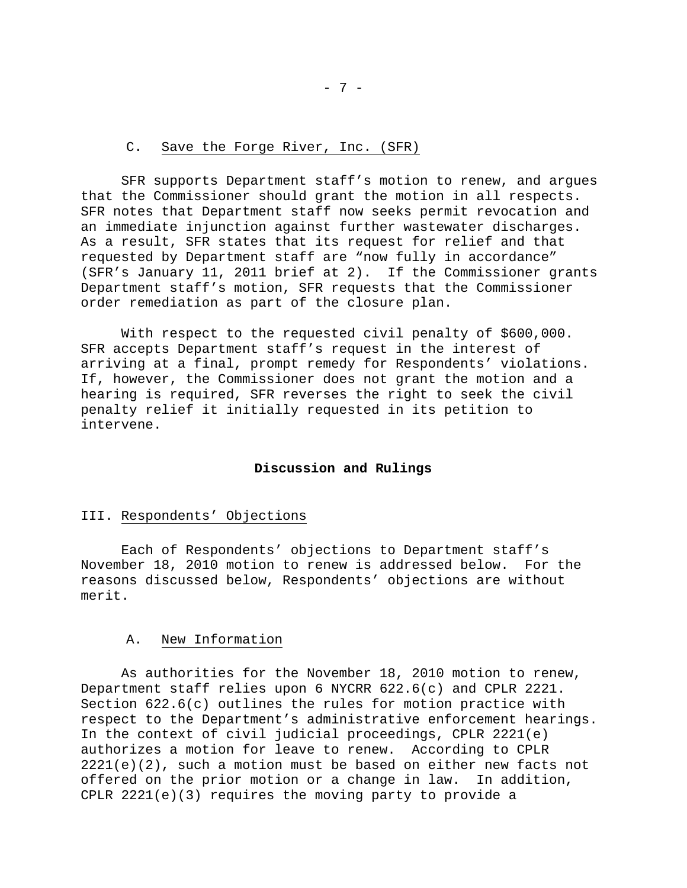### C. Save the Forge River, Inc. (SFR)

SFR supports Department staff's motion to renew, and argues that the Commissioner should grant the motion in all respects. SFR notes that Department staff now seeks permit revocation and an immediate injunction against further wastewater discharges. As a result, SFR states that its request for relief and that requested by Department staff are "now fully in accordance" (SFR's January 11, 2011 brief at 2). If the Commissioner grants Department staff's motion, SFR requests that the Commissioner order remediation as part of the closure plan.

With respect to the requested civil penalty of $600,000. SFR accepts Department staff's request in the interest of arriving at a final, prompt remedy for Respondents' violations. If, however, the Commissioner does not grant the motion and a hearing is required, SFR reverses the right to seek the civil penalty relief it initially requested in its petition to intervene.

## Discussion and Rulings

### III. Respondents' Objections

Each of Respondents' objections to Department staff's November 18, 2010 motion to renew is addressed below. For the reasons discussed below, Respondents' objections are without merit.

#### A. New Information

As authorities for the November 18, 2010 motion to renew, Department staff relies upon 6 NYCRR 622.6(c) and CPLR 2221. Section 622.6(c) outlines the rules for motion practice with respect to the Department's administrative enforcement hearings. In the context of civil judicial proceedings, CPLR 2221(e) authorizes a motion for leave to renew. According to CPLR 2221(e)(2), such a motion must be based on either new facts not offered on the prior motion or a change in law. In addition, CPLR 2221(e)(3) requires the moving party to provide a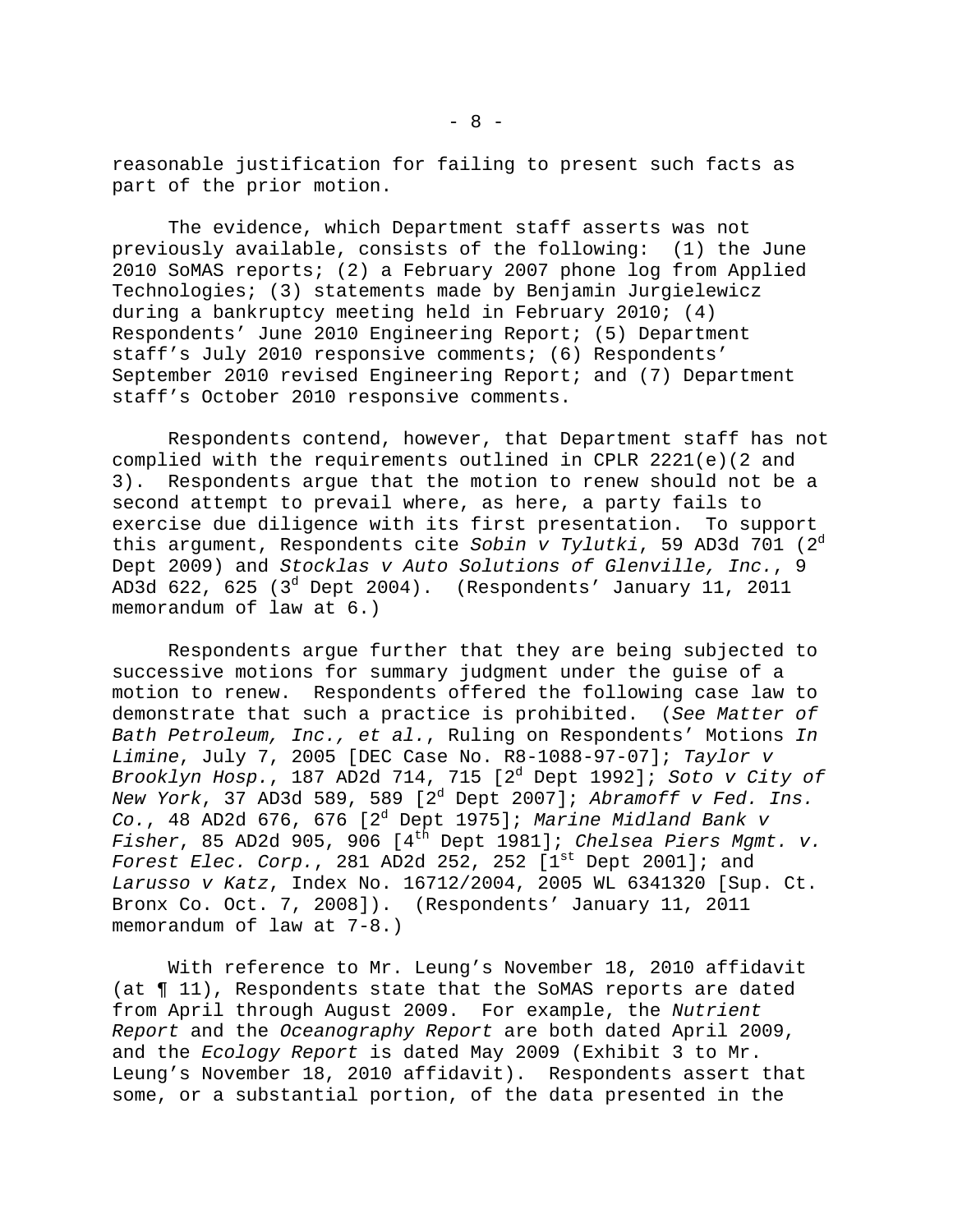reasonable justification for failing to present such facts as part of the prior motion.

The evidence, which Department staff asserts was not previously available, consists of the following: (1) the June 2010 SoMAS reports; (2) a February 2007 phone log from Applied Technologies; (3) statements made by Benjamin Jurgielewicz during a bankruptcy meeting held in February 2010; (4) Respondents' June 2010 Engineering Report; (5) Department staff's July 2010 responsive comments; (6) Respondents' September 2010 revised Engineering Report; and (7) Department staff's October 2010 responsive comments.

Respondents contend, however, that Department staff has not complied with the requirements outlined in CPLR 2221(e)(2 and 3). Respondents argue that the motion to renew should not be a second attempt to prevail where, as here, a party fails to exercise due diligence with its first presentation. To support this argument, Respondents cite *Sobin v Tylutki*, 59 AD3d 701 (2d Dept 2009) and *Stocklas v Auto Solutions of Glenville, Inc.*, 9 AD3d 622, 625 (3d Dept 2004). (Respondents' January 11, 2011 memorandum of law at 6.)

Respondents argue further that they are being subjected to successive motions for summary judgment under the guise of a motion to renew. Respondents offered the following case law to demonstrate that such a practice is prohibited. (*See Matter of Bath Petroleum, Inc., et al.*, Ruling on Respondents' Motions *In Limine*, July 7, 2005 [DEC Case No. R8-1088-97-07]; *Taylor v Brooklyn Hosp.*, 187 AD2d 714, 715 [2d Dept 1992]; *Soto v City of New York*, 37 AD3d 589, 589 [2d Dept 2007]; *Abramoff v Fed. Ins. Co.*, 48 AD2d 676, 676 [2d Dept 1975]; *Marine Midland Bank v Fisher*, 85 AD2d 905, 906 [4th Dept 1981]; *Chelsea Piers Mgmt. v. Forest Elec. Corp.*, 281 AD2d 252, 252 [1st Dept 2001]; and *Larusso v Katz*, Index No. 16712/2004, 2005 WL 6341320 [Sup. Ct. Bronx Co. Oct. 7, 2008]). (Respondents' January 11, 2011 memorandum of law at 7-8.)

With reference to Mr. Leung's November 18, 2010 affidavit (at ¶ 11), Respondents state that the SoMAS reports are dated from April through August 2009. For example, the *Nutrient Report* and the *Oceanography Report* are both dated April 2009, and the *Ecology Report* is dated May 2009 (Exhibit 3 to Mr. Leung's November 18, 2010 affidavit). Respondents assert that some, or a substantial portion, of the data presented in the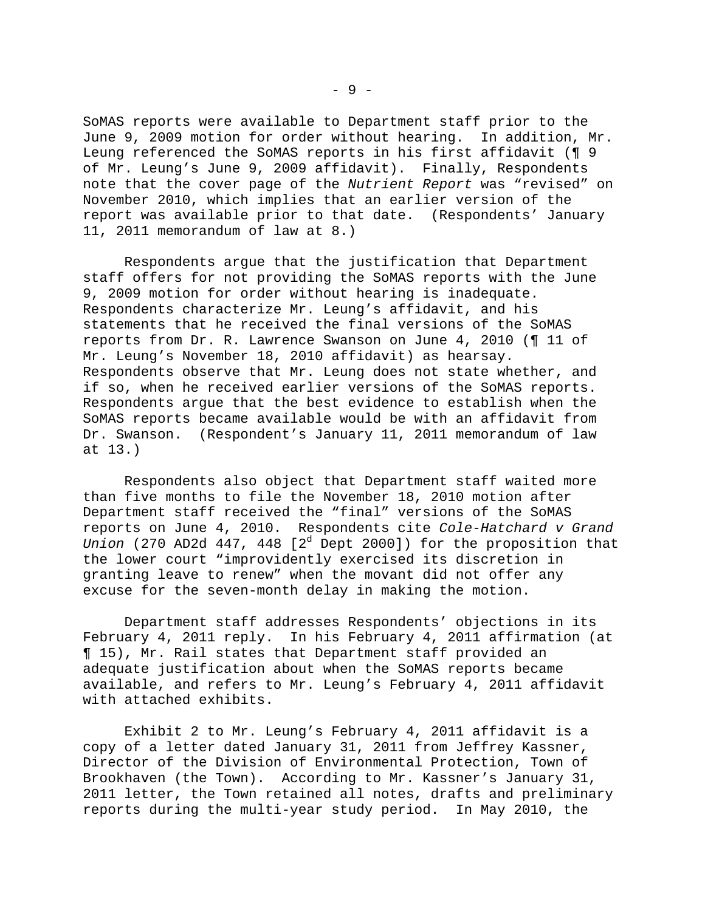SoMAS reports were available to Department staff prior to the June 9, 2009 motion for order without hearing. In addition, Mr. Leung referenced the SoMAS reports in his first affidavit (¶ 9 of Mr. Leung's June 9, 2009 affidavit). Finally, Respondents note that the cover page of the *Nutrient Report* was "revised" on November 2010, which implies that an earlier version of the report was available prior to that date. (Respondents' January 11, 2011 memorandum of law at 8.)

Respondents argue that the justification that Department staff offers for not providing the SoMAS reports with the June 9, 2009 motion for order without hearing is inadequate. Respondents characterize Mr. Leung's affidavit, and his statements that he received the final versions of the SoMAS reports from Dr. R. Lawrence Swanson on June 4, 2010 (¶ 11 of Mr. Leung's November 18, 2010 affidavit) as hearsay. Respondents observe that Mr. Leung does not state whether, and if so, when he received earlier versions of the SoMAS reports. Respondents argue that the best evidence to establish when the SoMAS reports became available would be with an affidavit from Dr. Swanson. (Respondent's January 11, 2011 memorandum of law at 13.)

Respondents also object that Department staff waited more than five months to file the November 18, 2010 motion after Department staff received the "final" versions of the SoMAS reports on June 4, 2010. Respondents cite *Cole-Hatchard v Grand Union* (270 AD2d 447, 448 [2d Dept 2000]) for the proposition that the lower court "improvidently exercised its discretion in granting leave to renew" when the movant did not offer any excuse for the seven-month delay in making the motion.

Department staff addresses Respondents' objections in its February 4, 2011 reply. In his February 4, 2011 affirmation (at ¶ 15), Mr. Rail states that Department staff provided an adequate justification about when the SoMAS reports became available, and refers to Mr. Leung's February 4, 2011 affidavit with attached exhibits.

Exhibit 2 to Mr. Leung's February 4, 2011 affidavit is a copy of a letter dated January 31, 2011 from Jeffrey Kassner, Director of the Division of Environmental Protection, Town of Brookhaven (the Town). According to Mr. Kassner's January 31, 2011 letter, the Town retained all notes, drafts and preliminary reports during the multi-year study period. In May 2010, the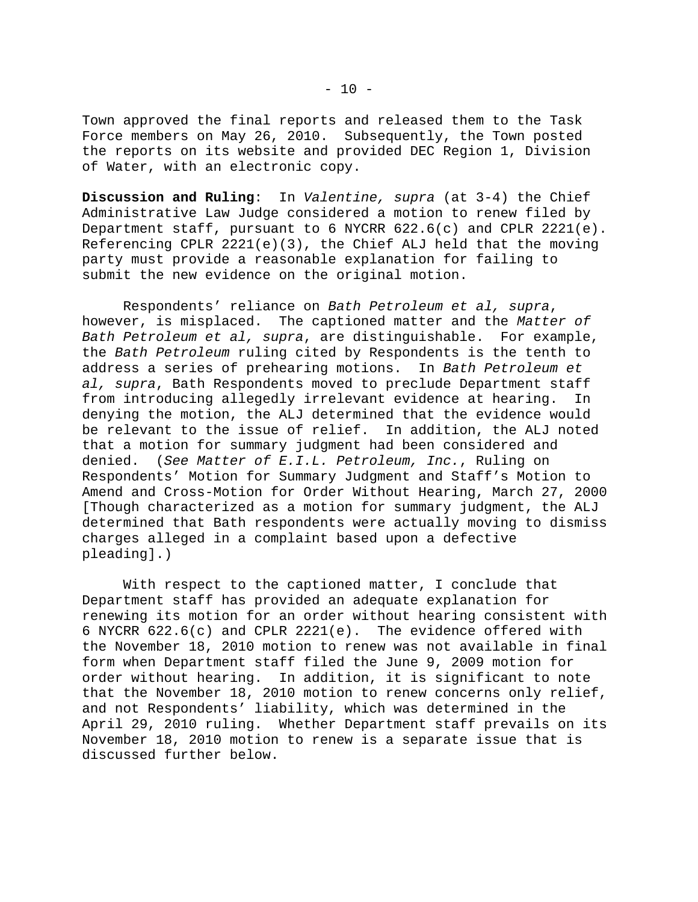Town approved the final reports and released them to the Task Force members on May 26, 2010. Subsequently, the Town posted the reports on its website and provided DEC Region 1, Division of Water, with an electronic copy.

**Discussion and Ruling**: In *Valentine, supra* (at 3-4) the Chief Administrative Law Judge considered a motion to renew filed by Department staff, pursuant to 6 NYCRR 622.6(c) and CPLR 2221(e). Referencing CPLR 2221(e)(3), the Chief ALJ held that the moving party must provide a reasonable explanation for failing to submit the new evidence on the original motion.

Respondents' reliance on *Bath Petroleum et al, supra*, however, is misplaced. The captioned matter and the *Matter of Bath Petroleum et al, supra*, are distinguishable. For example, the *Bath Petroleum* ruling cited by Respondents is the tenth to address a series of prehearing motions. In *Bath Petroleum et al, supra*, Bath Respondents moved to preclude Department staff from introducing allegedly irrelevant evidence at hearing. In denying the motion, the ALJ determined that the evidence would be relevant to the issue of relief. In addition, the ALJ noted that a motion for summary judgment had been considered and denied. (*See Matter of E.I.L. Petroleum, Inc.*, Ruling on Respondents' Motion for Summary Judgment and Staff's Motion to Amend and Cross-Motion for Order Without Hearing, March 27, 2000 [Though characterized as a motion for summary judgment, the ALJ determined that Bath respondents were actually moving to dismiss charges alleged in a complaint based upon a defective pleading].)

With respect to the captioned matter, I conclude that Department staff has provided an adequate explanation for renewing its motion for an order without hearing consistent with 6 NYCRR 622.6(c) and CPLR 2221(e). The evidence offered with the November 18, 2010 motion to renew was not available in final form when Department staff filed the June 9, 2009 motion for order without hearing. In addition, it is significant to note that the November 18, 2010 motion to renew concerns only relief, and not Respondents' liability, which was determined in the April 29, 2010 ruling. Whether Department staff prevails on its November 18, 2010 motion to renew is a separate issue that is discussed further below.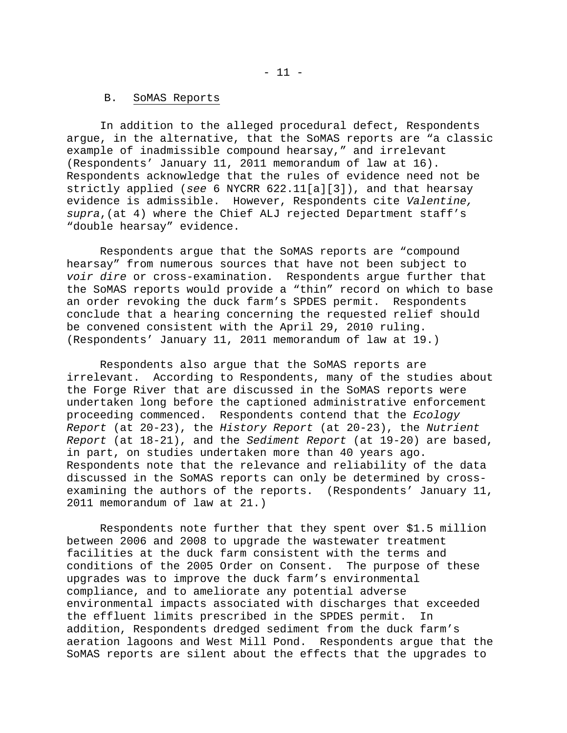### B. SoMAS Reports

In addition to the alleged procedural defect, Respondents argue, in the alternative, that the SoMAS reports are "a classic example of inadmissible compound hearsay," and irrelevant (Respondents' January 11, 2011 memorandum of law at 16). Respondents acknowledge that the rules of evidence need not be strictly applied (*see* 6 NYCRR 622.11[a][3]), and that hearsay evidence is admissible. However, Respondents cite *Valentine, supra*,(at 4) where the Chief ALJ rejected Department staff's "double hearsay" evidence.

Respondents argue that the SoMAS reports are "compound hearsay" from numerous sources that have not been subject to *voir dire* or cross-examination. Respondents argue further that the SoMAS reports would provide a "thin" record on which to base an order revoking the duck farm's SPDES permit. Respondents conclude that a hearing concerning the requested relief should be convened consistent with the April 29, 2010 ruling. (Respondents' January 11, 2011 memorandum of law at 19.)

Respondents also argue that the SoMAS reports are irrelevant. According to Respondents, many of the studies about the Forge River that are discussed in the SoMAS reports were undertaken long before the captioned administrative enforcement proceeding commenced. Respondents contend that the *Ecology Report* (at 20-23), the *History Report* (at 20-23), the *Nutrient Report* (at 18-21), and the *Sediment Report* (at 19-20) are based, in part, on studies undertaken more than 40 years ago. Respondents note that the relevance and reliability of the data discussed in the SoMAS reports can only be determined by cross-examining the authors of the reports. (Respondents' January 11, 2011 memorandum of law at 21.)

Respondents note further that they spent over $1.5 million between 2006 and 2008 to upgrade the wastewater treatment facilities at the duck farm consistent with the terms and conditions of the 2005 Order on Consent. The purpose of these upgrades was to improve the duck farm's environmental compliance, and to ameliorate any potential adverse environmental impacts associated with discharges that exceeded the effluent limits prescribed in the SPDES permit. In addition, Respondents dredged sediment from the duck farm's aeration lagoons and West Mill Pond. Respondents argue that the SoMAS reports are silent about the effects that the upgrades to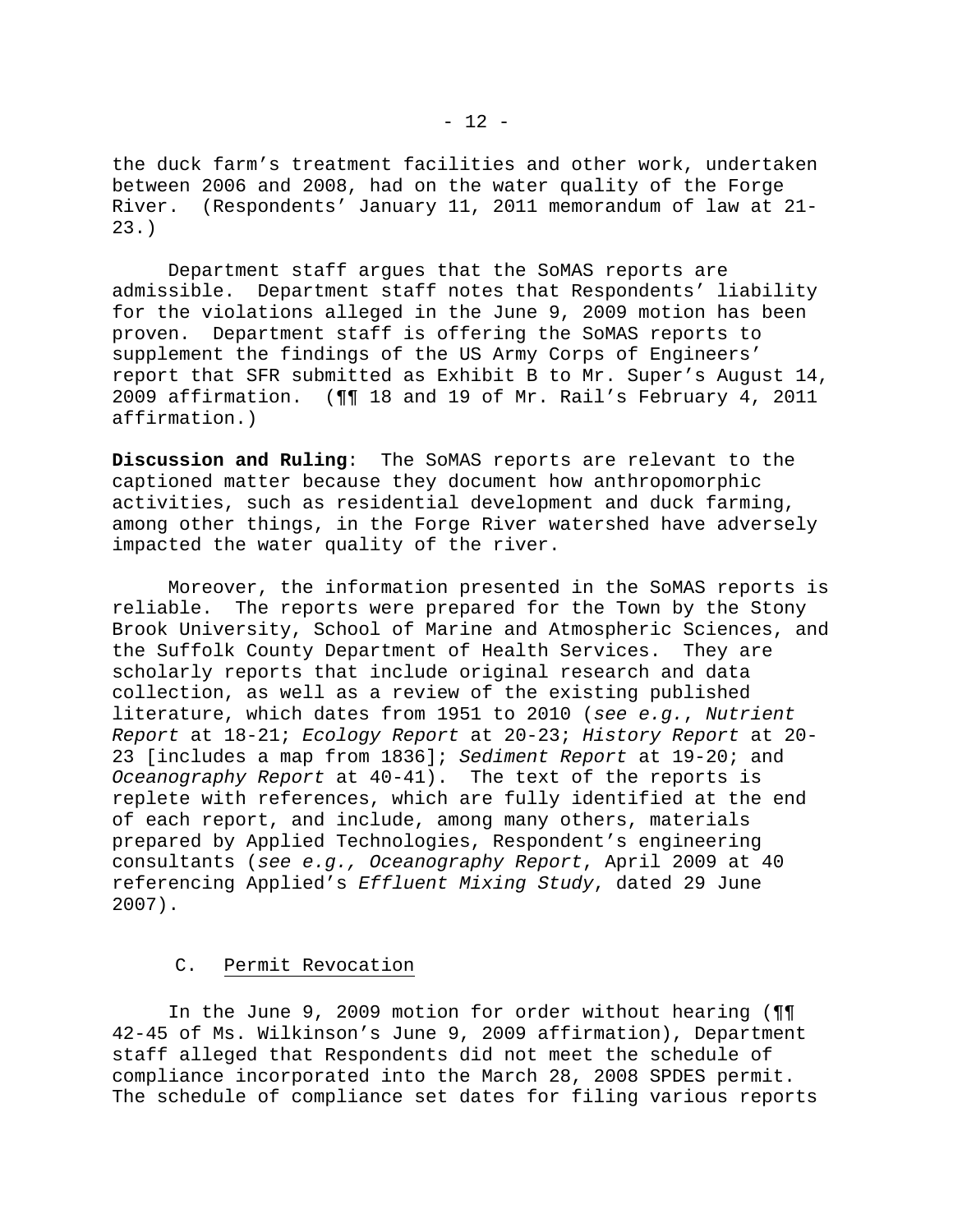the duck farm's treatment facilities and other work, undertaken between 2006 and 2008, had on the water quality of the Forge River. (Respondents' January 11, 2011 memorandum of law at 21-23.)

Department staff argues that the SoMAS reports are admissible. Department staff notes that Respondents' liability for the violations alleged in the June 9, 2009 motion has been proven. Department staff is offering the SoMAS reports to supplement the findings of the US Army Corps of Engineers' report that SFR submitted as Exhibit B to Mr. Super's August 14, 2009 affirmation. (¶¶ 18 and 19 of Mr. Rail's February 4, 2011 affirmation.)

**Discussion and Ruling**: The SoMAS reports are relevant to the captioned matter because they document how anthropomorphic activities, such as residential development and duck farming, among other things, in the Forge River watershed have adversely impacted the water quality of the river.

Moreover, the information presented in the SoMAS reports is reliable. The reports were prepared for the Town by the Stony Brook University, School of Marine and Atmospheric Sciences, and the Suffolk County Department of Health Services. They are scholarly reports that include original research and data collection, as well as a review of the existing published literature, which dates from 1951 to 2010 (*see e.g.*, *Nutrient Report* at 18-21; *Ecology Report* at 20-23; *History Report* at 20-23 [includes a map from 1836]; *Sediment Report* at 19-20; and *Oceanography Report* at 40-41). The text of the reports is replete with references, which are fully identified at the end of each report, and include, among many others, materials prepared by Applied Technologies, Respondent's engineering consultants (*see e.g., Oceanography Report*, April 2009 at 40 referencing Applied's *Effluent Mixing Study*, dated 29 June 2007).

C. Permit Revocation

In the June 9, 2009 motion for order without hearing (¶¶ 42-45 of Ms. Wilkinson's June 9, 2009 affirmation), Department staff alleged that Respondents did not meet the schedule of compliance incorporated into the March 28, 2008 SPDES permit. The schedule of compliance set dates for filing various reports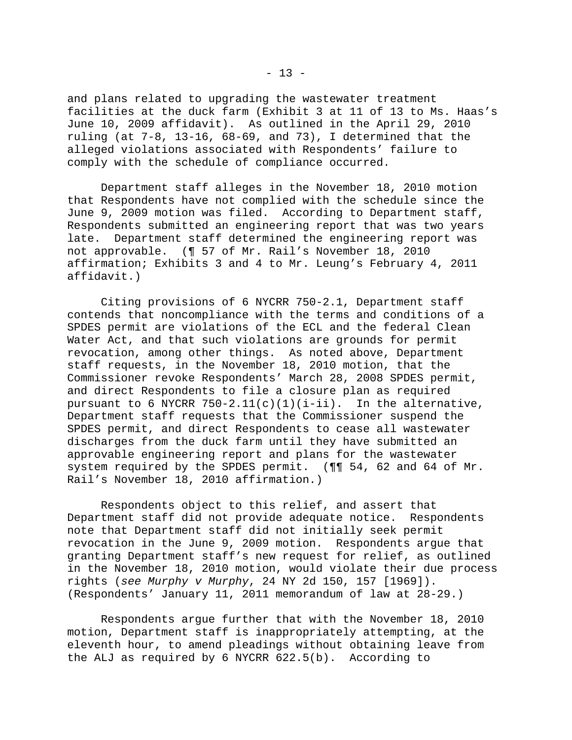and plans related to upgrading the wastewater treatment facilities at the duck farm (Exhibit 3 at 11 of 13 to Ms. Haas's June 10, 2009 affidavit). As outlined in the April 29, 2010 ruling (at 7-8, 13-16, 68-69, and 73), I determined that the alleged violations associated with Respondents' failure to comply with the schedule of compliance occurred.

Department staff alleges in the November 18, 2010 motion that Respondents have not complied with the schedule since the June 9, 2009 motion was filed. According to Department staff, Respondents submitted an engineering report that was two years late. Department staff determined the engineering report was not approvable. (¶ 57 of Mr. Rail's November 18, 2010 affirmation; Exhibits 3 and 4 to Mr. Leung's February 4, 2011 affidavit.)

Citing provisions of 6 NYCRR 750-2.1, Department staff contends that noncompliance with the terms and conditions of a SPDES permit are violations of the ECL and the federal Clean Water Act, and that such violations are grounds for permit revocation, among other things. As noted above, Department staff requests, in the November 18, 2010 motion, that the Commissioner revoke Respondents' March 28, 2008 SPDES permit, and direct Respondents to file a closure plan as required pursuant to 6 NYCRR 750-2.11(c)(1)(i-ii). In the alternative, Department staff requests that the Commissioner suspend the SPDES permit, and direct Respondents to cease all wastewater discharges from the duck farm until they have submitted an approvable engineering report and plans for the wastewater system required by the SPDES permit. (¶¶ 54, 62 and 64 of Mr. Rail's November 18, 2010 affirmation.)

Respondents object to this relief, and assert that Department staff did not provide adequate notice. Respondents note that Department staff did not initially seek permit revocation in the June 9, 2009 motion. Respondents argue that granting Department staff's new request for relief, as outlined in the November 18, 2010 motion, would violate their due process rights (*see Murphy v Murphy*, 24 NY 2d 150, 157 [1969]). (Respondents' January 11, 2011 memorandum of law at 28-29.)

Respondents argue further that with the November 18, 2010 motion, Department staff is inappropriately attempting, at the eleventh hour, to amend pleadings without obtaining leave from the ALJ as required by 6 NYCRR 622.5(b). According to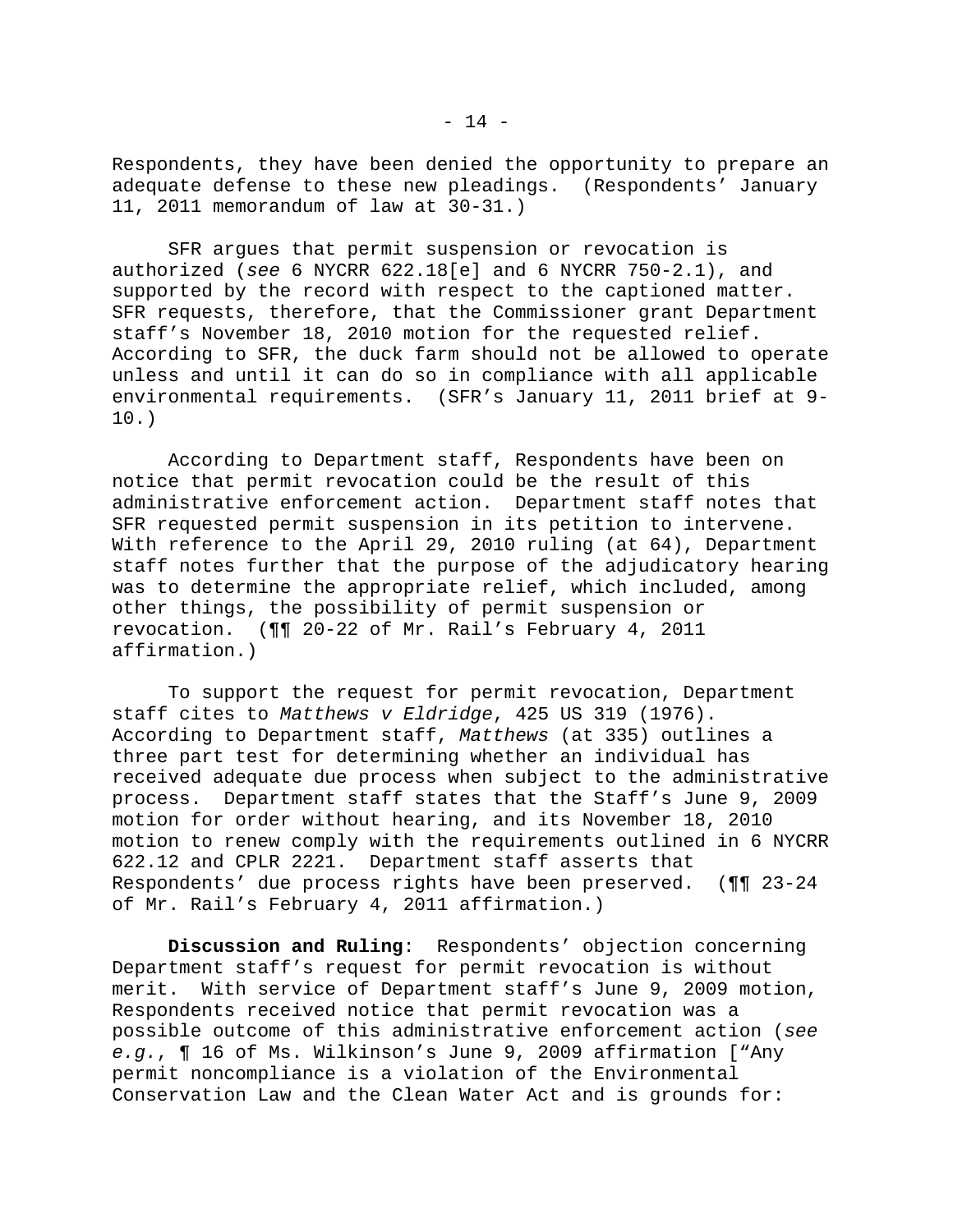Respondents, they have been denied the opportunity to prepare an adequate defense to these new pleadings. (Respondents' January 11, 2011 memorandum of law at 30-31.)

SFR argues that permit suspension or revocation is authorized (*see* 6 NYCRR 622.18[e] and 6 NYCRR 750-2.1), and supported by the record with respect to the captioned matter. SFR requests, therefore, that the Commissioner grant Department staff's November 18, 2010 motion for the requested relief. According to SFR, the duck farm should not be allowed to operate unless and until it can do so in compliance with all applicable environmental requirements. (SFR's January 11, 2011 brief at 9-10.)

According to Department staff, Respondents have been on notice that permit revocation could be the result of this administrative enforcement action. Department staff notes that SFR requested permit suspension in its petition to intervene. With reference to the April 29, 2010 ruling (at 64), Department staff notes further that the purpose of the adjudicatory hearing was to determine the appropriate relief, which included, among other things, the possibility of permit suspension or revocation. (¶¶ 20-22 of Mr. Rail's February 4, 2011 affirmation.)

To support the request for permit revocation, Department staff cites to *Matthews v Eldridge*, 425 US 319 (1976). According to Department staff, *Matthews* (at 335) outlines a three part test for determining whether an individual has received adequate due process when subject to the administrative process. Department staff states that the Staff's June 9, 2009 motion for order without hearing, and its November 18, 2010 motion to renew comply with the requirements outlined in 6 NYCRR 622.12 and CPLR 2221. Department staff asserts that Respondents' due process rights have been preserved. (¶¶ 23-24 of Mr. Rail's February 4, 2011 affirmation.)

**Discussion and Ruling**: Respondents' objection concerning Department staff's request for permit revocation is without merit. With service of Department staff's June 9, 2009 motion, Respondents received notice that permit revocation was a possible outcome of this administrative enforcement action (*see e.g.*, ¶ 16 of Ms. Wilkinson's June 9, 2009 affirmation ["Any permit noncompliance is a violation of the Environmental Conservation Law and the Clean Water Act and is grounds for: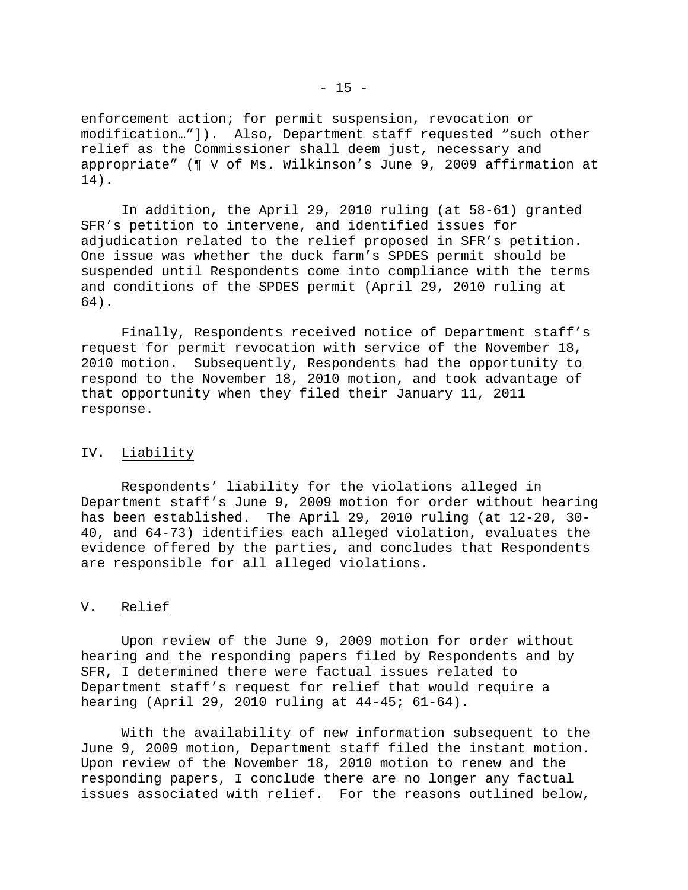enforcement action; for permit suspension, revocation or modification…"]). Also, Department staff requested "such other relief as the Commissioner shall deem just, necessary and appropriate" (¶ V of Ms. Wilkinson's June 9, 2009 affirmation at 14).

In addition, the April 29, 2010 ruling (at 58-61) granted SFR's petition to intervene, and identified issues for adjudication related to the relief proposed in SFR's petition. One issue was whether the duck farm's SPDES permit should be suspended until Respondents come into compliance with the terms and conditions of the SPDES permit (April 29, 2010 ruling at 64).

Finally, Respondents received notice of Department staff's request for permit revocation with service of the November 18, 2010 motion. Subsequently, Respondents had the opportunity to respond to the November 18, 2010 motion, and took advantage of that opportunity when they filed their January 11, 2011 response.

## IV. Liability

Respondents' liability for the violations alleged in Department staff's June 9, 2009 motion for order without hearing has been established. The April 29, 2010 ruling (at 12-20, 30-40, and 64-73) identifies each alleged violation, evaluates the evidence offered by the parties, and concludes that Respondents are responsible for all alleged violations.

## V. Relief

Upon review of the June 9, 2009 motion for order without hearing and the responding papers filed by Respondents and by SFR, I determined there were factual issues related to Department staff's request for relief that would require a hearing (April 29, 2010 ruling at 44-45; 61-64).

With the availability of new information subsequent to the June 9, 2009 motion, Department staff filed the instant motion. Upon review of the November 18, 2010 motion to renew and the responding papers, I conclude there are no longer any factual issues associated with relief. For the reasons outlined below,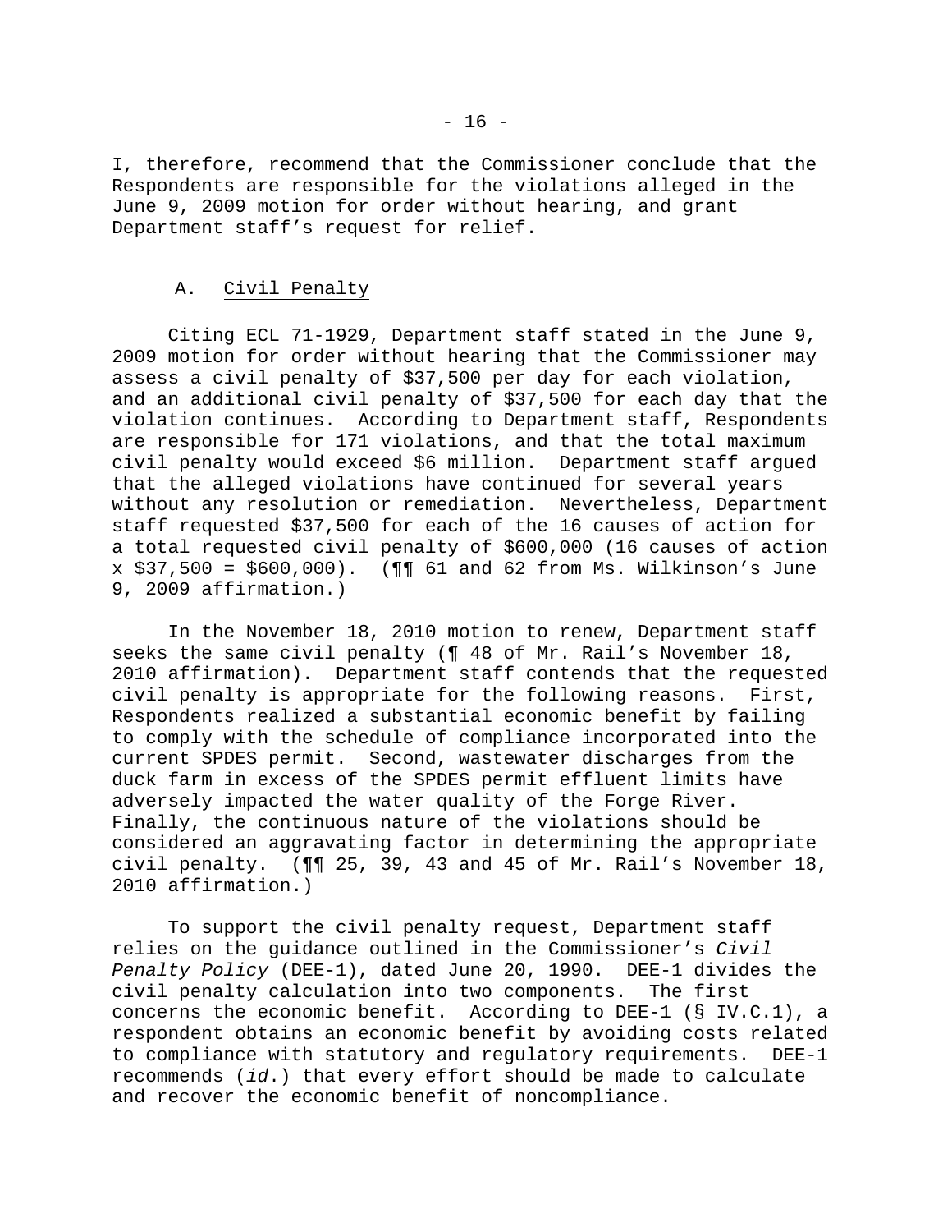I, therefore, recommend that the Commissioner conclude that the Respondents are responsible for the violations alleged in the June 9, 2009 motion for order without hearing, and grant Department staff's request for relief.

### A. Civil Penalty

Citing ECL 71-1929, Department staff stated in the June 9, 2009 motion for order without hearing that the Commissioner may assess a civil penalty of $37,500 per day for each violation, and an additional civil penalty of $37,500 for each day that the violation continues. According to Department staff, Respondents are responsible for 171 violations, and that the total maximum civil penalty would exceed $6 million. Department staff argued that the alleged violations have continued for several years without any resolution or remediation. Nevertheless, Department staff requested $37,500 for each of the 16 causes of action for a total requested civil penalty of $600,000 (16 causes of action x $37,500 = $600,000). (¶¶ 61 and 62 from Ms. Wilkinson's June 9, 2009 affirmation.)

In the November 18, 2010 motion to renew, Department staff seeks the same civil penalty (¶ 48 of Mr. Rail's November 18, 2010 affirmation). Department staff contends that the requested civil penalty is appropriate for the following reasons. First, Respondents realized a substantial economic benefit by failing to comply with the schedule of compliance incorporated into the current SPDES permit. Second, wastewater discharges from the duck farm in excess of the SPDES permit effluent limits have adversely impacted the water quality of the Forge River. Finally, the continuous nature of the violations should be considered an aggravating factor in determining the appropriate civil penalty. (¶¶ 25, 39, 43 and 45 of Mr. Rail's November 18, 2010 affirmation.)

To support the civil penalty request, Department staff relies on the guidance outlined in the Commissioner's *Civil Penalty Policy* (DEE-1), dated June 20, 1990. DEE-1 divides the civil penalty calculation into two components. The first concerns the economic benefit. According to DEE-1 (§ IV.C.1), a respondent obtains an economic benefit by avoiding costs related to compliance with statutory and regulatory requirements. DEE-1 recommends (*id.*) that every effort should be made to calculate and recover the economic benefit of noncompliance.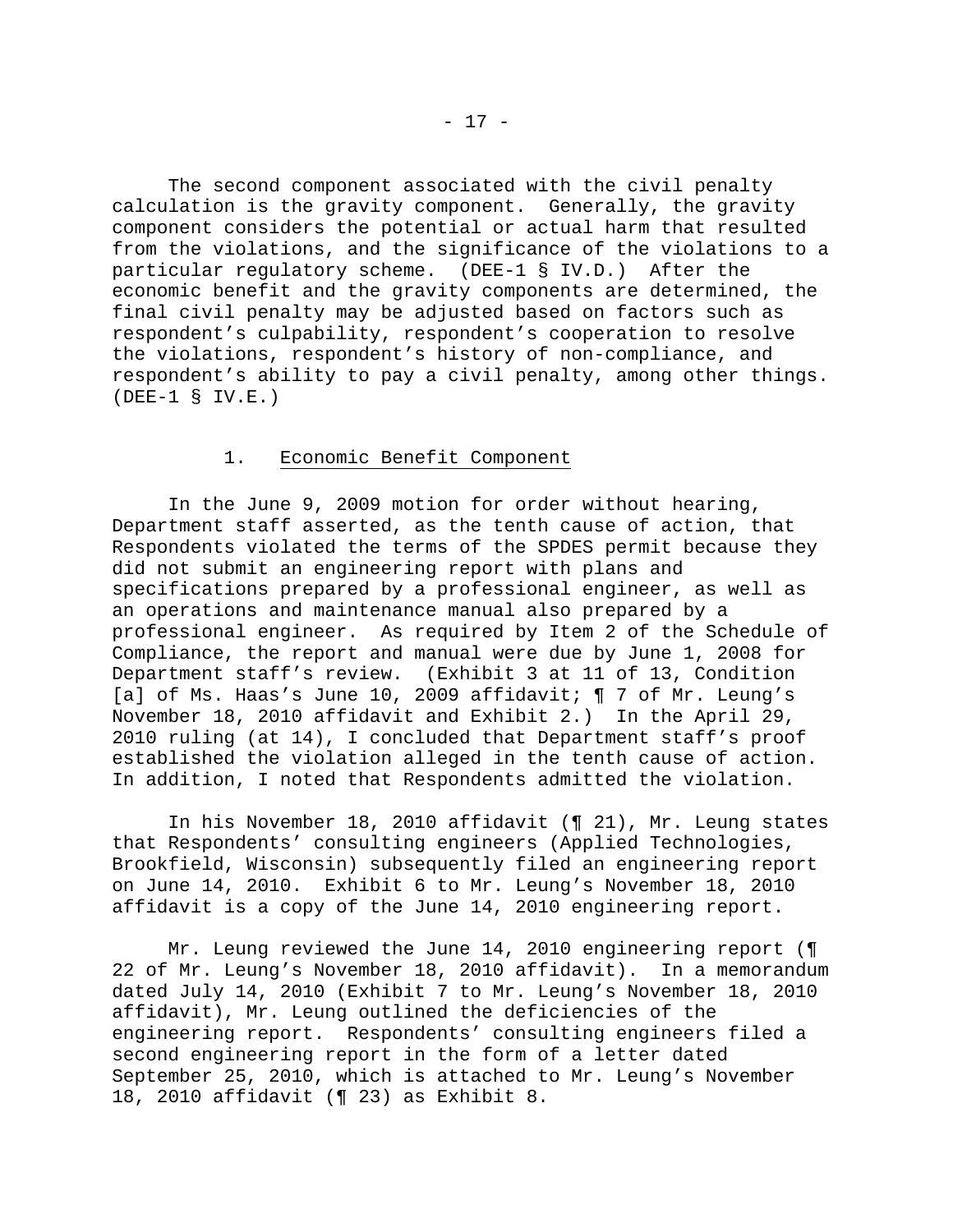The second component associated with the civil penalty calculation is the gravity component. Generally, the gravity component considers the potential or actual harm that resulted from the violations, and the significance of the violations to a particular regulatory scheme. (DEE-1 § IV.D.) After the economic benefit and the gravity components are determined, the final civil penalty may be adjusted based on factors such as respondent's culpability, respondent's cooperation to resolve the violations, respondent's history of non-compliance, and respondent's ability to pay a civil penalty, among other things. (DEE-1 § IV.E.)

### 1. Economic Benefit Component

In the June 9, 2009 motion for order without hearing, Department staff asserted, as the tenth cause of action, that Respondents violated the terms of the SPDES permit because they did not submit an engineering report with plans and specifications prepared by a professional engineer, as well as an operations and maintenance manual also prepared by a professional engineer. As required by Item 2 of the Schedule of Compliance, the report and manual were due by June 1, 2008 for Department staff's review. (Exhibit 3 at 11 of 13, Condition [a] of Ms. Haas's June 10, 2009 affidavit; ¶ 7 of Mr. Leung's November 18, 2010 affidavit and Exhibit 2.) In the April 29, 2010 ruling (at 14), I concluded that Department staff's proof established the violation alleged in the tenth cause of action. In addition, I noted that Respondents admitted the violation.

In his November 18, 2010 affidavit (¶ 21), Mr. Leung states that Respondents' consulting engineers (Applied Technologies, Brookfield, Wisconsin) subsequently filed an engineering report on June 14, 2010. Exhibit 6 to Mr. Leung's November 18, 2010 affidavit is a copy of the June 14, 2010 engineering report.

Mr. Leung reviewed the June 14, 2010 engineering report (¶ 22 of Mr. Leung's November 18, 2010 affidavit). In a memorandum dated July 14, 2010 (Exhibit 7 to Mr. Leung's November 18, 2010 affidavit), Mr. Leung outlined the deficiencies of the engineering report. Respondents' consulting engineers filed a second engineering report in the form of a letter dated September 25, 2010, which is attached to Mr. Leung's November 18, 2010 affidavit (¶ 23) as Exhibit 8.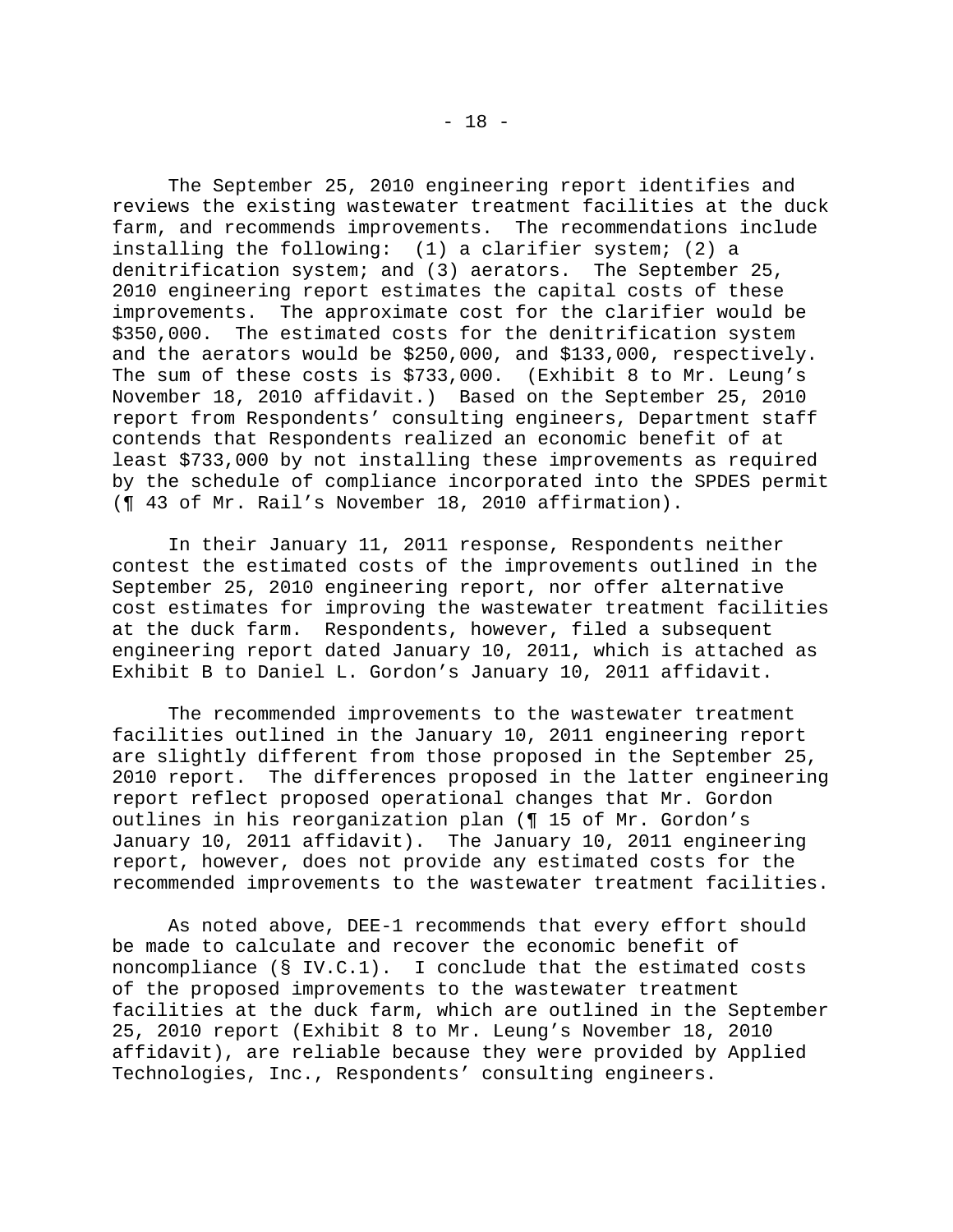The September 25, 2010 engineering report identifies and reviews the existing wastewater treatment facilities at the duck farm, and recommends improvements. The recommendations include installing the following: (1) a clarifier system; (2) a denitrification system; and (3) aerators. The September 25, 2010 engineering report estimates the capital costs of these improvements. The approximate cost for the clarifier would be $350,000. The estimated costs for the denitrification system and the aerators would be $250,000, and $133,000, respectively. The sum of these costs is $733,000. (Exhibit 8 to Mr. Leung's November 18, 2010 affidavit.) Based on the September 25, 2010 report from Respondents' consulting engineers, Department staff contends that Respondents realized an economic benefit of at least $733,000 by not installing these improvements as required by the schedule of compliance incorporated into the SPDES permit (¶ 43 of Mr. Rail's November 18, 2010 affirmation).

In their January 11, 2011 response, Respondents neither contest the estimated costs of the improvements outlined in the September 25, 2010 engineering report, nor offer alternative cost estimates for improving the wastewater treatment facilities at the duck farm. Respondents, however, filed a subsequent engineering report dated January 10, 2011, which is attached as Exhibit B to Daniel L. Gordon's January 10, 2011 affidavit.

The recommended improvements to the wastewater treatment facilities outlined in the January 10, 2011 engineering report are slightly different from those proposed in the September 25, 2010 report. The differences proposed in the latter engineering report reflect proposed operational changes that Mr. Gordon outlines in his reorganization plan (¶ 15 of Mr. Gordon's January 10, 2011 affidavit). The January 10, 2011 engineering report, however, does not provide any estimated costs for the recommended improvements to the wastewater treatment facilities.

As noted above, DEE-1 recommends that every effort should be made to calculate and recover the economic benefit of noncompliance (§ IV.C.1). I conclude that the estimated costs of the proposed improvements to the wastewater treatment facilities at the duck farm, which are outlined in the September 25, 2010 report (Exhibit 8 to Mr. Leung's November 18, 2010 affidavit), are reliable because they were provided by Applied Technologies, Inc., Respondents' consulting engineers.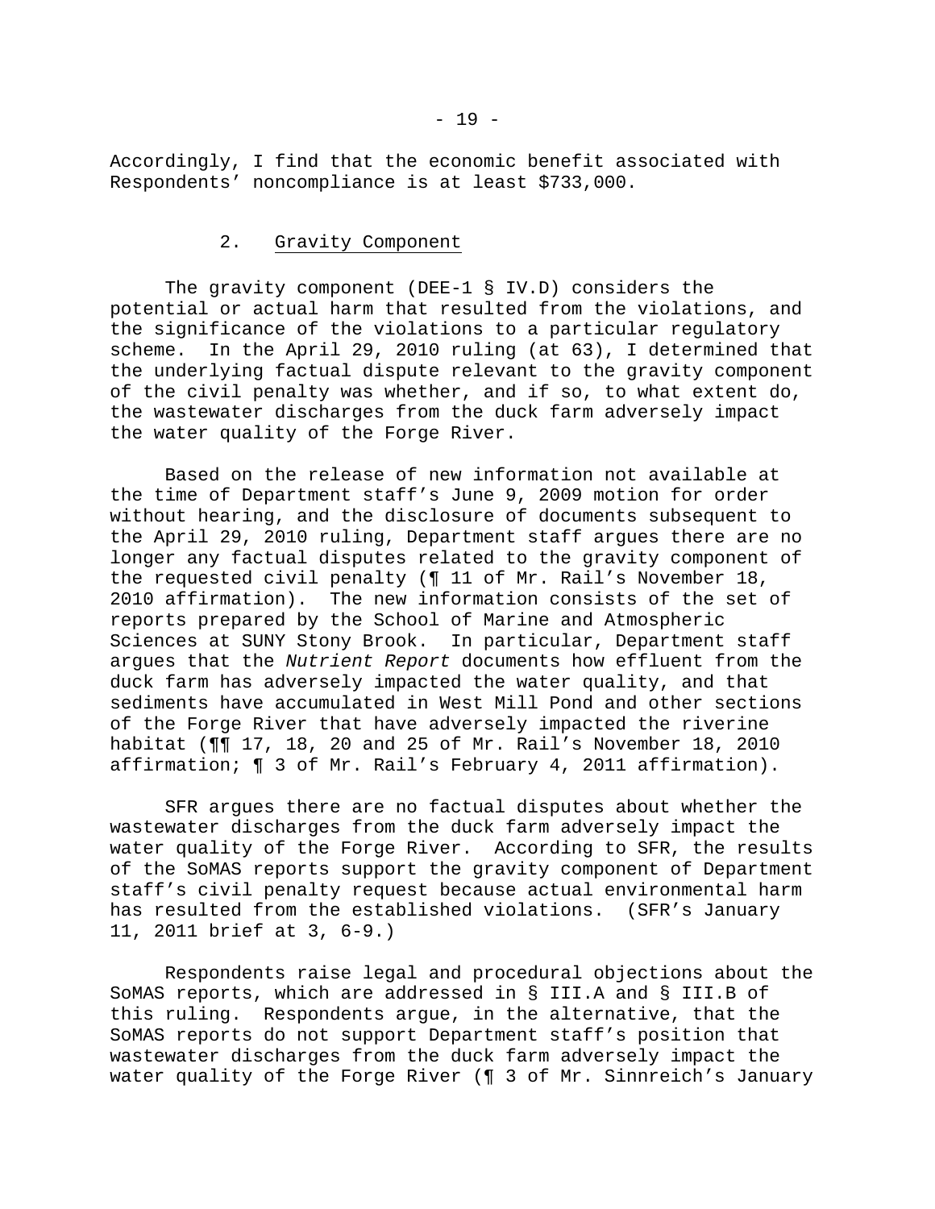Accordingly, I find that the economic benefit associated with Respondents' noncompliance is at least $733,000.

### 2. Gravity Component

The gravity component (DEE-1 § IV.D) considers the potential or actual harm that resulted from the violations, and the significance of the violations to a particular regulatory scheme. In the April 29, 2010 ruling (at 63), I determined that the underlying factual dispute relevant to the gravity component of the civil penalty was whether, and if so, to what extent do, the wastewater discharges from the duck farm adversely impact the water quality of the Forge River.

Based on the release of new information not available at the time of Department staff's June 9, 2009 motion for order without hearing, and the disclosure of documents subsequent to the April 29, 2010 ruling, Department staff argues there are no longer any factual disputes related to the gravity component of the requested civil penalty (¶ 11 of Mr. Rail's November 18, 2010 affirmation). The new information consists of the set of reports prepared by the School of Marine and Atmospheric Sciences at SUNY Stony Brook. In particular, Department staff argues that the *Nutrient Report* documents how effluent from the duck farm has adversely impacted the water quality, and that sediments have accumulated in West Mill Pond and other sections of the Forge River that have adversely impacted the riverine habitat (¶¶ 17, 18, 20 and 25 of Mr. Rail's November 18, 2010 affirmation; ¶ 3 of Mr. Rail's February 4, 2011 affirmation).

SFR argues there are no factual disputes about whether the wastewater discharges from the duck farm adversely impact the water quality of the Forge River. According to SFR, the results of the SoMAS reports support the gravity component of Department staff's civil penalty request because actual environmental harm has resulted from the established violations. (SFR's January 11, 2011 brief at 3, 6-9.)

Respondents raise legal and procedural objections about the SoMAS reports, which are addressed in § III.A and § III.B of this ruling. Respondents argue, in the alternative, that the SoMAS reports do not support Department staff's position that wastewater discharges from the duck farm adversely impact the water quality of the Forge River (¶ 3 of Mr. Sinnreich's January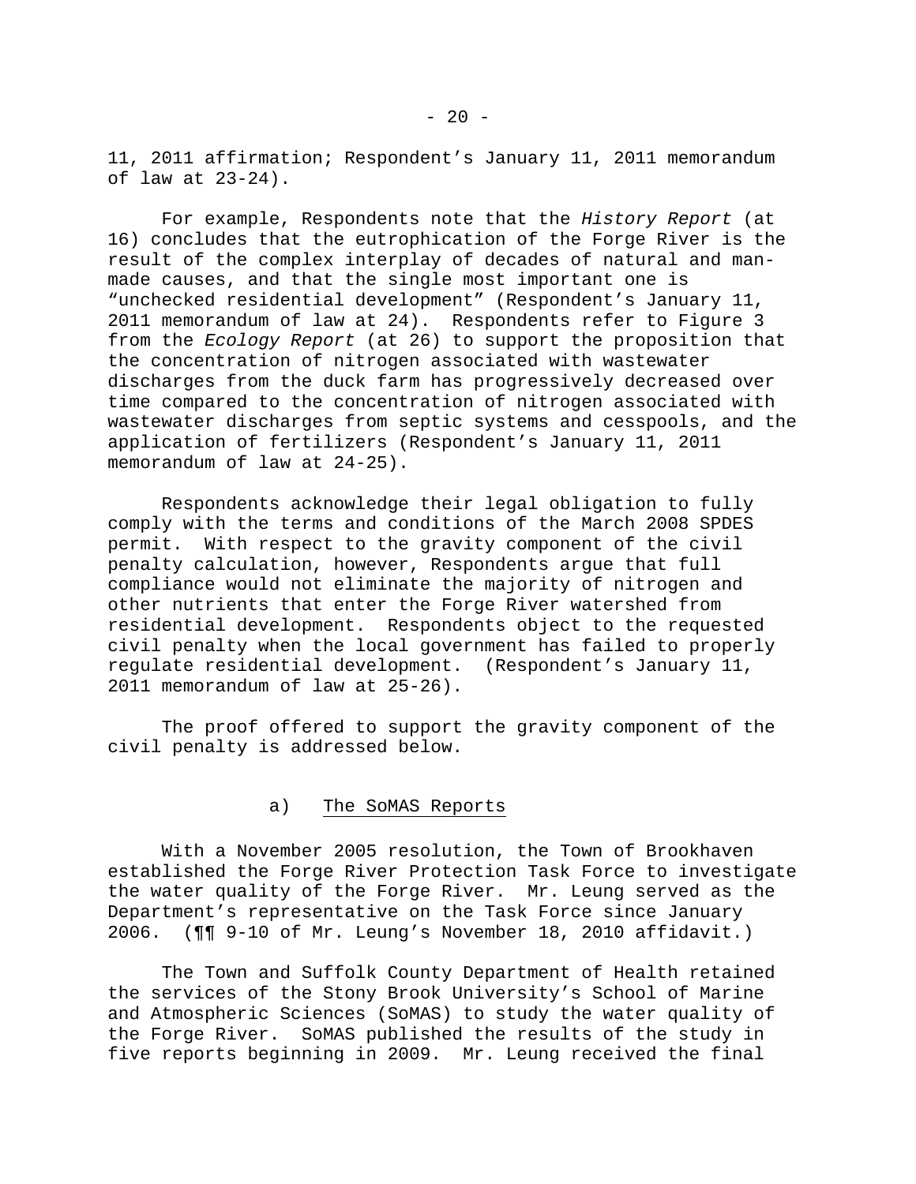11, 2011 affirmation; Respondent's January 11, 2011 memorandum of law at 23-24).

For example, Respondents note that the *History Report* (at 16) concludes that the eutrophication of the Forge River is the result of the complex interplay of decades of natural and man-made causes, and that the single most important one is "unchecked residential development" (Respondent's January 11, 2011 memorandum of law at 24). Respondents refer to Figure 3 from the *Ecology Report* (at 26) to support the proposition that the concentration of nitrogen associated with wastewater discharges from the duck farm has progressively decreased over time compared to the concentration of nitrogen associated with wastewater discharges from septic systems and cesspools, and the application of fertilizers (Respondent's January 11, 2011 memorandum of law at 24-25).

Respondents acknowledge their legal obligation to fully comply with the terms and conditions of the March 2008 SPDES permit. With respect to the gravity component of the civil penalty calculation, however, Respondents argue that full compliance would not eliminate the majority of nitrogen and other nutrients that enter the Forge River watershed from residential development. Respondents object to the requested civil penalty when the local government has failed to properly regulate residential development. (Respondent's January 11, 2011 memorandum of law at 25-26).

The proof offered to support the gravity component of the civil penalty is addressed below.

a) The SoMAS Reports

With a November 2005 resolution, the Town of Brookhaven established the Forge River Protection Task Force to investigate the water quality of the Forge River. Mr. Leung served as the Department's representative on the Task Force since January 2006. (¶¶ 9-10 of Mr. Leung's November 18, 2010 affidavit.)

The Town and Suffolk County Department of Health retained the services of the Stony Brook University's School of Marine and Atmospheric Sciences (SoMAS) to study the water quality of the Forge River. SoMAS published the results of the study in five reports beginning in 2009. Mr. Leung received the final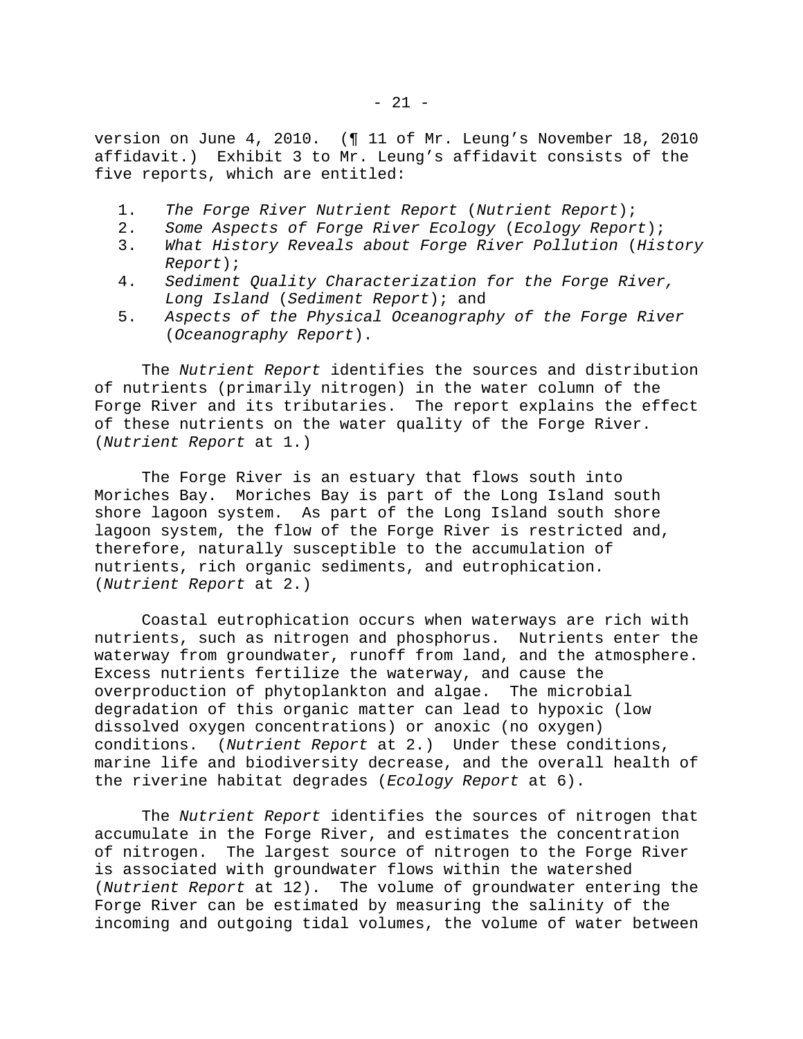version on June 4, 2010. (¶ 11 of Mr. Leung's November 18, 2010 affidavit.) Exhibit 3 to Mr. Leung's affidavit consists of the five reports, which are entitled:

1. *The Forge River Nutrient Report* (*Nutrient Report*);
2. *Some Aspects of Forge River Ecology* (*Ecology Report*);
3. *What History Reveals about Forge River Pollution* (*History Report*);
4. *Sediment Quality Characterization for the Forge River, Long Island* (*Sediment Report*); and
5. *Aspects of the Physical Oceanography of the Forge River* (*Oceanography Report*).

The *Nutrient Report* identifies the sources and distribution of nutrients (primarily nitrogen) in the water column of the Forge River and its tributaries. The report explains the effect of these nutrients on the water quality of the Forge River. (*Nutrient Report* at 1.)

The Forge River is an estuary that flows south into Moriches Bay. Moriches Bay is part of the Long Island south shore lagoon system. As part of the Long Island south shore lagoon system, the flow of the Forge River is restricted and, therefore, naturally susceptible to the accumulation of nutrients, rich organic sediments, and eutrophication. (*Nutrient Report* at 2.)

Coastal eutrophication occurs when waterways are rich with nutrients, such as nitrogen and phosphorus. Nutrients enter the waterway from groundwater, runoff from land, and the atmosphere. Excess nutrients fertilize the waterway, and cause the overproduction of phytoplankton and algae. The microbial degradation of this organic matter can lead to hypoxic (low dissolved oxygen concentrations) or anoxic (no oxygen) conditions. (*Nutrient Report* at 2.) Under these conditions, marine life and biodiversity decrease, and the overall health of the riverine habitat degrades (*Ecology Report* at 6).

The *Nutrient Report* identifies the sources of nitrogen that accumulate in the Forge River, and estimates the concentration of nitrogen. The largest source of nitrogen to the Forge River is associated with groundwater flows within the watershed (*Nutrient Report* at 12). The volume of groundwater entering the Forge River can be estimated by measuring the salinity of the incoming and outgoing tidal volumes, the volume of water between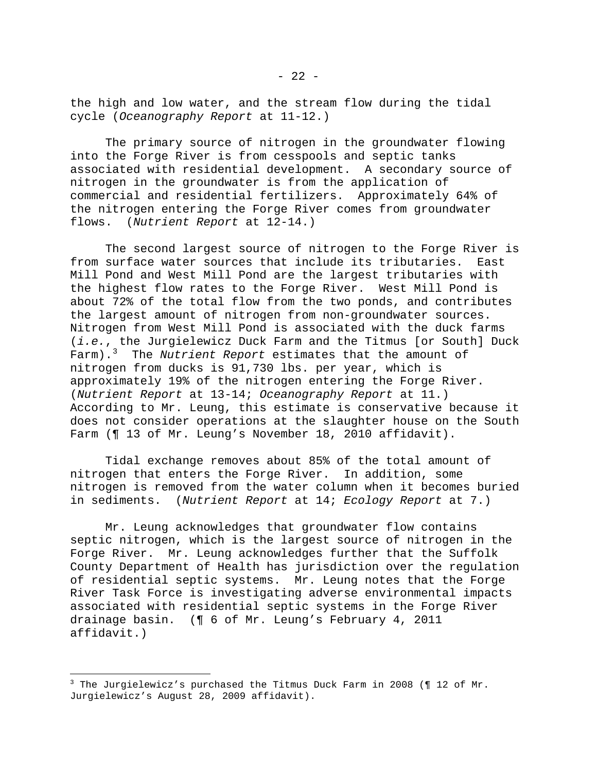the high and low water, and the stream flow during the tidal cycle (*Oceanography Report* at 11-12.)

The primary source of nitrogen in the groundwater flowing into the Forge River is from cesspools and septic tanks associated with residential development. A secondary source of nitrogen in the groundwater is from the application of commercial and residential fertilizers. Approximately 64% of the nitrogen entering the Forge River comes from groundwater flows. (*Nutrient Report* at 12-14.)

The second largest source of nitrogen to the Forge River is from surface water sources that include its tributaries. East Mill Pond and West Mill Pond are the largest tributaries with the highest flow rates to the Forge River. West Mill Pond is about 72% of the total flow from the two ponds, and contributes the largest amount of nitrogen from non-groundwater sources. Nitrogen from West Mill Pond is associated with the duck farms (*i.e.*, the Jurgielewicz Duck Farm and the Titmus [or South] Duck Farm).[3] The *Nutrient Report* estimates that the amount of nitrogen from ducks is 91,730 lbs. per year, which is approximately 19% of the nitrogen entering the Forge River. (*Nutrient Report* at 13-14; *Oceanography Report* at 11.) According to Mr. Leung, this estimate is conservative because it does not consider operations at the slaughter house on the South Farm (¶ 13 of Mr. Leung's November 18, 2010 affidavit).

Tidal exchange removes about 85% of the total amount of nitrogen that enters the Forge River. In addition, some nitrogen is removed from the water column when it becomes buried in sediments. (*Nutrient Report* at 14; *Ecology Report* at 7.)

Mr. Leung acknowledges that groundwater flow contains septic nitrogen, which is the largest source of nitrogen in the Forge River. Mr. Leung acknowledges further that the Suffolk County Department of Health has jurisdiction over the regulation of residential septic systems. Mr. Leung notes that the Forge River Task Force is investigating adverse environmental impacts associated with residential septic systems in the Forge River drainage basin. (¶ 6 of Mr. Leung's February 4, 2011 affidavit.)

---

[3] The Jurgielewicz's purchased the Titmus Duck Farm in 2008 (¶ 12 of Mr. Jurgielewicz's August 28, 2009 affidavit).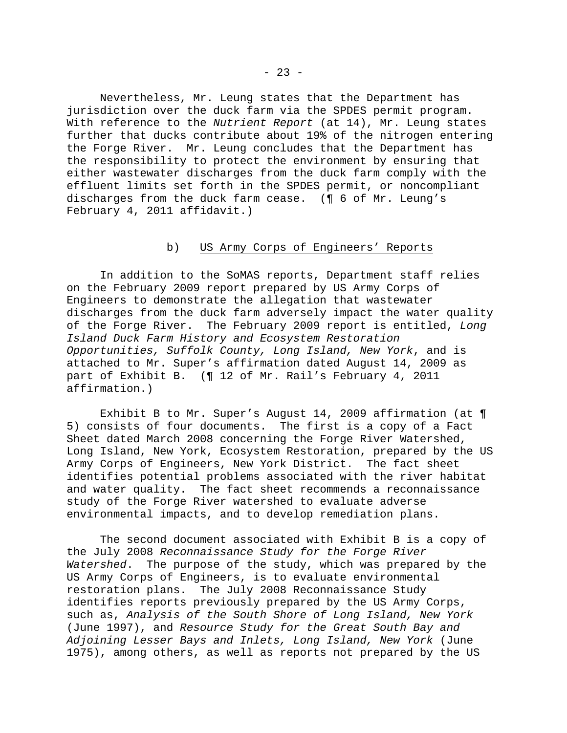Nevertheless, Mr. Leung states that the Department has jurisdiction over the duck farm via the SPDES permit program. With reference to the *Nutrient Report* (at 14), Mr. Leung states further that ducks contribute about 19% of the nitrogen entering the Forge River. Mr. Leung concludes that the Department has the responsibility to protect the environment by ensuring that either wastewater discharges from the duck farm comply with the effluent limits set forth in the SPDES permit, or noncompliant discharges from the duck farm cease. (¶ 6 of Mr. Leung's February 4, 2011 affidavit.)

b) <u>US Army Corps of Engineers' Reports</u>

In addition to the SoMAS reports, Department staff relies on the February 2009 report prepared by US Army Corps of Engineers to demonstrate the allegation that wastewater discharges from the duck farm adversely impact the water quality of the Forge River. The February 2009 report is entitled, *Long Island Duck Farm History and Ecosystem Restoration Opportunities, Suffolk County, Long Island, New York*, and is attached to Mr. Super's affirmation dated August 14, 2009 as part of Exhibit B. (¶ 12 of Mr. Rail's February 4, 2011 affirmation.)

Exhibit B to Mr. Super's August 14, 2009 affirmation (at ¶ 5) consists of four documents. The first is a copy of a Fact Sheet dated March 2008 concerning the Forge River Watershed, Long Island, New York, Ecosystem Restoration, prepared by the US Army Corps of Engineers, New York District. The fact sheet identifies potential problems associated with the river habitat and water quality. The fact sheet recommends a reconnaissance study of the Forge River watershed to evaluate adverse environmental impacts, and to develop remediation plans.

The second document associated with Exhibit B is a copy of the July 2008 *Reconnaissance Study for the Forge River Watershed*. The purpose of the study, which was prepared by the US Army Corps of Engineers, is to evaluate environmental restoration plans. The July 2008 Reconnaissance Study identifies reports previously prepared by the US Army Corps, such as, *Analysis of the South Shore of Long Island, New York* (June 1997), and *Resource Study for the Great South Bay and Adjoining Lesser Bays and Inlets, Long Island, New York* (June 1975), among others, as well as reports not prepared by the US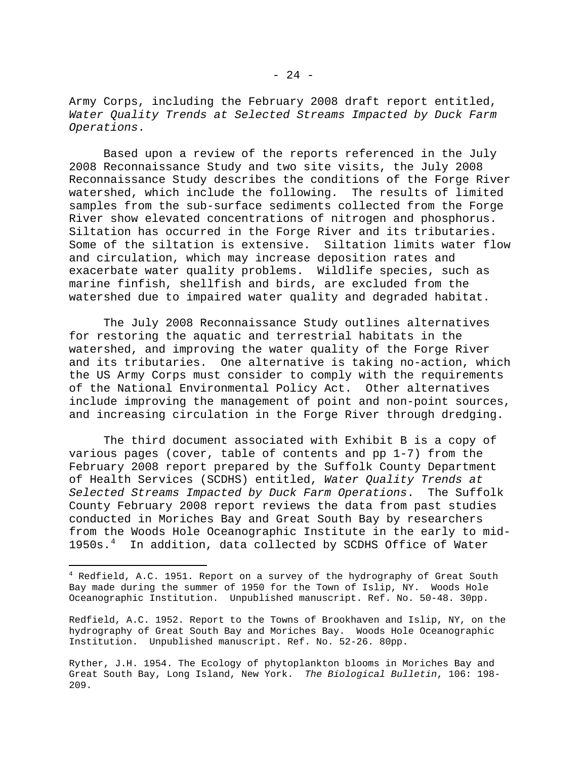Army Corps, including the February 2008 draft report entitled, *Water Quality Trends at Selected Streams Impacted by Duck Farm Operations*.

Based upon a review of the reports referenced in the July 2008 Reconnaissance Study and two site visits, the July 2008 Reconnaissance Study describes the conditions of the Forge River watershed, which include the following. The results of limited samples from the sub-surface sediments collected from the Forge River show elevated concentrations of nitrogen and phosphorus. Siltation has occurred in the Forge River and its tributaries. Some of the siltation is extensive. Siltation limits water flow and circulation, which may increase deposition rates and exacerbate water quality problems. Wildlife species, such as marine finfish, shellfish and birds, are excluded from the watershed due to impaired water quality and degraded habitat.

The July 2008 Reconnaissance Study outlines alternatives for restoring the aquatic and terrestrial habitats in the watershed, and improving the water quality of the Forge River and its tributaries. One alternative is taking no-action, which the US Army Corps must consider to comply with the requirements of the National Environmental Policy Act. Other alternatives include improving the management of point and non-point sources, and increasing circulation in the Forge River through dredging.

The third document associated with Exhibit B is a copy of various pages (cover, table of contents and pp 1-7) from the February 2008 report prepared by the Suffolk County Department of Health Services (SCDHS) entitled, *Water Quality Trends at Selected Streams Impacted by Duck Farm Operations*. The Suffolk County February 2008 report reviews the data from past studies conducted in Moriches Bay and Great South Bay by researchers from the Woods Hole Oceanographic Institute in the early to mid-1950s.[4] In addition, data collected by SCDHS Office of Water

---

[4] Redfield, A.C. 1951. Report on a survey of the hydrography of Great South Bay made during the summer of 1950 for the Town of Islip, NY. Woods Hole Oceanographic Institution. Unpublished manuscript. Ref. No. 50-48. 30pp.

Redfield, A.C. 1952. Report to the Towns of Brookhaven and Islip, NY, on the hydrography of Great South Bay and Moriches Bay. Woods Hole Oceanographic Institution. Unpublished manuscript. Ref. No. 52-26. 80pp.

Ryther, J.H. 1954. The Ecology of phytoplankton blooms in Moriches Bay and Great South Bay, Long Island, New York. *The Biological Bulletin*, 106: 198-209.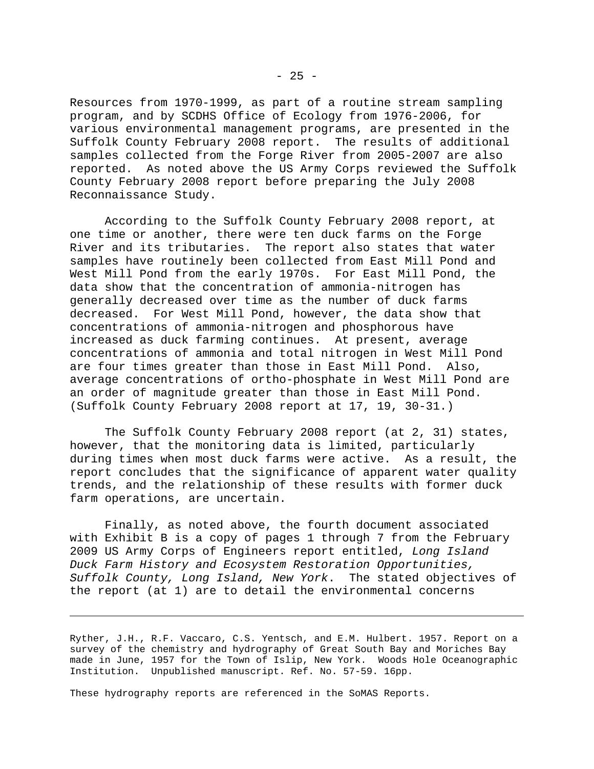Resources from 1970-1999, as part of a routine stream sampling program, and by SCDHS Office of Ecology from 1976-2006, for various environmental management programs, are presented in the Suffolk County February 2008 report. The results of additional samples collected from the Forge River from 2005-2007 are also reported. As noted above the US Army Corps reviewed the Suffolk County February 2008 report before preparing the July 2008 Reconnaissance Study.

According to the Suffolk County February 2008 report, at one time or another, there were ten duck farms on the Forge River and its tributaries. The report also states that water samples have routinely been collected from East Mill Pond and West Mill Pond from the early 1970s. For East Mill Pond, the data show that the concentration of ammonia-nitrogen has generally decreased over time as the number of duck farms decreased. For West Mill Pond, however, the data show that concentrations of ammonia-nitrogen and phosphorous have increased as duck farming continues. At present, average concentrations of ammonia and total nitrogen in West Mill Pond are four times greater than those in East Mill Pond. Also, average concentrations of ortho-phosphate in West Mill Pond are an order of magnitude greater than those in East Mill Pond. (Suffolk County February 2008 report at 17, 19, 30-31.)

The Suffolk County February 2008 report (at 2, 31) states, however, that the monitoring data is limited, particularly during times when most duck farms were active. As a result, the report concludes that the significance of apparent water quality trends, and the relationship of these results with former duck farm operations, are uncertain.

Finally, as noted above, the fourth document associated with Exhibit B is a copy of pages 1 through 7 from the February 2009 US Army Corps of Engineers report entitled, *Long Island Duck Farm History and Ecosystem Restoration Opportunities, Suffolk County, Long Island, New York*. The stated objectives of the report (at 1) are to detail the environmental concerns

---

Ryther, J.H., R.F. Vaccaro, C.S. Yentsch, and E.M. Hulbert. 1957. Report on a survey of the chemistry and hydrography of Great South Bay and Moriches Bay made in June, 1957 for the Town of Islip, New York. Woods Hole Oceanographic Institution. Unpublished manuscript. Ref. No. 57-59. 16pp.

These hydrography reports are referenced in the SoMAS Reports.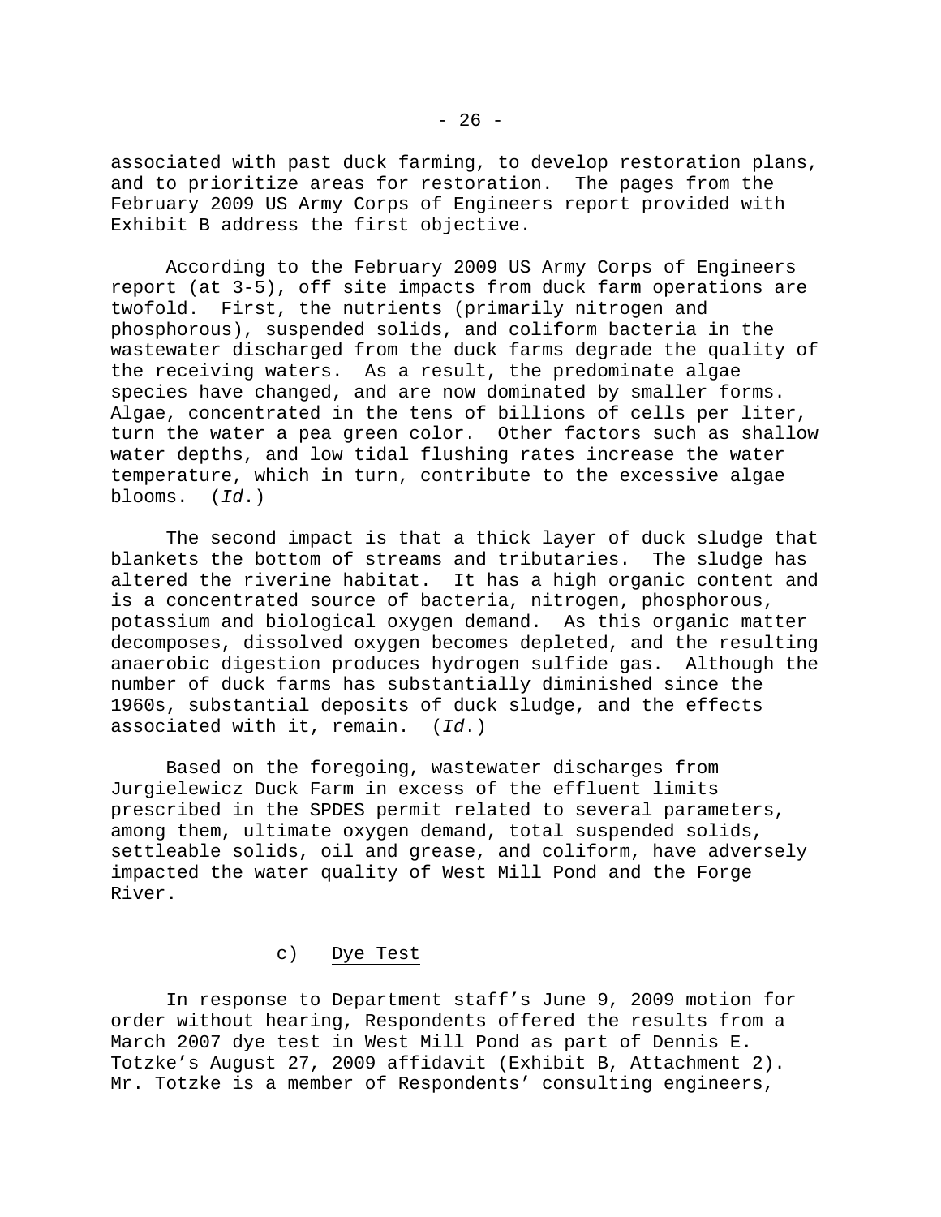associated with past duck farming, to develop restoration plans, and to prioritize areas for restoration. The pages from the February 2009 US Army Corps of Engineers report provided with Exhibit B address the first objective.

According to the February 2009 US Army Corps of Engineers report (at 3-5), off site impacts from duck farm operations are twofold. First, the nutrients (primarily nitrogen and phosphorous), suspended solids, and coliform bacteria in the wastewater discharged from the duck farms degrade the quality of the receiving waters. As a result, the predominate algae species have changed, and are now dominated by smaller forms. Algae, concentrated in the tens of billions of cells per liter, turn the water a pea green color. Other factors such as shallow water depths, and low tidal flushing rates increase the water temperature, which in turn, contribute to the excessive algae blooms. (*Id.*)

The second impact is that a thick layer of duck sludge that blankets the bottom of streams and tributaries. The sludge has altered the riverine habitat. It has a high organic content and is a concentrated source of bacteria, nitrogen, phosphorous, potassium and biological oxygen demand. As this organic matter decomposes, dissolved oxygen becomes depleted, and the resulting anaerobic digestion produces hydrogen sulfide gas. Although the number of duck farms has substantially diminished since the 1960s, substantial deposits of duck sludge, and the effects associated with it, remain. (*Id.*)

Based on the foregoing, wastewater discharges from Jurgielewicz Duck Farm in excess of the effluent limits prescribed in the SPDES permit related to several parameters, among them, ultimate oxygen demand, total suspended solids, settleable solids, oil and grease, and coliform, have adversely impacted the water quality of West Mill Pond and the Forge River.

c) <u>Dye Test</u>

In response to Department staff's June 9, 2009 motion for order without hearing, Respondents offered the results from a March 2007 dye test in West Mill Pond as part of Dennis E. Totzke's August 27, 2009 affidavit (Exhibit B, Attachment 2). Mr. Totzke is a member of Respondents' consulting engineers,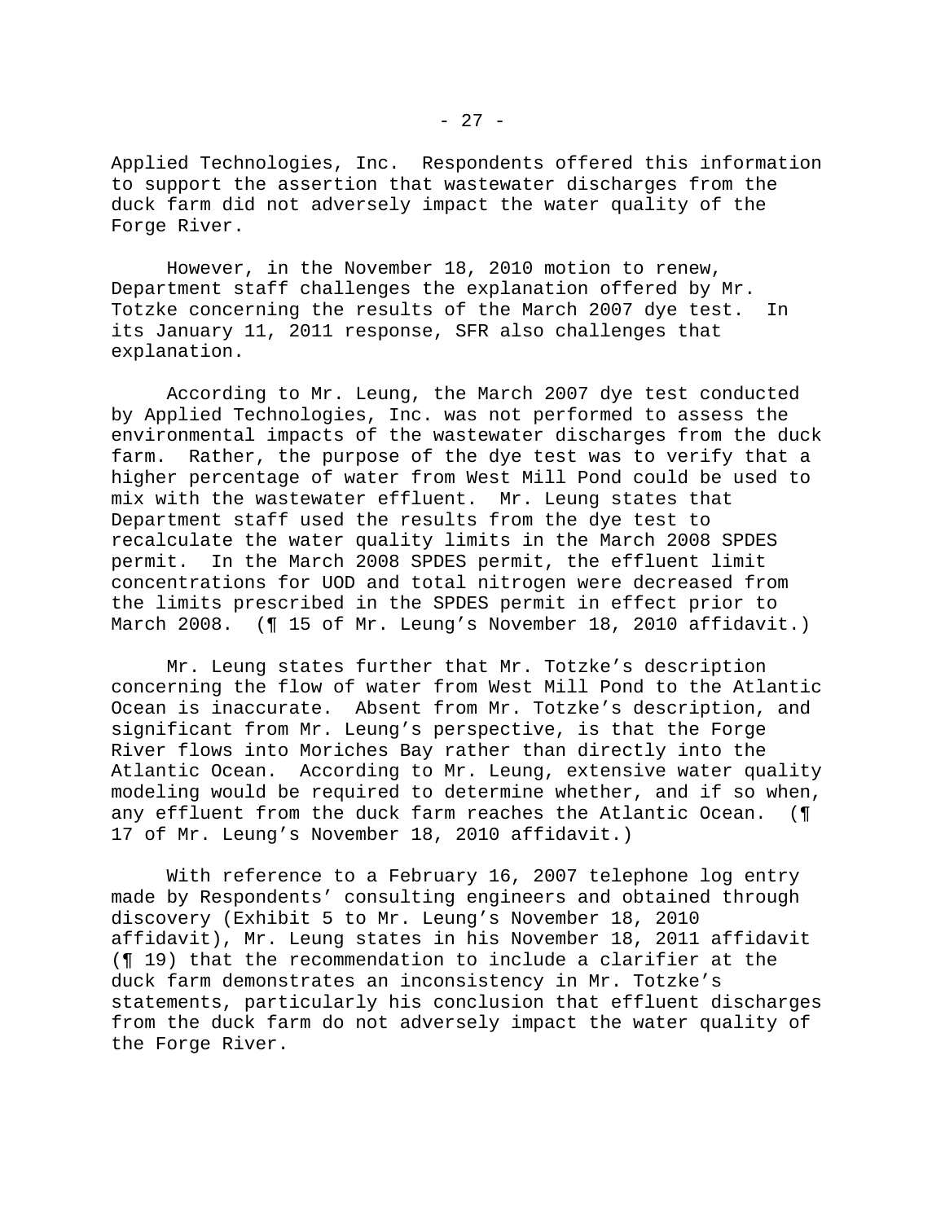Applied Technologies, Inc. Respondents offered this information to support the assertion that wastewater discharges from the duck farm did not adversely impact the water quality of the Forge River.

However, in the November 18, 2010 motion to renew, Department staff challenges the explanation offered by Mr. Totzke concerning the results of the March 2007 dye test. In its January 11, 2011 response, SFR also challenges that explanation.

According to Mr. Leung, the March 2007 dye test conducted by Applied Technologies, Inc. was not performed to assess the environmental impacts of the wastewater discharges from the duck farm. Rather, the purpose of the dye test was to verify that a higher percentage of water from West Mill Pond could be used to mix with the wastewater effluent. Mr. Leung states that Department staff used the results from the dye test to recalculate the water quality limits in the March 2008 SPDES permit. In the March 2008 SPDES permit, the effluent limit concentrations for UOD and total nitrogen were decreased from the limits prescribed in the SPDES permit in effect prior to March 2008. (¶ 15 of Mr. Leung's November 18, 2010 affidavit.)

Mr. Leung states further that Mr. Totzke's description concerning the flow of water from West Mill Pond to the Atlantic Ocean is inaccurate. Absent from Mr. Totzke's description, and significant from Mr. Leung's perspective, is that the Forge River flows into Moriches Bay rather than directly into the Atlantic Ocean. According to Mr. Leung, extensive water quality modeling would be required to determine whether, and if so when, any effluent from the duck farm reaches the Atlantic Ocean. (¶ 17 of Mr. Leung's November 18, 2010 affidavit.)

With reference to a February 16, 2007 telephone log entry made by Respondents' consulting engineers and obtained through discovery (Exhibit 5 to Mr. Leung's November 18, 2010 affidavit), Mr. Leung states in his November 18, 2011 affidavit (¶ 19) that the recommendation to include a clarifier at the duck farm demonstrates an inconsistency in Mr. Totzke's statements, particularly his conclusion that effluent discharges from the duck farm do not adversely impact the water quality of the Forge River.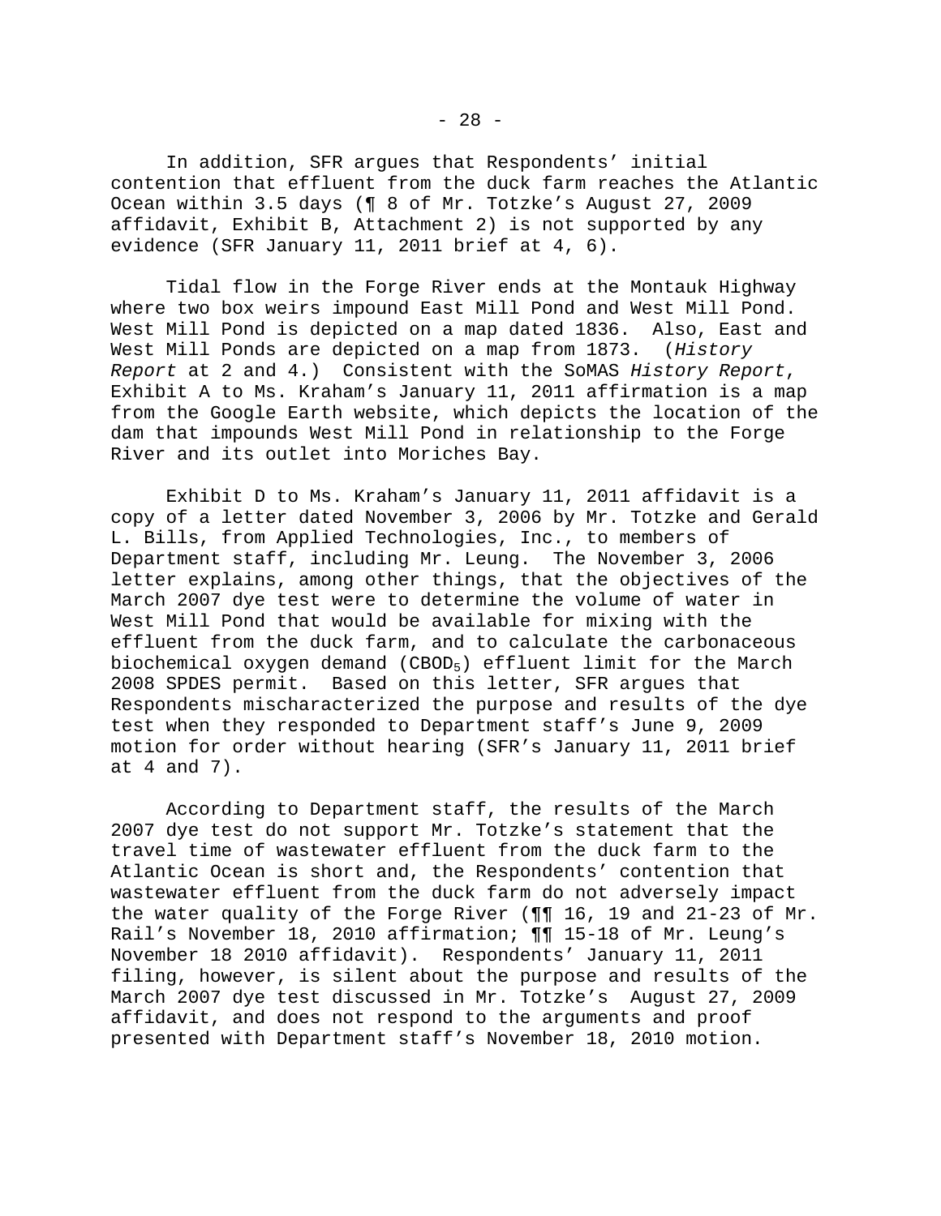In addition, SFR argues that Respondents' initial contention that effluent from the duck farm reaches the Atlantic Ocean within 3.5 days (¶ 8 of Mr. Totzke's August 27, 2009 affidavit, Exhibit B, Attachment 2) is not supported by any evidence (SFR January 11, 2011 brief at 4, 6).

Tidal flow in the Forge River ends at the Montauk Highway where two box weirs impound East Mill Pond and West Mill Pond. West Mill Pond is depicted on a map dated 1836. Also, East and West Mill Ponds are depicted on a map from 1873. (*History Report* at 2 and 4.) Consistent with the SoMAS *History Report*, Exhibit A to Ms. Kraham's January 11, 2011 affirmation is a map from the Google Earth website, which depicts the location of the dam that impounds West Mill Pond in relationship to the Forge River and its outlet into Moriches Bay.

Exhibit D to Ms. Kraham's January 11, 2011 affidavit is a copy of a letter dated November 3, 2006 by Mr. Totzke and Gerald L. Bills, from Applied Technologies, Inc., to members of Department staff, including Mr. Leung. The November 3, 2006 letter explains, among other things, that the objectives of the March 2007 dye test were to determine the volume of water in West Mill Pond that would be available for mixing with the effluent from the duck farm, and to calculate the carbonaceous biochemical oxygen demand ($CBOD_5$) effluent limit for the March 2008 SPDES permit. Based on this letter, SFR argues that Respondents mischaracterized the purpose and results of the dye test when they responded to Department staff's June 9, 2009 motion for order without hearing (SFR's January 11, 2011 brief at 4 and 7).

According to Department staff, the results of the March 2007 dye test do not support Mr. Totzke's statement that the travel time of wastewater effluent from the duck farm to the Atlantic Ocean is short and, the Respondents' contention that wastewater effluent from the duck farm do not adversely impact the water quality of the Forge River (¶¶ 16, 19 and 21-23 of Mr. Rail's November 18, 2010 affirmation; ¶¶ 15-18 of Mr. Leung's November 18 2010 affidavit). Respondents' January 11, 2011 filing, however, is silent about the purpose and results of the March 2007 dye test discussed in Mr. Totzke's August 27, 2009 affidavit, and does not respond to the arguments and proof presented with Department staff's November 18, 2010 motion.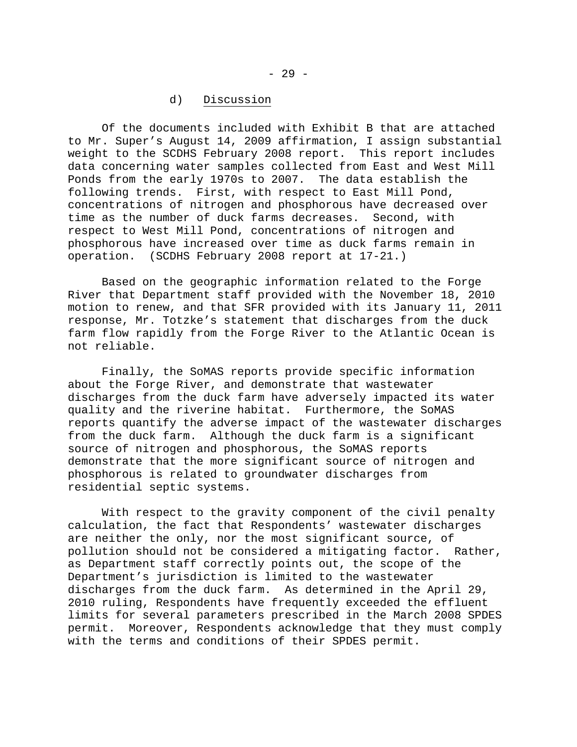d) Discussion

Of the documents included with Exhibit B that are attached to Mr. Super's August 14, 2009 affirmation, I assign substantial weight to the SCDHS February 2008 report. This report includes data concerning water samples collected from East and West Mill Ponds from the early 1970s to 2007. The data establish the following trends. First, with respect to East Mill Pond, concentrations of nitrogen and phosphorous have decreased over time as the number of duck farms decreases. Second, with respect to West Mill Pond, concentrations of nitrogen and phosphorous have increased over time as duck farms remain in operation. (SCDHS February 2008 report at 17-21.)

Based on the geographic information related to the Forge River that Department staff provided with the November 18, 2010 motion to renew, and that SFR provided with its January 11, 2011 response, Mr. Totzke's statement that discharges from the duck farm flow rapidly from the Forge River to the Atlantic Ocean is not reliable.

Finally, the SoMAS reports provide specific information about the Forge River, and demonstrate that wastewater discharges from the duck farm have adversely impacted its water quality and the riverine habitat. Furthermore, the SoMAS reports quantify the adverse impact of the wastewater discharges from the duck farm. Although the duck farm is a significant source of nitrogen and phosphorous, the SoMAS reports demonstrate that the more significant source of nitrogen and phosphorous is related to groundwater discharges from residential septic systems.

With respect to the gravity component of the civil penalty calculation, the fact that Respondents' wastewater discharges are neither the only, nor the most significant source, of pollution should not be considered a mitigating factor. Rather, as Department staff correctly points out, the scope of the Department's jurisdiction is limited to the wastewater discharges from the duck farm. As determined in the April 29, 2010 ruling, Respondents have frequently exceeded the effluent limits for several parameters prescribed in the March 2008 SPDES permit. Moreover, Respondents acknowledge that they must comply with the terms and conditions of their SPDES permit.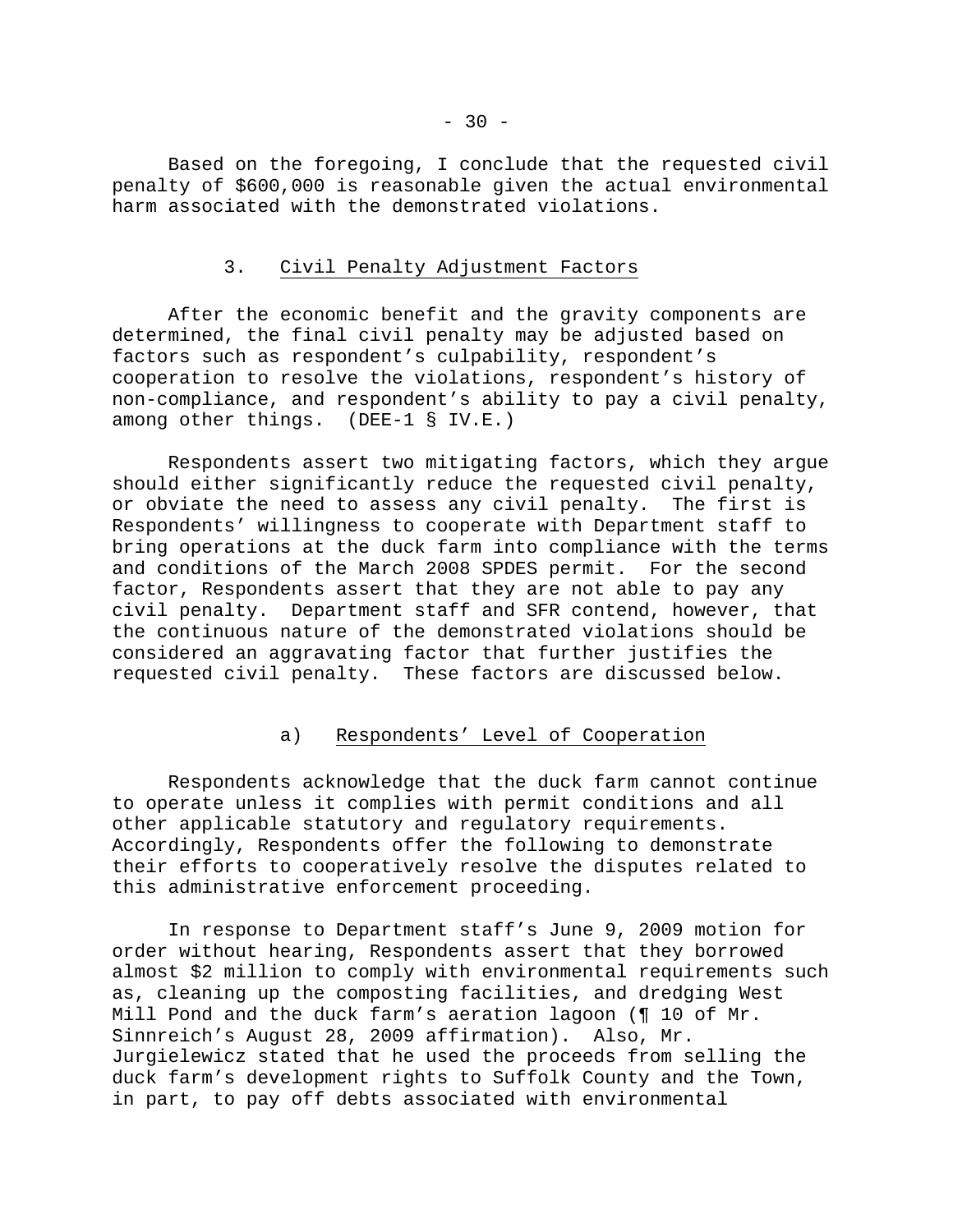Based on the foregoing, I conclude that the requested civil penalty of $600,000 is reasonable given the actual environmental harm associated with the demonstrated violations.

### 3. Civil Penalty Adjustment Factors

After the economic benefit and the gravity components are determined, the final civil penalty may be adjusted based on factors such as respondent's culpability, respondent's cooperation to resolve the violations, respondent's history of non-compliance, and respondent's ability to pay a civil penalty, among other things. (DEE-1 § IV.E.)

Respondents assert two mitigating factors, which they argue should either significantly reduce the requested civil penalty, or obviate the need to assess any civil penalty. The first is Respondents' willingness to cooperate with Department staff to bring operations at the duck farm into compliance with the terms and conditions of the March 2008 SPDES permit. For the second factor, Respondents assert that they are not able to pay any civil penalty. Department staff and SFR contend, however, that the continuous nature of the demonstrated violations should be considered an aggravating factor that further justifies the requested civil penalty. These factors are discussed below.

#### a) Respondents' Level of Cooperation

Respondents acknowledge that the duck farm cannot continue to operate unless it complies with permit conditions and all other applicable statutory and regulatory requirements. Accordingly, Respondents offer the following to demonstrate their efforts to cooperatively resolve the disputes related to this administrative enforcement proceeding.

In response to Department staff's June 9, 2009 motion for order without hearing, Respondents assert that they borrowed almost $2 million to comply with environmental requirements such as, cleaning up the composting facilities, and dredging West Mill Pond and the duck farm's aeration lagoon (¶ 10 of Mr. Sinnreich's August 28, 2009 affirmation). Also, Mr. Jurgielewicz stated that he used the proceeds from selling the duck farm's development rights to Suffolk County and the Town, in part, to pay off debts associated with environmental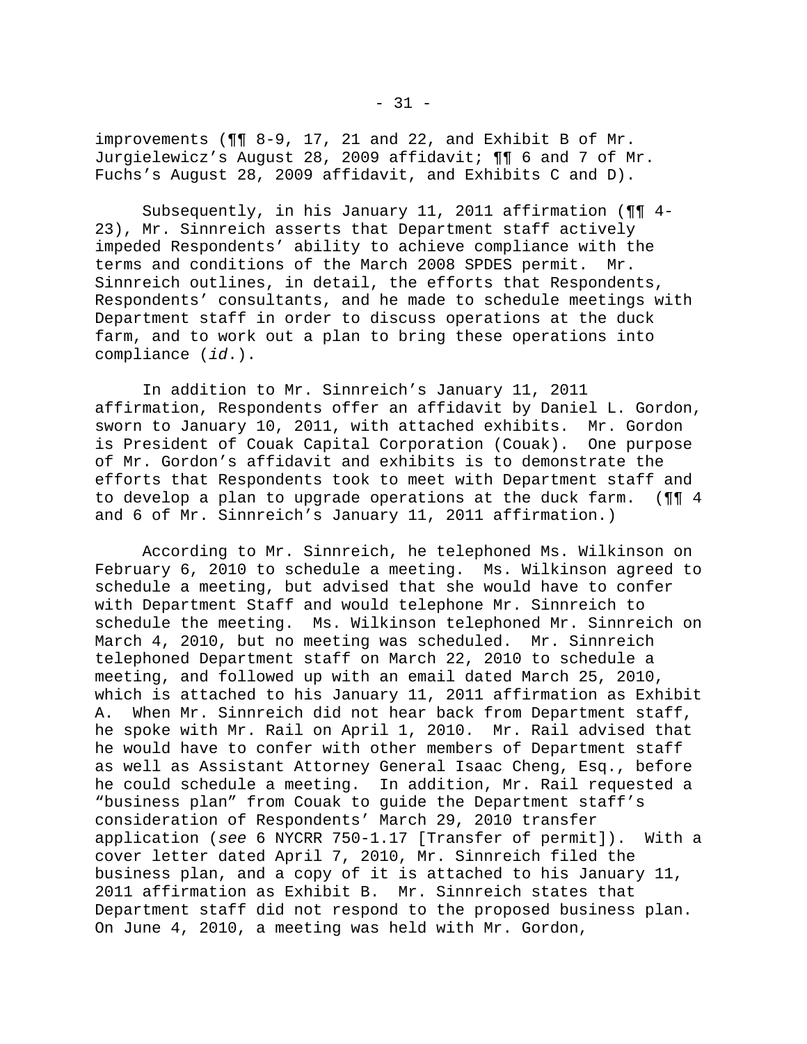improvements (¶¶ 8-9, 17, 21 and 22, and Exhibit B of Mr. Jurgielewicz's August 28, 2009 affidavit; ¶¶ 6 and 7 of Mr. Fuchs's August 28, 2009 affidavit, and Exhibits C and D).

Subsequently, in his January 11, 2011 affirmation (¶¶ 4-23), Mr. Sinnreich asserts that Department staff actively impeded Respondents' ability to achieve compliance with the terms and conditions of the March 2008 SPDES permit. Mr. Sinnreich outlines, in detail, the efforts that Respondents, Respondents' consultants, and he made to schedule meetings with Department staff in order to discuss operations at the duck farm, and to work out a plan to bring these operations into compliance (*id*.).

In addition to Mr. Sinnreich's January 11, 2011 affirmation, Respondents offer an affidavit by Daniel L. Gordon, sworn to January 10, 2011, with attached exhibits. Mr. Gordon is President of Couak Capital Corporation (Couak). One purpose of Mr. Gordon's affidavit and exhibits is to demonstrate the efforts that Respondents took to meet with Department staff and to develop a plan to upgrade operations at the duck farm. (¶¶ 4 and 6 of Mr. Sinnreich's January 11, 2011 affirmation.)

According to Mr. Sinnreich, he telephoned Ms. Wilkinson on February 6, 2010 to schedule a meeting. Ms. Wilkinson agreed to schedule a meeting, but advised that she would have to confer with Department Staff and would telephone Mr. Sinnreich to schedule the meeting. Ms. Wilkinson telephoned Mr. Sinnreich on March 4, 2010, but no meeting was scheduled. Mr. Sinnreich telephoned Department staff on March 22, 2010 to schedule a meeting, and followed up with an email dated March 25, 2010, which is attached to his January 11, 2011 affirmation as Exhibit A. When Mr. Sinnreich did not hear back from Department staff, he spoke with Mr. Rail on April 1, 2010. Mr. Rail advised that he would have to confer with other members of Department staff as well as Assistant Attorney General Isaac Cheng, Esq., before he could schedule a meeting. In addition, Mr. Rail requested a "business plan" from Couak to guide the Department staff's consideration of Respondents' March 29, 2010 transfer application (*see* 6 NYCRR 750-1.17 [Transfer of permit]). With a cover letter dated April 7, 2010, Mr. Sinnreich filed the business plan, and a copy of it is attached to his January 11, 2011 affirmation as Exhibit B. Mr. Sinnreich states that Department staff did not respond to the proposed business plan. On June 4, 2010, a meeting was held with Mr. Gordon,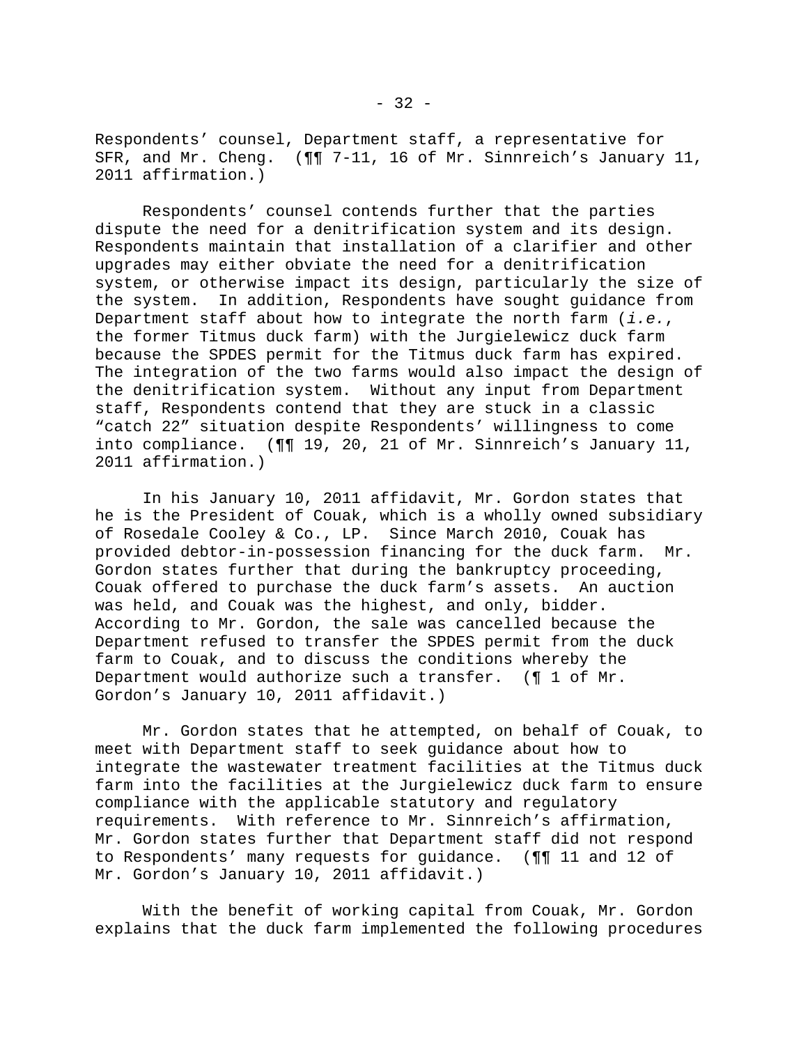Respondents' counsel, Department staff, a representative for SFR, and Mr. Cheng. (¶¶ 7-11, 16 of Mr. Sinnreich's January 11, 2011 affirmation.)

Respondents' counsel contends further that the parties dispute the need for a denitrification system and its design. Respondents maintain that installation of a clarifier and other upgrades may either obviate the need for a denitrification system, or otherwise impact its design, particularly the size of the system. In addition, Respondents have sought guidance from Department staff about how to integrate the north farm (*i.e.*, the former Titmus duck farm) with the Jurgielewicz duck farm because the SPDES permit for the Titmus duck farm has expired. The integration of the two farms would also impact the design of the denitrification system. Without any input from Department staff, Respondents contend that they are stuck in a classic "catch 22" situation despite Respondents' willingness to come into compliance. (¶¶ 19, 20, 21 of Mr. Sinnreich's January 11, 2011 affirmation.)

In his January 10, 2011 affidavit, Mr. Gordon states that he is the President of Couak, which is a wholly owned subsidiary of Rosedale Cooley & Co., LP. Since March 2010, Couak has provided debtor-in-possession financing for the duck farm. Mr. Gordon states further that during the bankruptcy proceeding, Couak offered to purchase the duck farm's assets. An auction was held, and Couak was the highest, and only, bidder. According to Mr. Gordon, the sale was cancelled because the Department refused to transfer the SPDES permit from the duck farm to Couak, and to discuss the conditions whereby the Department would authorize such a transfer. (¶ 1 of Mr. Gordon's January 10, 2011 affidavit.)

Mr. Gordon states that he attempted, on behalf of Couak, to meet with Department staff to seek guidance about how to integrate the wastewater treatment facilities at the Titmus duck farm into the facilities at the Jurgielewicz duck farm to ensure compliance with the applicable statutory and regulatory requirements. With reference to Mr. Sinnreich's affirmation, Mr. Gordon states further that Department staff did not respond to Respondents' many requests for guidance. (¶¶ 11 and 12 of Mr. Gordon's January 10, 2011 affidavit.)

With the benefit of working capital from Couak, Mr. Gordon explains that the duck farm implemented the following procedures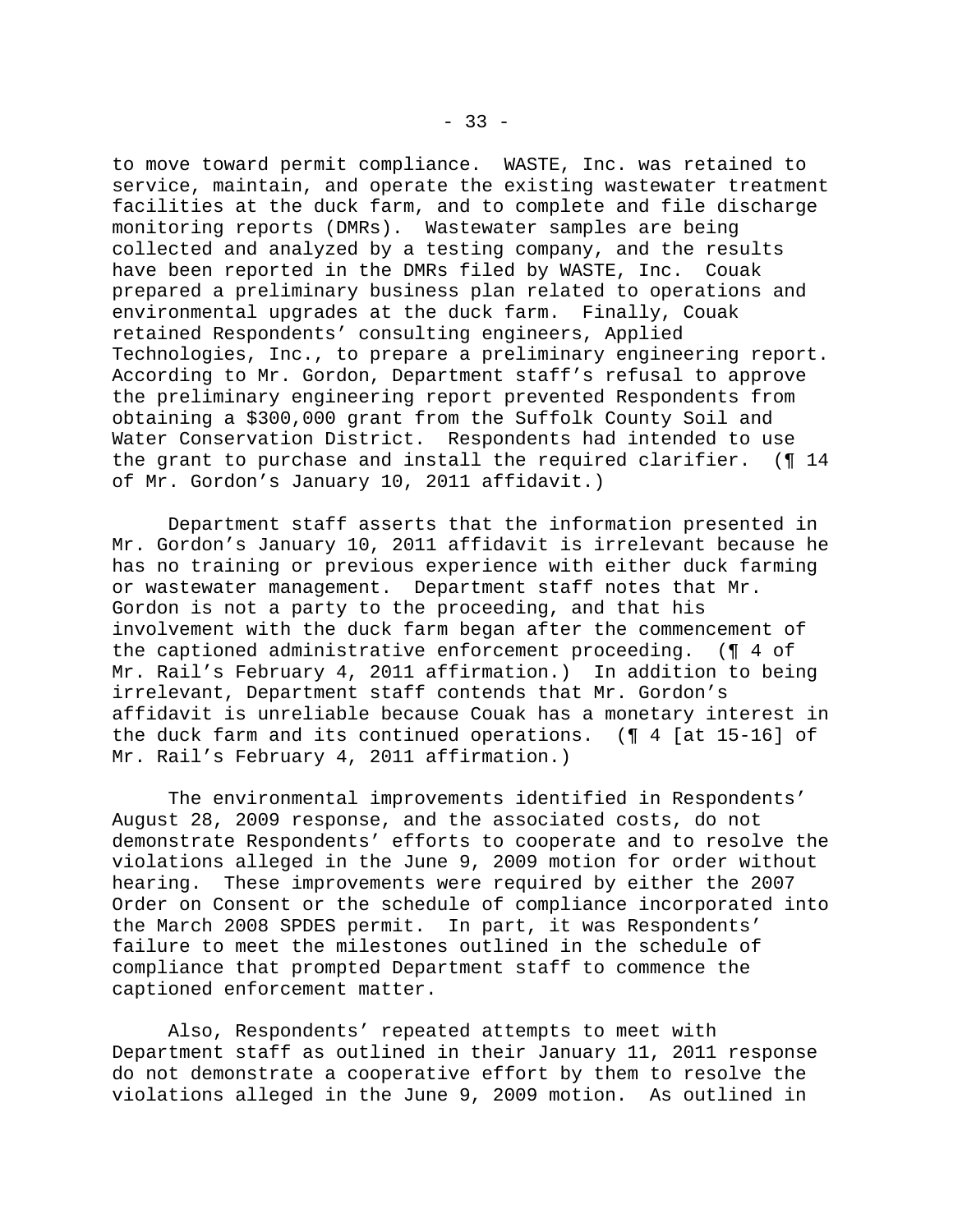to move toward permit compliance. WASTE, Inc. was retained to service, maintain, and operate the existing wastewater treatment facilities at the duck farm, and to complete and file discharge monitoring reports (DMRs). Wastewater samples are being collected and analyzed by a testing company, and the results have been reported in the DMRs filed by WASTE, Inc. Couak prepared a preliminary business plan related to operations and environmental upgrades at the duck farm. Finally, Couak retained Respondents' consulting engineers, Applied Technologies, Inc., to prepare a preliminary engineering report. According to Mr. Gordon, Department staff's refusal to approve the preliminary engineering report prevented Respondents from obtaining a $300,000 grant from the Suffolk County Soil and Water Conservation District. Respondents had intended to use the grant to purchase and install the required clarifier. (¶ 14 of Mr. Gordon's January 10, 2011 affidavit.)

Department staff asserts that the information presented in Mr. Gordon's January 10, 2011 affidavit is irrelevant because he has no training or previous experience with either duck farming or wastewater management. Department staff notes that Mr. Gordon is not a party to the proceeding, and that his involvement with the duck farm began after the commencement of the captioned administrative enforcement proceeding. (¶ 4 of Mr. Rail's February 4, 2011 affirmation.) In addition to being irrelevant, Department staff contends that Mr. Gordon's affidavit is unreliable because Couak has a monetary interest in the duck farm and its continued operations. (¶ 4 [at 15-16] of Mr. Rail's February 4, 2011 affirmation.)

The environmental improvements identified in Respondents' August 28, 2009 response, and the associated costs, do not demonstrate Respondents' efforts to cooperate and to resolve the violations alleged in the June 9, 2009 motion for order without hearing. These improvements were required by either the 2007 Order on Consent or the schedule of compliance incorporated into the March 2008 SPDES permit. In part, it was Respondents' failure to meet the milestones outlined in the schedule of compliance that prompted Department staff to commence the captioned enforcement matter.

Also, Respondents' repeated attempts to meet with Department staff as outlined in their January 11, 2011 response do not demonstrate a cooperative effort by them to resolve the violations alleged in the June 9, 2009 motion. As outlined in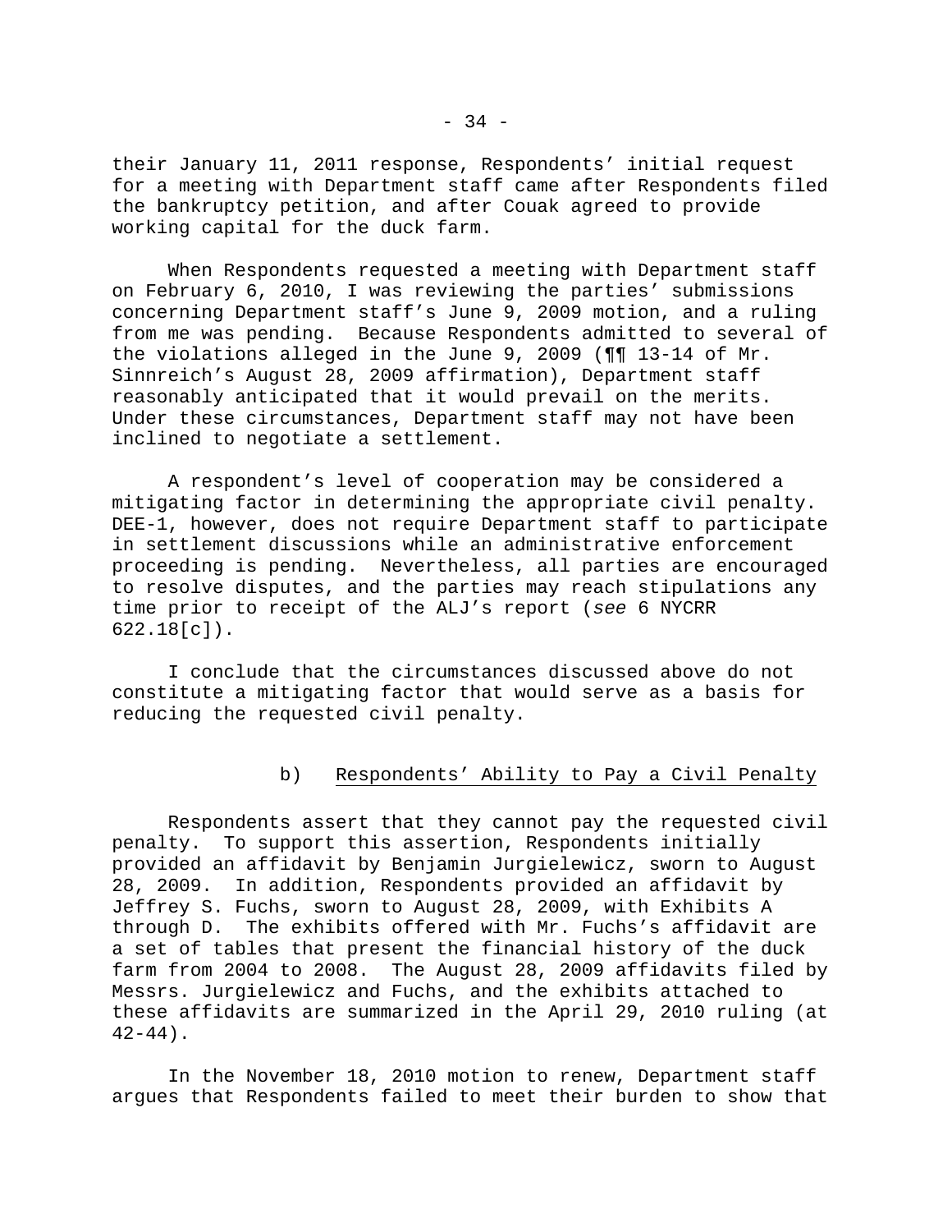their January 11, 2011 response, Respondents' initial request for a meeting with Department staff came after Respondents filed the bankruptcy petition, and after Couak agreed to provide working capital for the duck farm.

When Respondents requested a meeting with Department staff on February 6, 2010, I was reviewing the parties' submissions concerning Department staff's June 9, 2009 motion, and a ruling from me was pending. Because Respondents admitted to several of the violations alleged in the June 9, 2009 (¶¶ 13-14 of Mr. Sinnreich's August 28, 2009 affirmation), Department staff reasonably anticipated that it would prevail on the merits. Under these circumstances, Department staff may not have been inclined to negotiate a settlement.

A respondent's level of cooperation may be considered a mitigating factor in determining the appropriate civil penalty. DEE-1, however, does not require Department staff to participate in settlement discussions while an administrative enforcement proceeding is pending. Nevertheless, all parties are encouraged to resolve disputes, and the parties may reach stipulations any time prior to receipt of the ALJ's report (*see* 6 NYCRR 622.18[c]).

I conclude that the circumstances discussed above do not constitute a mitigating factor that would serve as a basis for reducing the requested civil penalty.

b) Respondents' Ability to Pay a Civil Penalty

Respondents assert that they cannot pay the requested civil penalty. To support this assertion, Respondents initially provided an affidavit by Benjamin Jurgielewicz, sworn to August 28, 2009. In addition, Respondents provided an affidavit by Jeffrey S. Fuchs, sworn to August 28, 2009, with Exhibits A through D. The exhibits offered with Mr. Fuchs's affidavit are a set of tables that present the financial history of the duck farm from 2004 to 2008. The August 28, 2009 affidavits filed by Messrs. Jurgielewicz and Fuchs, and the exhibits attached to these affidavits are summarized in the April 29, 2010 ruling (at 42-44).

In the November 18, 2010 motion to renew, Department staff argues that Respondents failed to meet their burden to show that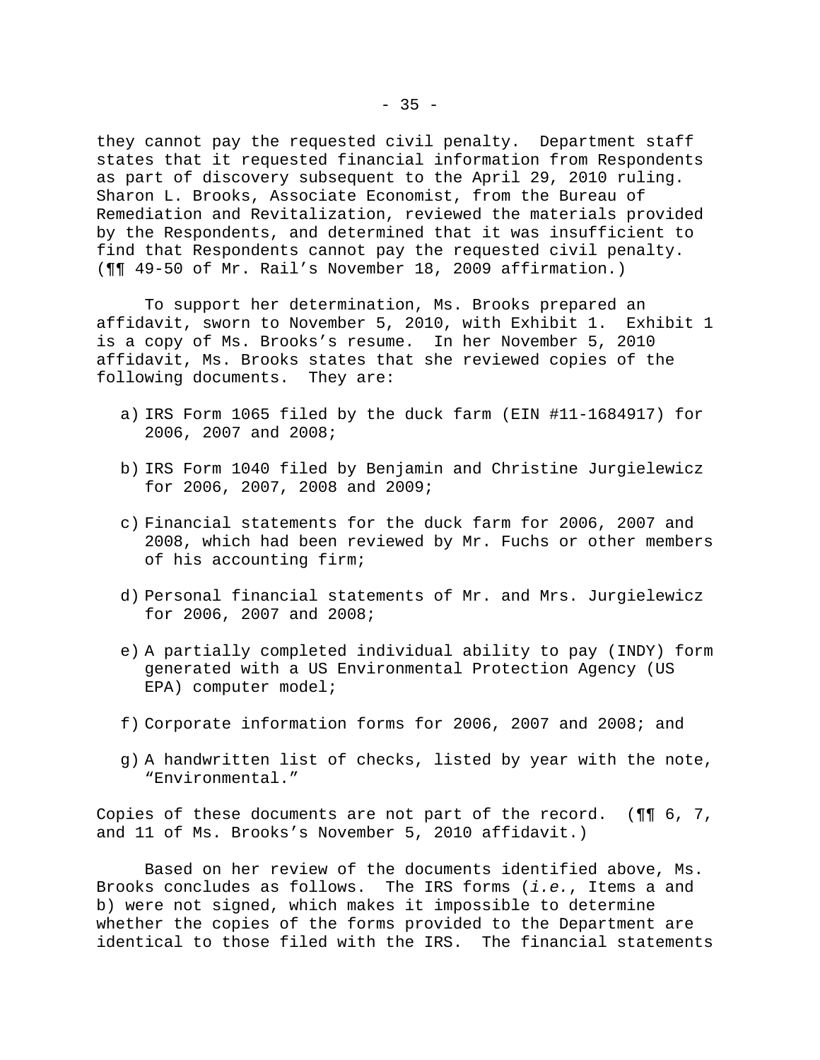they cannot pay the requested civil penalty. Department staff states that it requested financial information from Respondents as part of discovery subsequent to the April 29, 2010 ruling. Sharon L. Brooks, Associate Economist, from the Bureau of Remediation and Revitalization, reviewed the materials provided by the Respondents, and determined that it was insufficient to find that Respondents cannot pay the requested civil penalty. (¶¶ 49-50 of Mr. Rail's November 18, 2009 affirmation.)

To support her determination, Ms. Brooks prepared an affidavit, sworn to November 5, 2010, with Exhibit 1. Exhibit 1 is a copy of Ms. Brooks's resume. In her November 5, 2010 affidavit, Ms. Brooks states that she reviewed copies of the following documents. They are:

a) IRS Form 1065 filed by the duck farm (EIN #11-1684917) for 2006, 2007 and 2008;

b) IRS Form 1040 filed by Benjamin and Christine Jurgielewicz for 2006, 2007, 2008 and 2009;

c) Financial statements for the duck farm for 2006, 2007 and 2008, which had been reviewed by Mr. Fuchs or other members of his accounting firm;

d) Personal financial statements of Mr. and Mrs. Jurgielewicz for 2006, 2007 and 2008;

e) A partially completed individual ability to pay (INDY) form generated with a US Environmental Protection Agency (US EPA) computer model;

f) Corporate information forms for 2006, 2007 and 2008; and

g) A handwritten list of checks, listed by year with the note, "Environmental."

Copies of these documents are not part of the record. (¶¶ 6, 7, and 11 of Ms. Brooks's November 5, 2010 affidavit.)

Based on her review of the documents identified above, Ms. Brooks concludes as follows. The IRS forms (*i.e.*, Items a and b) were not signed, which makes it impossible to determine whether the copies of the forms provided to the Department are identical to those filed with the IRS. The financial statements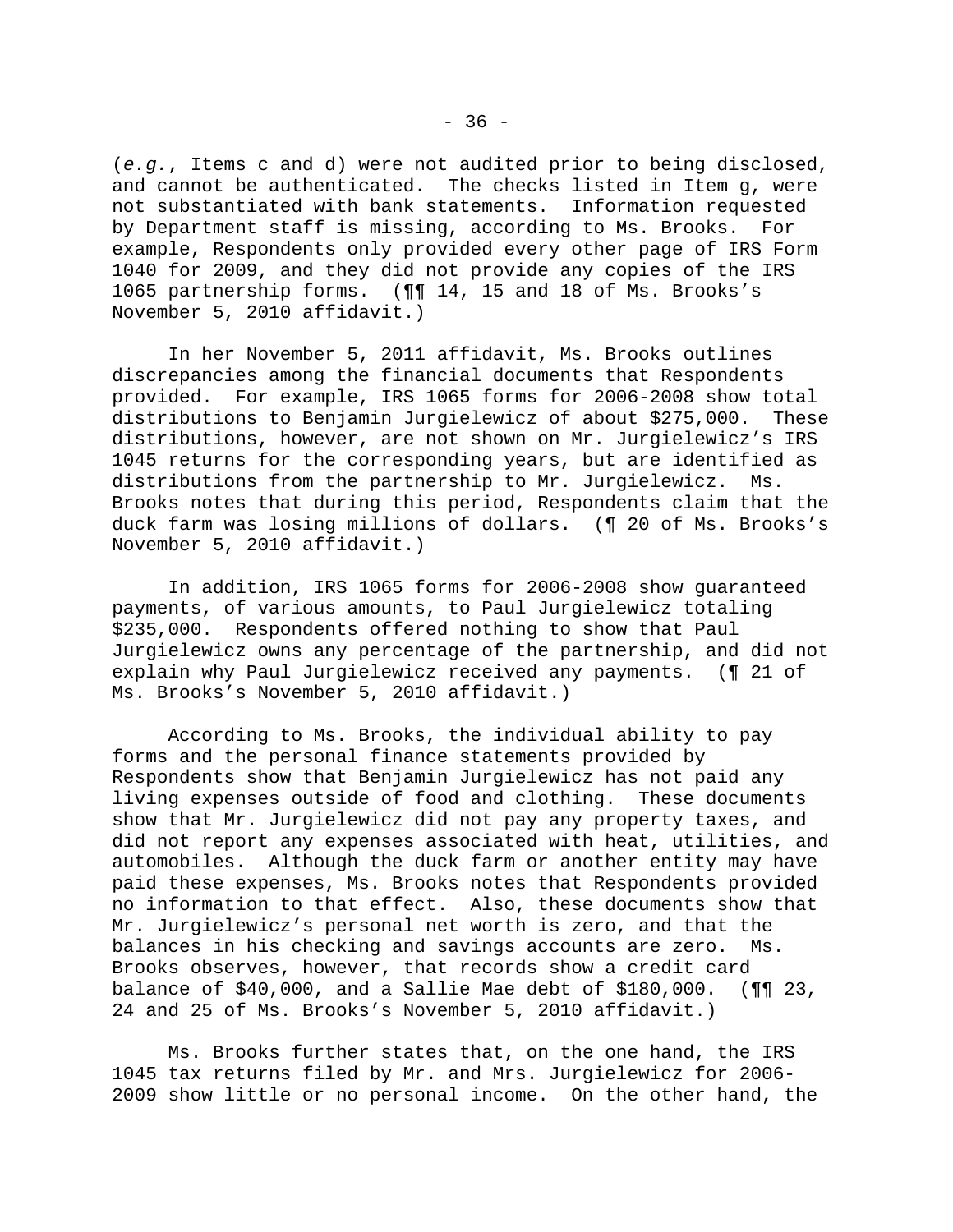(*e.g.*, Items c and d) were not audited prior to being disclosed, and cannot be authenticated. The checks listed in Item g, were not substantiated with bank statements. Information requested by Department staff is missing, according to Ms. Brooks. For example, Respondents only provided every other page of IRS Form 1040 for 2009, and they did not provide any copies of the IRS 1065 partnership forms. (¶¶ 14, 15 and 18 of Ms. Brooks's November 5, 2010 affidavit.)

In her November 5, 2011 affidavit, Ms. Brooks outlines discrepancies among the financial documents that Respondents provided. For example, IRS 1065 forms for 2006-2008 show total distributions to Benjamin Jurgielewicz of about $275,000. These distributions, however, are not shown on Mr. Jurgielewicz's IRS 1045 returns for the corresponding years, but are identified as distributions from the partnership to Mr. Jurgielewicz. Ms. Brooks notes that during this period, Respondents claim that the duck farm was losing millions of dollars. (¶ 20 of Ms. Brooks's November 5, 2010 affidavit.)

In addition, IRS 1065 forms for 2006-2008 show guaranteed payments, of various amounts, to Paul Jurgielewicz totaling $235,000. Respondents offered nothing to show that Paul Jurgielewicz owns any percentage of the partnership, and did not explain why Paul Jurgielewicz received any payments. (¶ 21 of Ms. Brooks's November 5, 2010 affidavit.)

According to Ms. Brooks, the individual ability to pay forms and the personal finance statements provided by Respondents show that Benjamin Jurgielewicz has not paid any living expenses outside of food and clothing. These documents show that Mr. Jurgielewicz did not pay any property taxes, and did not report any expenses associated with heat, utilities, and automobiles. Although the duck farm or another entity may have paid these expenses, Ms. Brooks notes that Respondents provided no information to that effect. Also, these documents show that Mr. Jurgielewicz's personal net worth is zero, and that the balances in his checking and savings accounts are zero. Ms. Brooks observes, however, that records show a credit card balance of $40,000, and a Sallie Mae debt of $180,000. (¶¶ 23, 24 and 25 of Ms. Brooks's November 5, 2010 affidavit.)

Ms. Brooks further states that, on the one hand, the IRS 1045 tax returns filed by Mr. and Mrs. Jurgielewicz for 2006-2009 show little or no personal income. On the other hand, the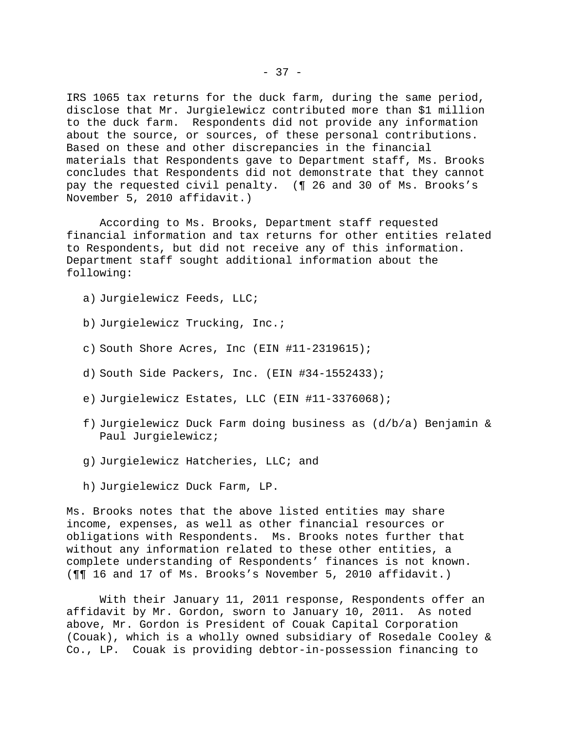IRS 1065 tax returns for the duck farm, during the same period, disclose that Mr. Jurgielewicz contributed more than $1 million to the duck farm. Respondents did not provide any information about the source, or sources, of these personal contributions. Based on these and other discrepancies in the financial materials that Respondents gave to Department staff, Ms. Brooks concludes that Respondents did not demonstrate that they cannot pay the requested civil penalty. (¶ 26 and 30 of Ms. Brooks's November 5, 2010 affidavit.)

According to Ms. Brooks, Department staff requested financial information and tax returns for other entities related to Respondents, but did not receive any of this information. Department staff sought additional information about the following:

a) Jurgielewicz Feeds, LLC;

b) Jurgielewicz Trucking, Inc.;

c) South Shore Acres, Inc (EIN #11-2319615);

d) South Side Packers, Inc. (EIN #34-1552433);

e) Jurgielewicz Estates, LLC (EIN #11-3376068);

f) Jurgielewicz Duck Farm doing business as (d/b/a) Benjamin & Paul Jurgielewicz;

g) Jurgielewicz Hatcheries, LLC; and

h) Jurgielewicz Duck Farm, LP.

Ms. Brooks notes that the above listed entities may share income, expenses, as well as other financial resources or obligations with Respondents. Ms. Brooks notes further that without any information related to these other entities, a complete understanding of Respondents' finances is not known. (¶¶ 16 and 17 of Ms. Brooks's November 5, 2010 affidavit.)

With their January 11, 2011 response, Respondents offer an affidavit by Mr. Gordon, sworn to January 10, 2011. As noted above, Mr. Gordon is President of Couak Capital Corporation (Couak), which is a wholly owned subsidiary of Rosedale Cooley & Co., LP. Couak is providing debtor-in-possession financing to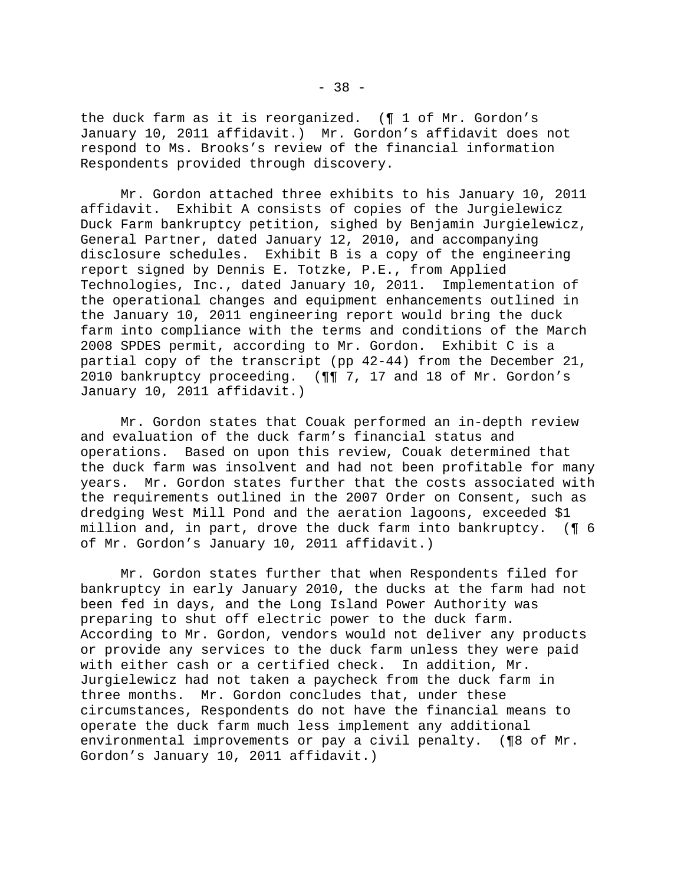the duck farm as it is reorganized. (¶ 1 of Mr. Gordon's January 10, 2011 affidavit.) Mr. Gordon's affidavit does not respond to Ms. Brooks's review of the financial information Respondents provided through discovery.

Mr. Gordon attached three exhibits to his January 10, 2011 affidavit. Exhibit A consists of copies of the Jurgielewicz Duck Farm bankruptcy petition, sighed by Benjamin Jurgielewicz, General Partner, dated January 12, 2010, and accompanying disclosure schedules. Exhibit B is a copy of the engineering report signed by Dennis E. Totzke, P.E., from Applied Technologies, Inc., dated January 10, 2011. Implementation of the operational changes and equipment enhancements outlined in the January 10, 2011 engineering report would bring the duck farm into compliance with the terms and conditions of the March 2008 SPDES permit, according to Mr. Gordon. Exhibit C is a partial copy of the transcript (pp 42-44) from the December 21, 2010 bankruptcy proceeding. (¶¶ 7, 17 and 18 of Mr. Gordon's January 10, 2011 affidavit.)

Mr. Gordon states that Couak performed an in-depth review and evaluation of the duck farm's financial status and operations. Based on upon this review, Couak determined that the duck farm was insolvent and had not been profitable for many years. Mr. Gordon states further that the costs associated with the requirements outlined in the 2007 Order on Consent, such as dredging West Mill Pond and the aeration lagoons, exceeded $1 million and, in part, drove the duck farm into bankruptcy. (¶ 6 of Mr. Gordon's January 10, 2011 affidavit.)

Mr. Gordon states further that when Respondents filed for bankruptcy in early January 2010, the ducks at the farm had not been fed in days, and the Long Island Power Authority was preparing to shut off electric power to the duck farm. According to Mr. Gordon, vendors would not deliver any products or provide any services to the duck farm unless they were paid with either cash or a certified check. In addition, Mr. Jurgielewicz had not taken a paycheck from the duck farm in three months. Mr. Gordon concludes that, under these circumstances, Respondents do not have the financial means to operate the duck farm much less implement any additional environmental improvements or pay a civil penalty. (¶8 of Mr. Gordon's January 10, 2011 affidavit.)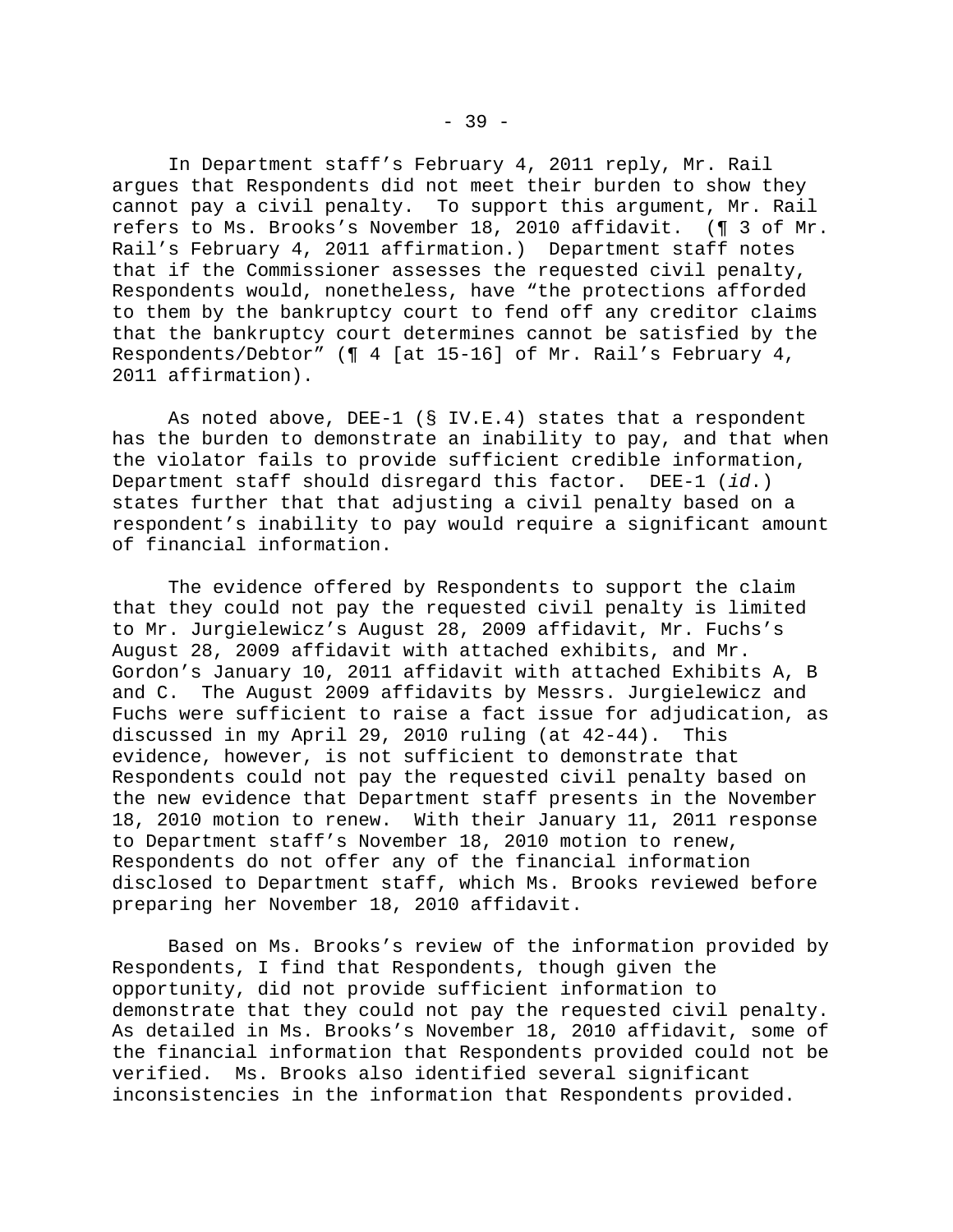In Department staff's February 4, 2011 reply, Mr. Rail argues that Respondents did not meet their burden to show they cannot pay a civil penalty. To support this argument, Mr. Rail refers to Ms. Brooks's November 18, 2010 affidavit. (¶ 3 of Mr. Rail's February 4, 2011 affirmation.) Department staff notes that if the Commissioner assesses the requested civil penalty, Respondents would, nonetheless, have "the protections afforded to them by the bankruptcy court to fend off any creditor claims that the bankruptcy court determines cannot be satisfied by the Respondents/Debtor" (¶ 4 [at 15-16] of Mr. Rail's February 4, 2011 affirmation).

As noted above, DEE-1 (§ IV.E.4) states that a respondent has the burden to demonstrate an inability to pay, and that when the violator fails to provide sufficient credible information, Department staff should disregard this factor. DEE-1 (*id.*) states further that that adjusting a civil penalty based on a respondent's inability to pay would require a significant amount of financial information.

The evidence offered by Respondents to support the claim that they could not pay the requested civil penalty is limited to Mr. Jurgielewicz's August 28, 2009 affidavit, Mr. Fuchs's August 28, 2009 affidavit with attached exhibits, and Mr. Gordon's January 10, 2011 affidavit with attached Exhibits A, B and C. The August 2009 affidavits by Messrs. Jurgielewicz and Fuchs were sufficient to raise a fact issue for adjudication, as discussed in my April 29, 2010 ruling (at 42-44). This evidence, however, is not sufficient to demonstrate that Respondents could not pay the requested civil penalty based on the new evidence that Department staff presents in the November 18, 2010 motion to renew. With their January 11, 2011 response to Department staff's November 18, 2010 motion to renew, Respondents do not offer any of the financial information disclosed to Department staff, which Ms. Brooks reviewed before preparing her November 18, 2010 affidavit.

Based on Ms. Brooks's review of the information provided by Respondents, I find that Respondents, though given the opportunity, did not provide sufficient information to demonstrate that they could not pay the requested civil penalty. As detailed in Ms. Brooks's November 18, 2010 affidavit, some of the financial information that Respondents provided could not be verified. Ms. Brooks also identified several significant inconsistencies in the information that Respondents provided.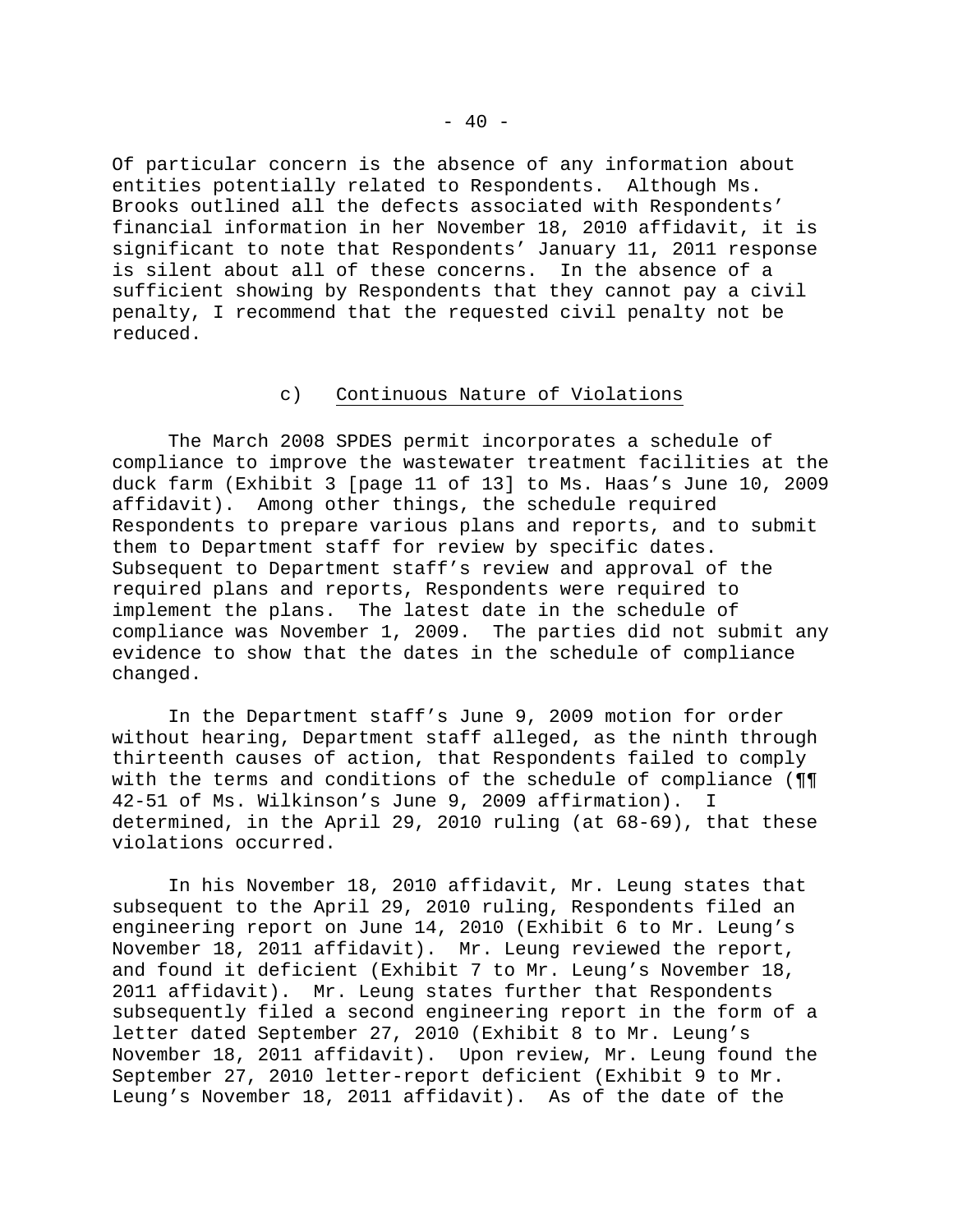Of particular concern is the absence of any information about entities potentially related to Respondents. Although Ms. Brooks outlined all the defects associated with Respondents' financial information in her November 18, 2010 affidavit, it is significant to note that Respondents' January 11, 2011 response is silent about all of these concerns. In the absence of a sufficient showing by Respondents that they cannot pay a civil penalty, I recommend that the requested civil penalty not be reduced.

### c) Continuous Nature of Violations

The March 2008 SPDES permit incorporates a schedule of compliance to improve the wastewater treatment facilities at the duck farm (Exhibit 3 [page 11 of 13] to Ms. Haas's June 10, 2009 affidavit). Among other things, the schedule required Respondents to prepare various plans and reports, and to submit them to Department staff for review by specific dates. Subsequent to Department staff's review and approval of the required plans and reports, Respondents were required to implement the plans. The latest date in the schedule of compliance was November 1, 2009. The parties did not submit any evidence to show that the dates in the schedule of compliance changed.

In the Department staff's June 9, 2009 motion for order without hearing, Department staff alleged, as the ninth through thirteenth causes of action, that Respondents failed to comply with the terms and conditions of the schedule of compliance (¶¶ 42-51 of Ms. Wilkinson's June 9, 2009 affirmation). I determined, in the April 29, 2010 ruling (at 68-69), that these violations occurred.

In his November 18, 2010 affidavit, Mr. Leung states that subsequent to the April 29, 2010 ruling, Respondents filed an engineering report on June 14, 2010 (Exhibit 6 to Mr. Leung's November 18, 2011 affidavit). Mr. Leung reviewed the report, and found it deficient (Exhibit 7 to Mr. Leung's November 18, 2011 affidavit). Mr. Leung states further that Respondents subsequently filed a second engineering report in the form of a letter dated September 27, 2010 (Exhibit 8 to Mr. Leung's November 18, 2011 affidavit). Upon review, Mr. Leung found the September 27, 2010 letter-report deficient (Exhibit 9 to Mr. Leung's November 18, 2011 affidavit). As of the date of the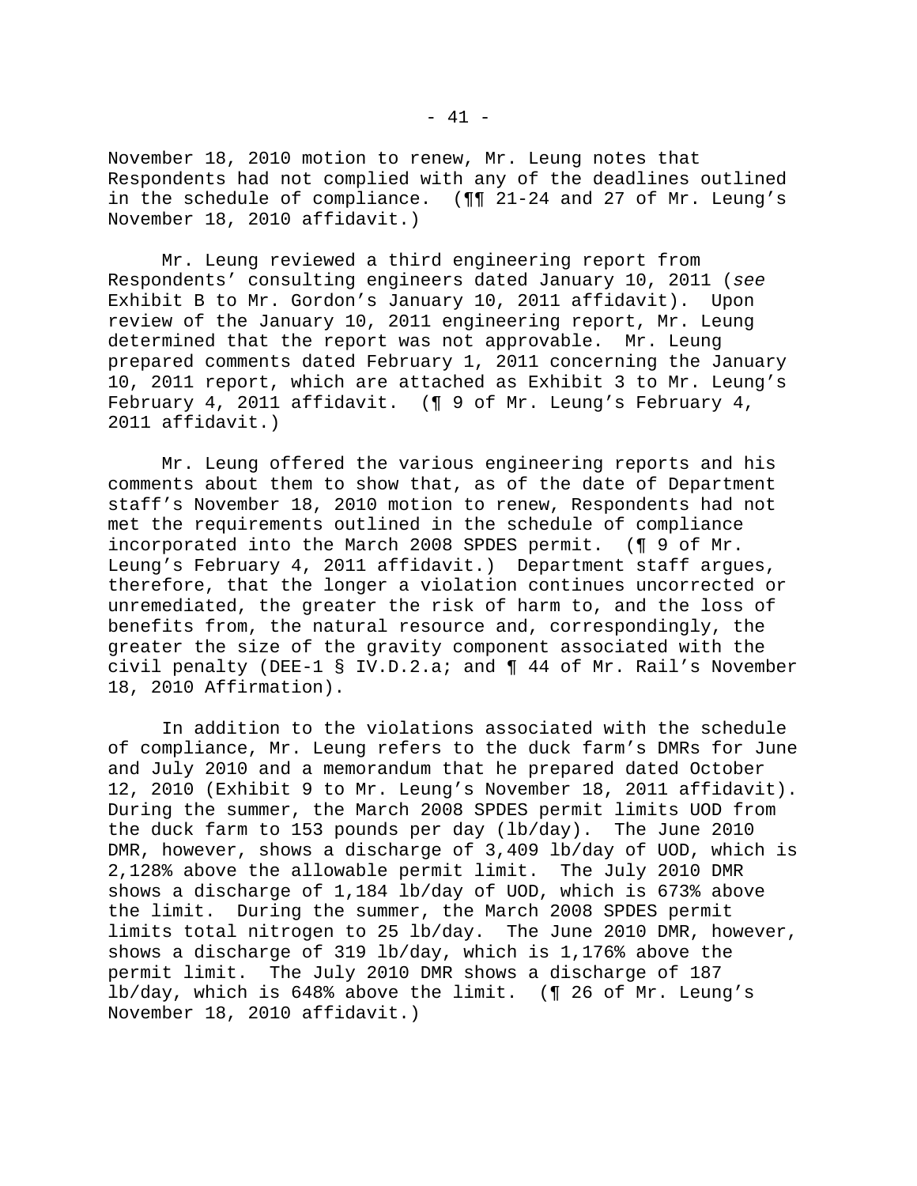November 18, 2010 motion to renew, Mr. Leung notes that Respondents had not complied with any of the deadlines outlined in the schedule of compliance. (¶¶ 21-24 and 27 of Mr. Leung's November 18, 2010 affidavit.)

Mr. Leung reviewed a third engineering report from Respondents' consulting engineers dated January 10, 2011 (*see* Exhibit B to Mr. Gordon's January 10, 2011 affidavit). Upon review of the January 10, 2011 engineering report, Mr. Leung determined that the report was not approvable. Mr. Leung prepared comments dated February 1, 2011 concerning the January 10, 2011 report, which are attached as Exhibit 3 to Mr. Leung's February 4, 2011 affidavit. (¶ 9 of Mr. Leung's February 4, 2011 affidavit.)

Mr. Leung offered the various engineering reports and his comments about them to show that, as of the date of Department staff's November 18, 2010 motion to renew, Respondents had not met the requirements outlined in the schedule of compliance incorporated into the March 2008 SPDES permit. (¶ 9 of Mr. Leung's February 4, 2011 affidavit.) Department staff argues, therefore, that the longer a violation continues uncorrected or unremediated, the greater the risk of harm to, and the loss of benefits from, the natural resource and, correspondingly, the greater the size of the gravity component associated with the civil penalty (DEE-1 § IV.D.2.a; and ¶ 44 of Mr. Rail's November 18, 2010 Affirmation).

In addition to the violations associated with the schedule of compliance, Mr. Leung refers to the duck farm's DMRs for June and July 2010 and a memorandum that he prepared dated October 12, 2010 (Exhibit 9 to Mr. Leung's November 18, 2011 affidavit). During the summer, the March 2008 SPDES permit limits UOD from the duck farm to 153 pounds per day (lb/day). The June 2010 DMR, however, shows a discharge of 3,409 lb/day of UOD, which is 2,128% above the allowable permit limit. The July 2010 DMR shows a discharge of 1,184 lb/day of UOD, which is 673% above the limit. During the summer, the March 2008 SPDES permit limits total nitrogen to 25 lb/day. The June 2010 DMR, however, shows a discharge of 319 lb/day, which is 1,176% above the permit limit. The July 2010 DMR shows a discharge of 187 lb/day, which is 648% above the limit. (¶ 26 of Mr. Leung's November 18, 2010 affidavit.)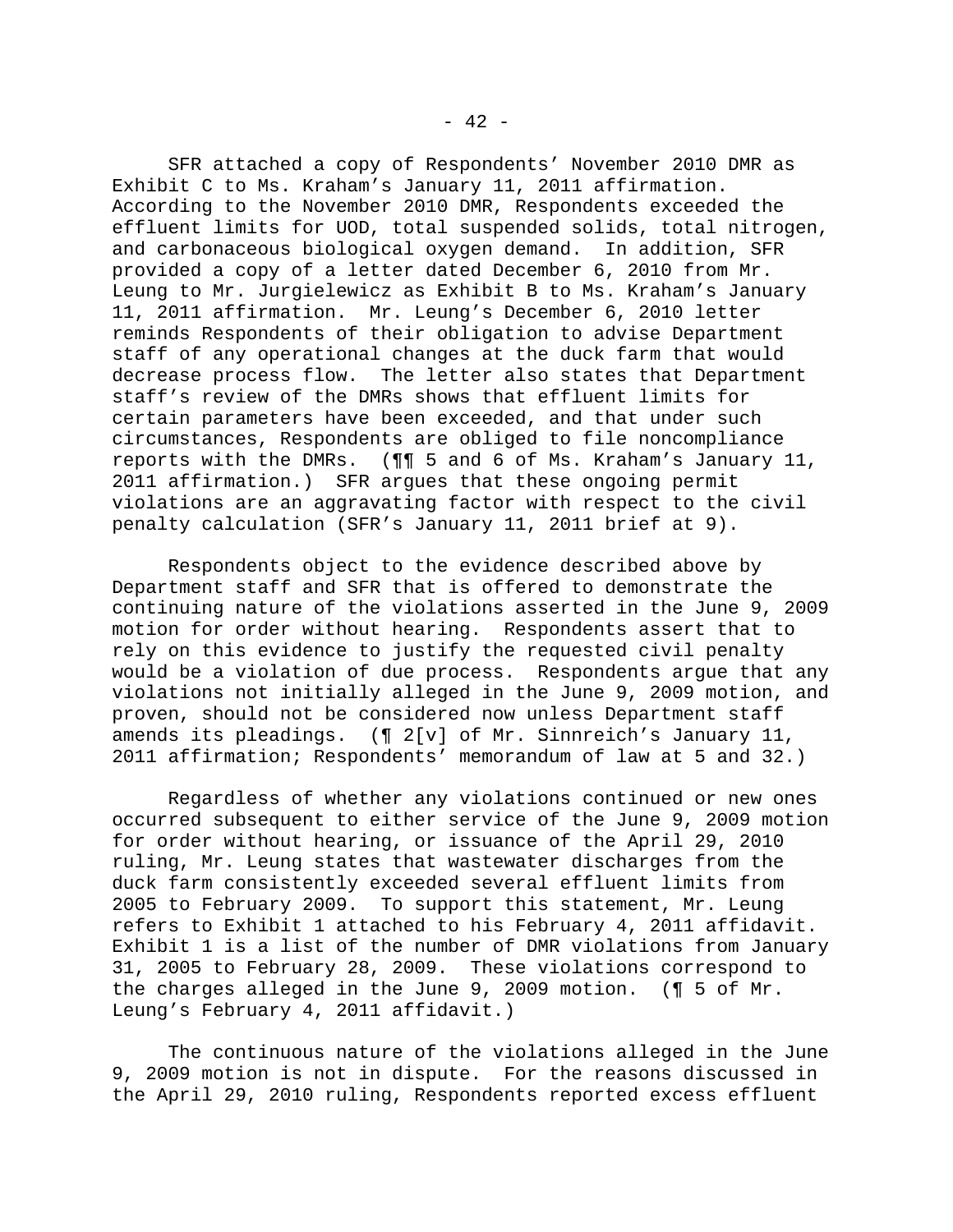SFR attached a copy of Respondents' November 2010 DMR as Exhibit C to Ms. Kraham's January 11, 2011 affirmation. According to the November 2010 DMR, Respondents exceeded the effluent limits for UOD, total suspended solids, total nitrogen, and carbonaceous biological oxygen demand. In addition, SFR provided a copy of a letter dated December 6, 2010 from Mr. Leung to Mr. Jurgielewicz as Exhibit B to Ms. Kraham's January 11, 2011 affirmation. Mr. Leung's December 6, 2010 letter reminds Respondents of their obligation to advise Department staff of any operational changes at the duck farm that would decrease process flow. The letter also states that Department staff's review of the DMRs shows that effluent limits for certain parameters have been exceeded, and that under such circumstances, Respondents are obliged to file noncompliance reports with the DMRs. (¶¶ 5 and 6 of Ms. Kraham's January 11, 2011 affirmation.) SFR argues that these ongoing permit violations are an aggravating factor with respect to the civil penalty calculation (SFR's January 11, 2011 brief at 9).

Respondents object to the evidence described above by Department staff and SFR that is offered to demonstrate the continuing nature of the violations asserted in the June 9, 2009 motion for order without hearing. Respondents assert that to rely on this evidence to justify the requested civil penalty would be a violation of due process. Respondents argue that any violations not initially alleged in the June 9, 2009 motion, and proven, should not be considered now unless Department staff amends its pleadings. (¶ 2[v] of Mr. Sinnreich's January 11, 2011 affirmation; Respondents' memorandum of law at 5 and 32.)

Regardless of whether any violations continued or new ones occurred subsequent to either service of the June 9, 2009 motion for order without hearing, or issuance of the April 29, 2010 ruling, Mr. Leung states that wastewater discharges from the duck farm consistently exceeded several effluent limits from 2005 to February 2009. To support this statement, Mr. Leung refers to Exhibit 1 attached to his February 4, 2011 affidavit. Exhibit 1 is a list of the number of DMR violations from January 31, 2005 to February 28, 2009. These violations correspond to the charges alleged in the June 9, 2009 motion. (¶ 5 of Mr. Leung's February 4, 2011 affidavit.)

The continuous nature of the violations alleged in the June 9, 2009 motion is not in dispute. For the reasons discussed in the April 29, 2010 ruling, Respondents reported excess effluent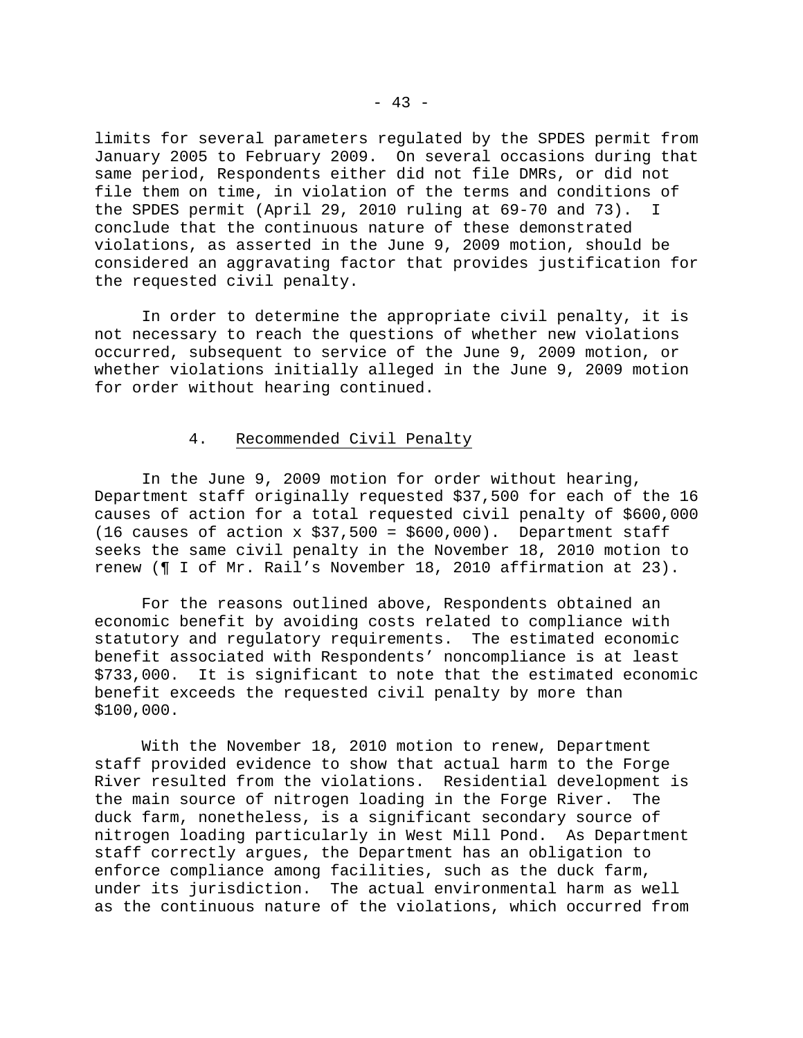limits for several parameters regulated by the SPDES permit from January 2005 to February 2009. On several occasions during that same period, Respondents either did not file DMRs, or did not file them on time, in violation of the terms and conditions of the SPDES permit (April 29, 2010 ruling at 69-70 and 73). I conclude that the continuous nature of these demonstrated violations, as asserted in the June 9, 2009 motion, should be considered an aggravating factor that provides justification for the requested civil penalty.

In order to determine the appropriate civil penalty, it is not necessary to reach the questions of whether new violations occurred, subsequent to service of the June 9, 2009 motion, or whether violations initially alleged in the June 9, 2009 motion for order without hearing continued.

### 4. Recommended Civil Penalty

In the June 9, 2009 motion for order without hearing, Department staff originally requested $37,500 for each of the 16 causes of action for a total requested civil penalty of $600,000 (16 causes of action x $37,500 = $600,000). Department staff seeks the same civil penalty in the November 18, 2010 motion to renew (¶ I of Mr. Rail's November 18, 2010 affirmation at 23).

For the reasons outlined above, Respondents obtained an economic benefit by avoiding costs related to compliance with statutory and regulatory requirements. The estimated economic benefit associated with Respondents' noncompliance is at least $733,000. It is significant to note that the estimated economic benefit exceeds the requested civil penalty by more than $100,000.

With the November 18, 2010 motion to renew, Department staff provided evidence to show that actual harm to the Forge River resulted from the violations. Residential development is the main source of nitrogen loading in the Forge River. The duck farm, nonetheless, is a significant secondary source of nitrogen loading particularly in West Mill Pond. As Department staff correctly argues, the Department has an obligation to enforce compliance among facilities, such as the duck farm, under its jurisdiction. The actual environmental harm as well as the continuous nature of the violations, which occurred from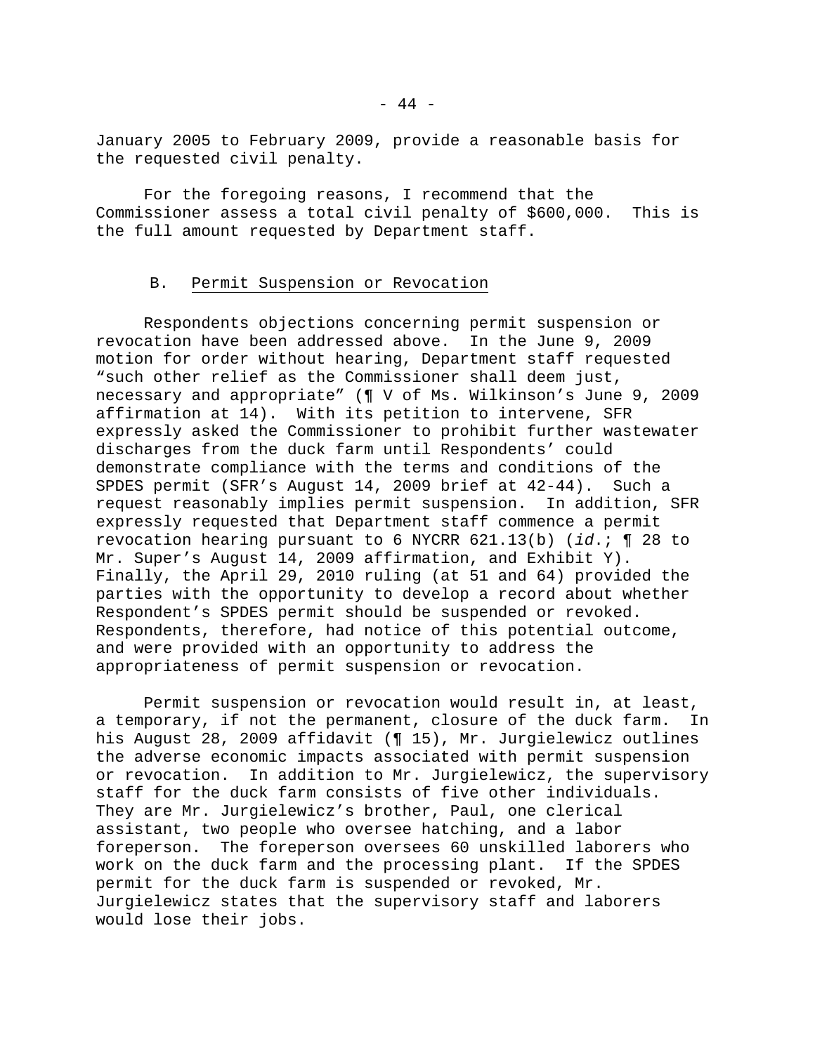January 2005 to February 2009, provide a reasonable basis for the requested civil penalty.

For the foregoing reasons, I recommend that the Commissioner assess a total civil penalty of $600,000. This is the full amount requested by Department staff.

### B. Permit Suspension or Revocation

Respondents objections concerning permit suspension or revocation have been addressed above. In the June 9, 2009 motion for order without hearing, Department staff requested "such other relief as the Commissioner shall deem just, necessary and appropriate" (¶ V of Ms. Wilkinson's June 9, 2009 affirmation at 14). With its petition to intervene, SFR expressly asked the Commissioner to prohibit further wastewater discharges from the duck farm until Respondents' could demonstrate compliance with the terms and conditions of the SPDES permit (SFR's August 14, 2009 brief at 42-44). Such a request reasonably implies permit suspension. In addition, SFR expressly requested that Department staff commence a permit revocation hearing pursuant to 6 NYCRR 621.13(b) (*id.*; ¶ 28 to Mr. Super's August 14, 2009 affirmation, and Exhibit Y). Finally, the April 29, 2010 ruling (at 51 and 64) provided the parties with the opportunity to develop a record about whether Respondent's SPDES permit should be suspended or revoked. Respondents, therefore, had notice of this potential outcome, and were provided with an opportunity to address the appropriateness of permit suspension or revocation.

Permit suspension or revocation would result in, at least, a temporary, if not the permanent, closure of the duck farm. In his August 28, 2009 affidavit (¶ 15), Mr. Jurgielewicz outlines the adverse economic impacts associated with permit suspension or revocation. In addition to Mr. Jurgielewicz, the supervisory staff for the duck farm consists of five other individuals. They are Mr. Jurgielewicz's brother, Paul, one clerical assistant, two people who oversee hatching, and a labor foreperson. The foreperson oversees 60 unskilled laborers who work on the duck farm and the processing plant. If the SPDES permit for the duck farm is suspended or revoked, Mr. Jurgielewicz states that the supervisory staff and laborers would lose their jobs.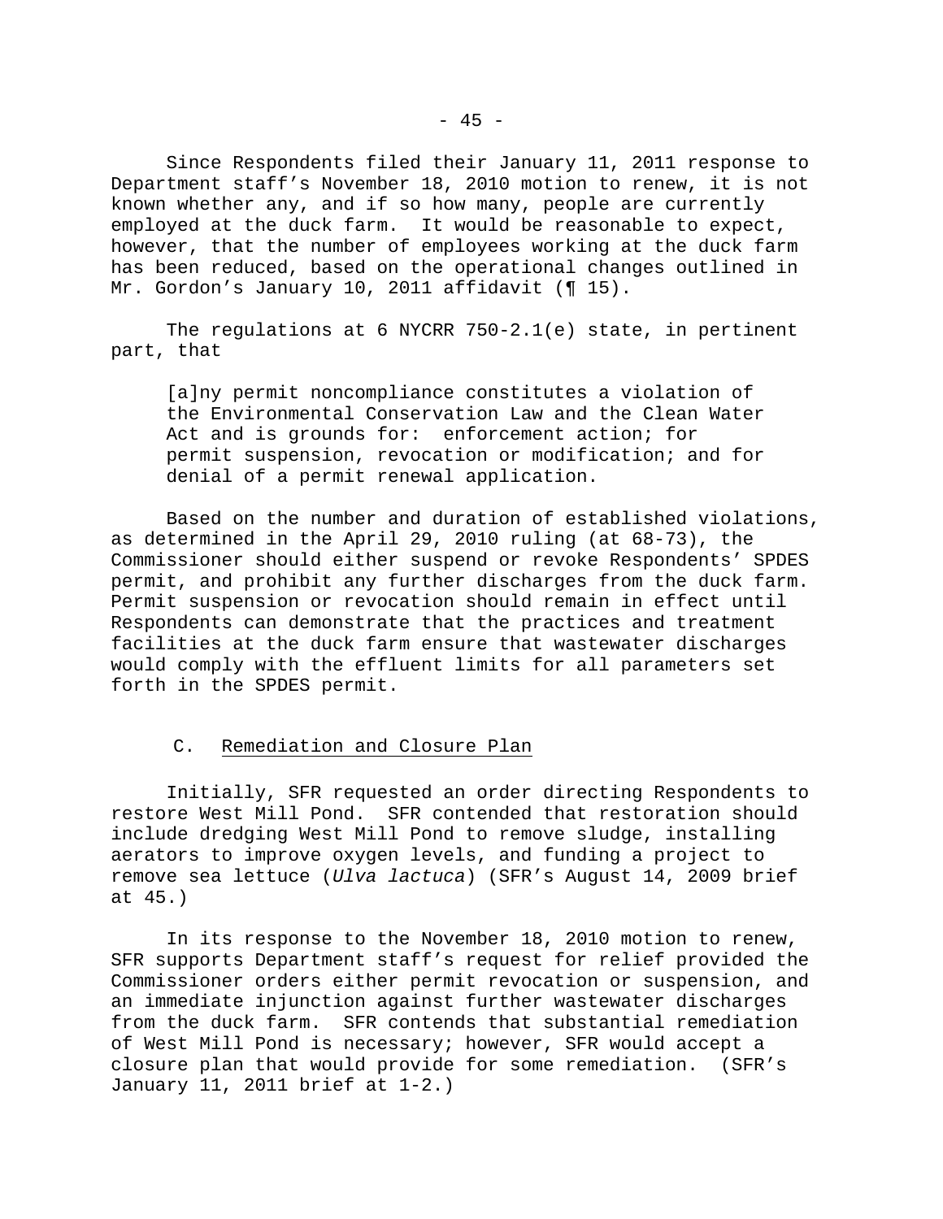Since Respondents filed their January 11, 2011 response to Department staff's November 18, 2010 motion to renew, it is not known whether any, and if so how many, people are currently employed at the duck farm. It would be reasonable to expect, however, that the number of employees working at the duck farm has been reduced, based on the operational changes outlined in Mr. Gordon's January 10, 2011 affidavit (¶ 15).

The regulations at 6 NYCRR 750-2.1(e) state, in pertinent part, that

> [a]ny permit noncompliance constitutes a violation of the Environmental Conservation Law and the Clean Water Act and is grounds for: enforcement action; for permit suspension, revocation or modification; and for denial of a permit renewal application.

Based on the number and duration of established violations, as determined in the April 29, 2010 ruling (at 68-73), the Commissioner should either suspend or revoke Respondents' SPDES permit, and prohibit any further discharges from the duck farm. Permit suspension or revocation should remain in effect until Respondents can demonstrate that the practices and treatment facilities at the duck farm ensure that wastewater discharges would comply with the effluent limits for all parameters set forth in the SPDES permit.

### C. Remediation and Closure Plan

Initially, SFR requested an order directing Respondents to restore West Mill Pond. SFR contended that restoration should include dredging West Mill Pond to remove sludge, installing aerators to improve oxygen levels, and funding a project to remove sea lettuce (*Ulva lactuca*) (SFR's August 14, 2009 brief at 45.)

In its response to the November 18, 2010 motion to renew, SFR supports Department staff's request for relief provided the Commissioner orders either permit revocation or suspension, and an immediate injunction against further wastewater discharges from the duck farm. SFR contends that substantial remediation of West Mill Pond is necessary; however, SFR would accept a closure plan that would provide for some remediation. (SFR's January 11, 2011 brief at 1-2.)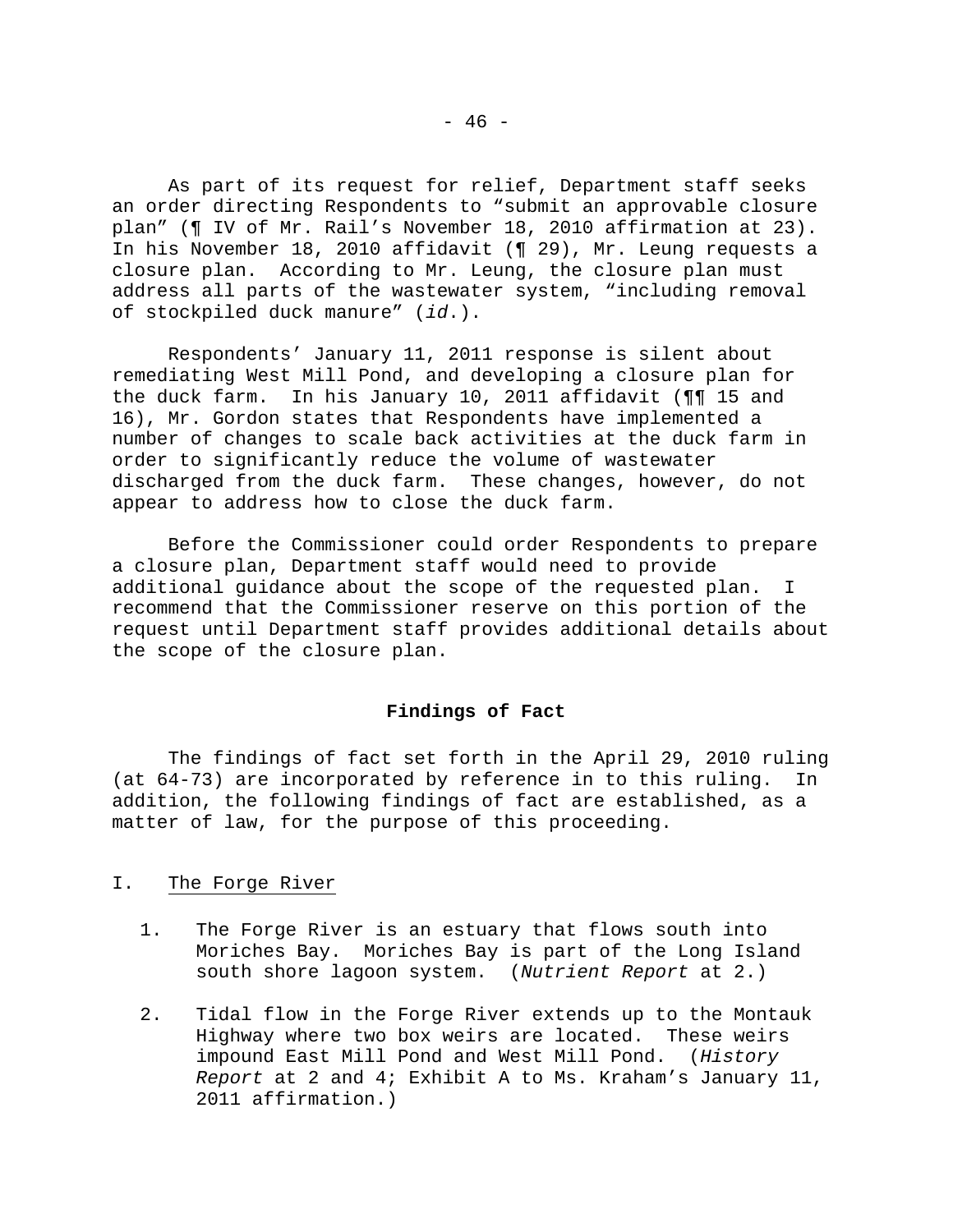As part of its request for relief, Department staff seeks an order directing Respondents to "submit an approvable closure plan" (¶ IV of Mr. Rail's November 18, 2010 affirmation at 23). In his November 18, 2010 affidavit (¶ 29), Mr. Leung requests a closure plan. According to Mr. Leung, the closure plan must address all parts of the wastewater system, "including removal of stockpiled duck manure" (*id*.).

Respondents' January 11, 2011 response is silent about remediating West Mill Pond, and developing a closure plan for the duck farm. In his January 10, 2011 affidavit (¶¶ 15 and 16), Mr. Gordon states that Respondents have implemented a number of changes to scale back activities at the duck farm in order to significantly reduce the volume of wastewater discharged from the duck farm. These changes, however, do not appear to address how to close the duck farm.

Before the Commissioner could order Respondents to prepare a closure plan, Department staff would need to provide additional guidance about the scope of the requested plan. I recommend that the Commissioner reserve on this portion of the request until Department staff provides additional details about the scope of the closure plan.

## Findings of Fact

The findings of fact set forth in the April 29, 2010 ruling (at 64-73) are incorporated by reference in to this ruling. In addition, the following findings of fact are established, as a matter of law, for the purpose of this proceeding.

### I. The Forge River

1. The Forge River is an estuary that flows south into Moriches Bay. Moriches Bay is part of the Long Island south shore lagoon system. (*Nutrient Report* at 2.)

2. Tidal flow in the Forge River extends up to the Montauk Highway where two box weirs are located. These weirs impound East Mill Pond and West Mill Pond. (*History Report* at 2 and 4; Exhibit A to Ms. Kraham's January 11, 2011 affirmation.)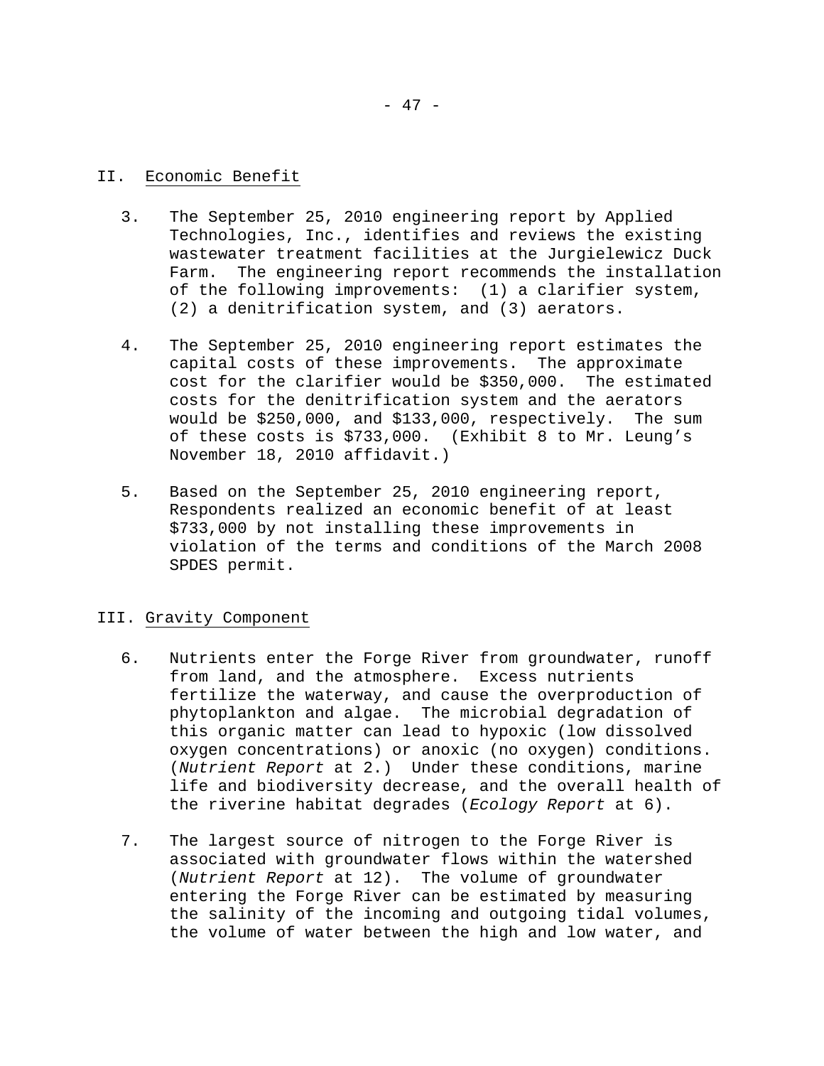## II. Economic Benefit

3. The September 25, 2010 engineering report by Applied Technologies, Inc., identifies and reviews the existing wastewater treatment facilities at the Jurgielewicz Duck Farm. The engineering report recommends the installation of the following improvements: (1) a clarifier system, (2) a denitrification system, and (3) aerators.

4. The September 25, 2010 engineering report estimates the capital costs of these improvements. The approximate cost for the clarifier would be \$350,000. The estimated costs for the denitrification system and the aerators would be \$250,000, and \$133,000, respectively. The sum of these costs is \$733,000. (Exhibit 8 to Mr. Leung's November 18, 2010 affidavit.)

5. Based on the September 25, 2010 engineering report, Respondents realized an economic benefit of at least \$733,000 by not installing these improvements in violation of the terms and conditions of the March 2008 SPDES permit.

## III. Gravity Component

6. Nutrients enter the Forge River from groundwater, runoff from land, and the atmosphere. Excess nutrients fertilize the waterway, and cause the overproduction of phytoplankton and algae. The microbial degradation of this organic matter can lead to hypoxic (low dissolved oxygen concentrations) or anoxic (no oxygen) conditions. (*Nutrient Report* at 2.) Under these conditions, marine life and biodiversity decrease, and the overall health of the riverine habitat degrades (*Ecology Report* at 6).

7. The largest source of nitrogen to the Forge River is associated with groundwater flows within the watershed (*Nutrient Report* at 12). The volume of groundwater entering the Forge River can be estimated by measuring the salinity of the incoming and outgoing tidal volumes, the volume of water between the high and low water, and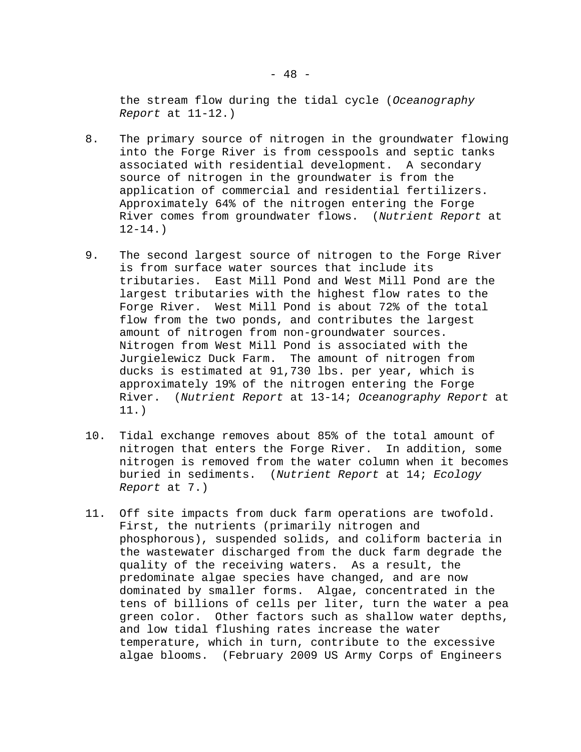the stream flow during the tidal cycle (*Oceanography Report* at 11-12.)

8. The primary source of nitrogen in the groundwater flowing into the Forge River is from cesspools and septic tanks associated with residential development. A secondary source of nitrogen in the groundwater is from the application of commercial and residential fertilizers. Approximately 64% of the nitrogen entering the Forge River comes from groundwater flows. (*Nutrient Report* at 12-14.)

9. The second largest source of nitrogen to the Forge River is from surface water sources that include its tributaries. East Mill Pond and West Mill Pond are the largest tributaries with the highest flow rates to the Forge River. West Mill Pond is about 72% of the total flow from the two ponds, and contributes the largest amount of nitrogen from non-groundwater sources. Nitrogen from West Mill Pond is associated with the Jurgielewicz Duck Farm. The amount of nitrogen from ducks is estimated at 91,730 lbs. per year, which is approximately 19% of the nitrogen entering the Forge River. (*Nutrient Report* at 13-14; *Oceanography Report* at 11.)

10. Tidal exchange removes about 85% of the total amount of nitrogen that enters the Forge River. In addition, some nitrogen is removed from the water column when it becomes buried in sediments. (*Nutrient Report* at 14; *Ecology Report* at 7.)

11. Off site impacts from duck farm operations are twofold. First, the nutrients (primarily nitrogen and phosphorous), suspended solids, and coliform bacteria in the wastewater discharged from the duck farm degrade the quality of the receiving waters. As a result, the predominate algae species have changed, and are now dominated by smaller forms. Algae, concentrated in the tens of billions of cells per liter, turn the water a pea green color. Other factors such as shallow water depths, and low tidal flushing rates increase the water temperature, which in turn, contribute to the excessive algae blooms. (February 2009 US Army Corps of Engineers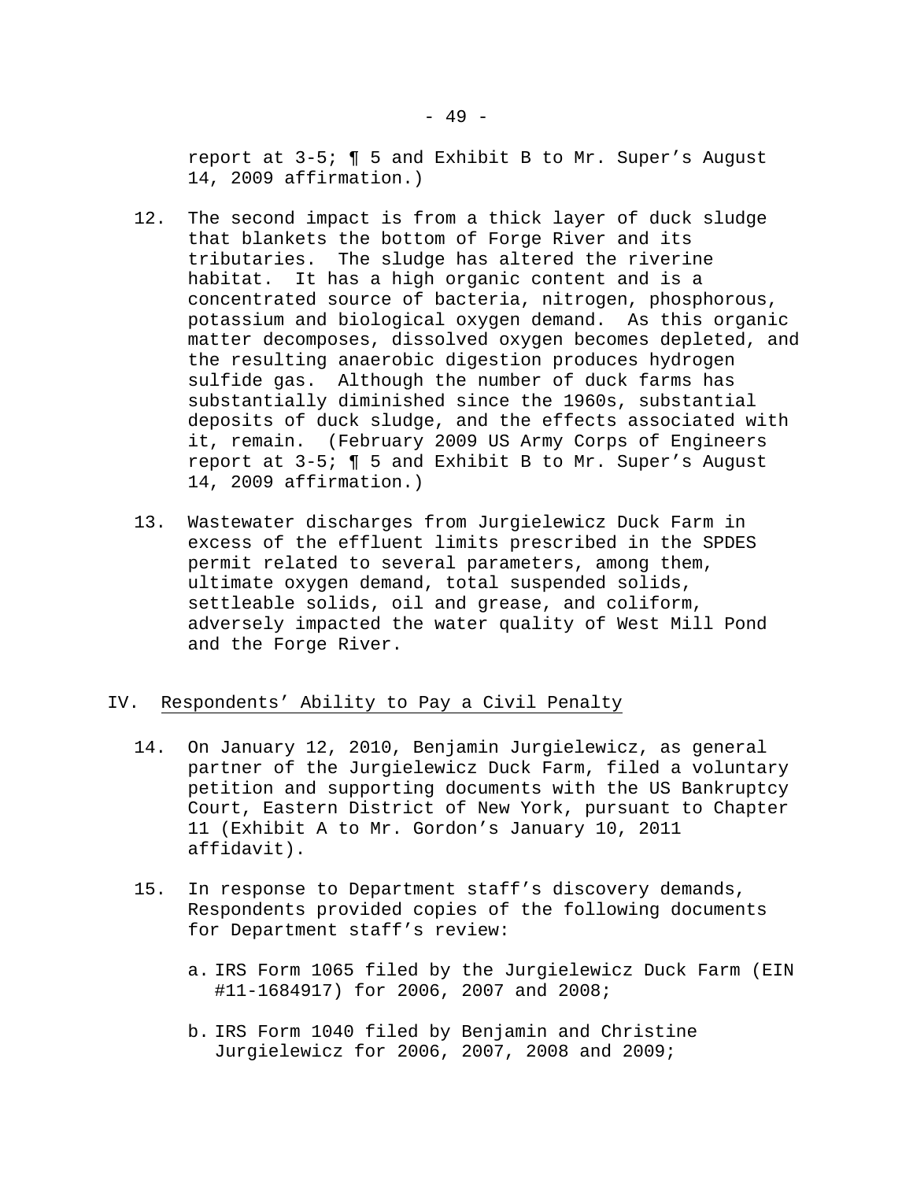report at 3-5; ¶ 5 and Exhibit B to Mr. Super's August 14, 2009 affirmation.)

12. The second impact is from a thick layer of duck sludge that blankets the bottom of Forge River and its tributaries. The sludge has altered the riverine habitat. It has a high organic content and is a concentrated source of bacteria, nitrogen, phosphorous, potassium and biological oxygen demand. As this organic matter decomposes, dissolved oxygen becomes depleted, and the resulting anaerobic digestion produces hydrogen sulfide gas. Although the number of duck farms has substantially diminished since the 1960s, substantial deposits of duck sludge, and the effects associated with it, remain. (February 2009 US Army Corps of Engineers report at 3-5; ¶ 5 and Exhibit B to Mr. Super's August 14, 2009 affirmation.)

13. Wastewater discharges from Jurgielewicz Duck Farm in excess of the effluent limits prescribed in the SPDES permit related to several parameters, among them, ultimate oxygen demand, total suspended solids, settleable solids, oil and grease, and coliform, adversely impacted the water quality of West Mill Pond and the Forge River.

## IV. <u>Respondents' Ability to Pay a Civil Penalty</u>

14. On January 12, 2010, Benjamin Jurgielewicz, as general partner of the Jurgielewicz Duck Farm, filed a voluntary petition and supporting documents with the US Bankruptcy Court, Eastern District of New York, pursuant to Chapter 11 (Exhibit A to Mr. Gordon's January 10, 2011 affidavit).

15. In response to Department staff's discovery demands, Respondents provided copies of the following documents for Department staff's review:

    a. IRS Form 1065 filed by the Jurgielewicz Duck Farm (EIN #11-1684917) for 2006, 2007 and 2008;

    b. IRS Form 1040 filed by Benjamin and Christine Jurgielewicz for 2006, 2007, 2008 and 2009;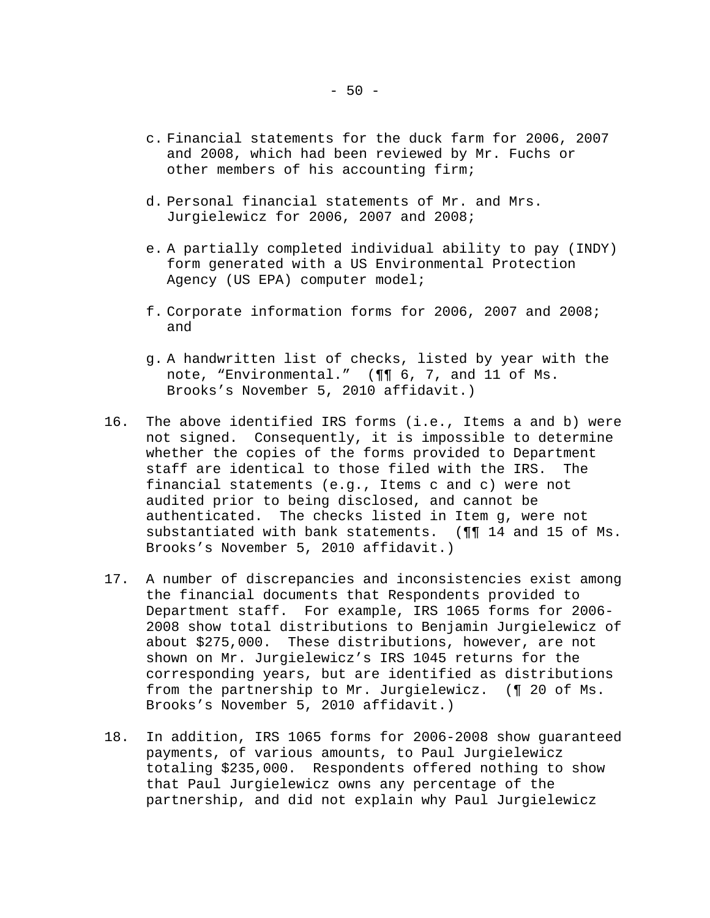c. Financial statements for the duck farm for 2006, 2007 and 2008, which had been reviewed by Mr. Fuchs or other members of his accounting firm;

d. Personal financial statements of Mr. and Mrs. Jurgielewicz for 2006, 2007 and 2008;

e. A partially completed individual ability to pay (INDY) form generated with a US Environmental Protection Agency (US EPA) computer model;

f. Corporate information forms for 2006, 2007 and 2008; and

g. A handwritten list of checks, listed by year with the note, "Environmental." (¶¶ 6, 7, and 11 of Ms. Brooks's November 5, 2010 affidavit.)

16. The above identified IRS forms (i.e., Items a and b) were not signed. Consequently, it is impossible to determine whether the copies of the forms provided to Department staff are identical to those filed with the IRS. The financial statements (e.g., Items c and c) were not audited prior to being disclosed, and cannot be authenticated. The checks listed in Item g, were not substantiated with bank statements. (¶¶ 14 and 15 of Ms. Brooks's November 5, 2010 affidavit.)

17. A number of discrepancies and inconsistencies exist among the financial documents that Respondents provided to Department staff. For example, IRS 1065 forms for 2006-2008 show total distributions to Benjamin Jurgielewicz of about $275,000. These distributions, however, are not shown on Mr. Jurgielewicz's IRS 1045 returns for the corresponding years, but are identified as distributions from the partnership to Mr. Jurgielewicz. (¶ 20 of Ms. Brooks's November 5, 2010 affidavit.)

18. In addition, IRS 1065 forms for 2006-2008 show guaranteed payments, of various amounts, to Paul Jurgielewicz totaling $235,000. Respondents offered nothing to show that Paul Jurgielewicz owns any percentage of the partnership, and did not explain why Paul Jurgielewicz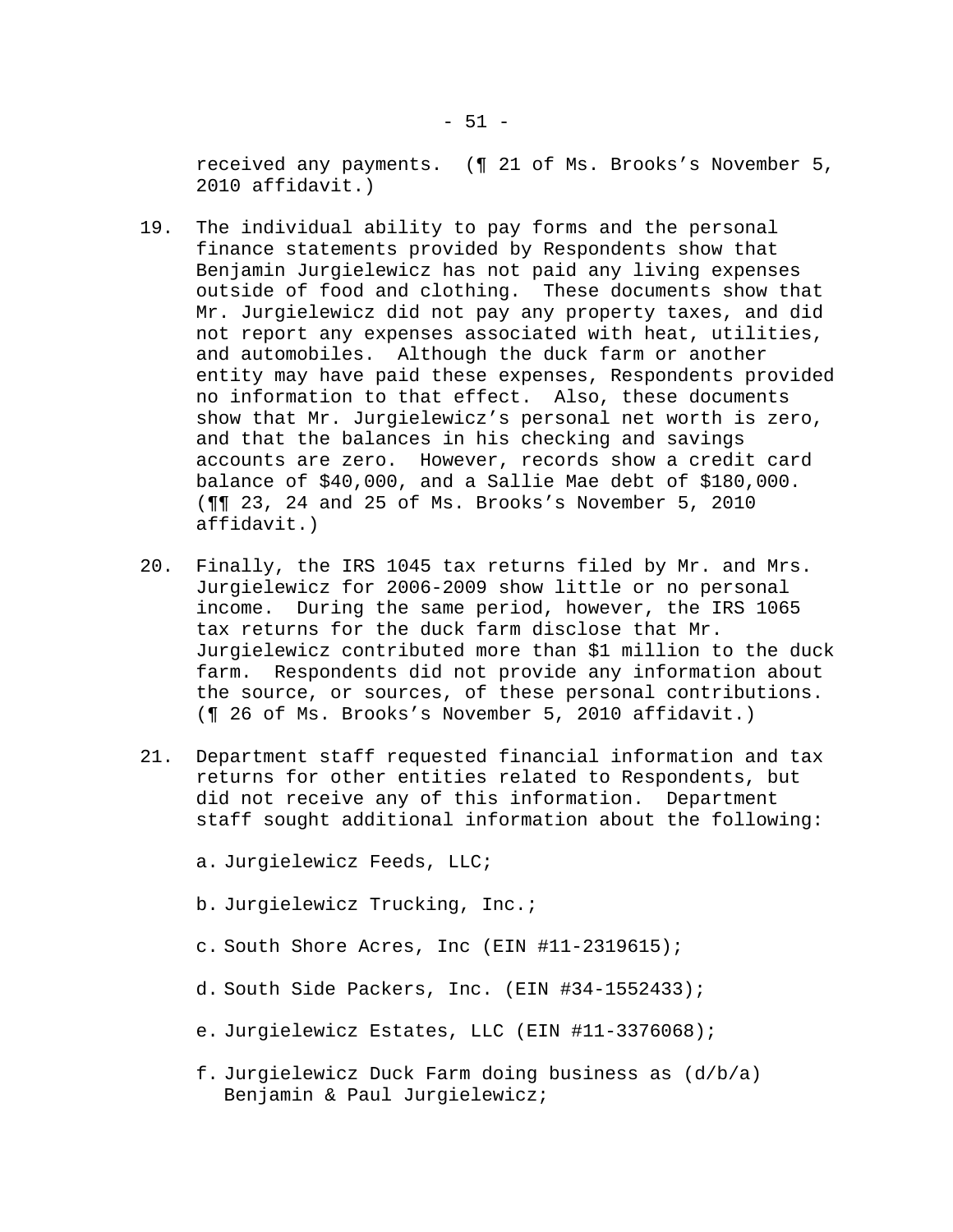received any payments. (¶ 21 of Ms. Brooks's November 5, 2010 affidavit.)

19. The individual ability to pay forms and the personal finance statements provided by Respondents show that Benjamin Jurgielewicz has not paid any living expenses outside of food and clothing. These documents show that Mr. Jurgielewicz did not pay any property taxes, and did not report any expenses associated with heat, utilities, and automobiles. Although the duck farm or another entity may have paid these expenses, Respondents provided no information to that effect. Also, these documents show that Mr. Jurgielewicz's personal net worth is zero, and that the balances in his checking and savings accounts are zero. However, records show a credit card balance of $40,000, and a Sallie Mae debt of $180,000. (¶¶ 23, 24 and 25 of Ms. Brooks's November 5, 2010 affidavit.)

20. Finally, the IRS 1045 tax returns filed by Mr. and Mrs. Jurgielewicz for 2006-2009 show little or no personal income. During the same period, however, the IRS 1065 tax returns for the duck farm disclose that Mr. Jurgielewicz contributed more than $1 million to the duck farm. Respondents did not provide any information about the source, or sources, of these personal contributions. (¶ 26 of Ms. Brooks's November 5, 2010 affidavit.)

21. Department staff requested financial information and tax returns for other entities related to Respondents, but did not receive any of this information. Department staff sought additional information about the following:

    a. Jurgielewicz Feeds, LLC;

    b. Jurgielewicz Trucking, Inc.;

    c. South Shore Acres, Inc (EIN #11-2319615);

    d. South Side Packers, Inc. (EIN #34-1552433);

    e. Jurgielewicz Estates, LLC (EIN #11-3376068);

    f. Jurgielewicz Duck Farm doing business as (d/b/a) Benjamin & Paul Jurgielewicz;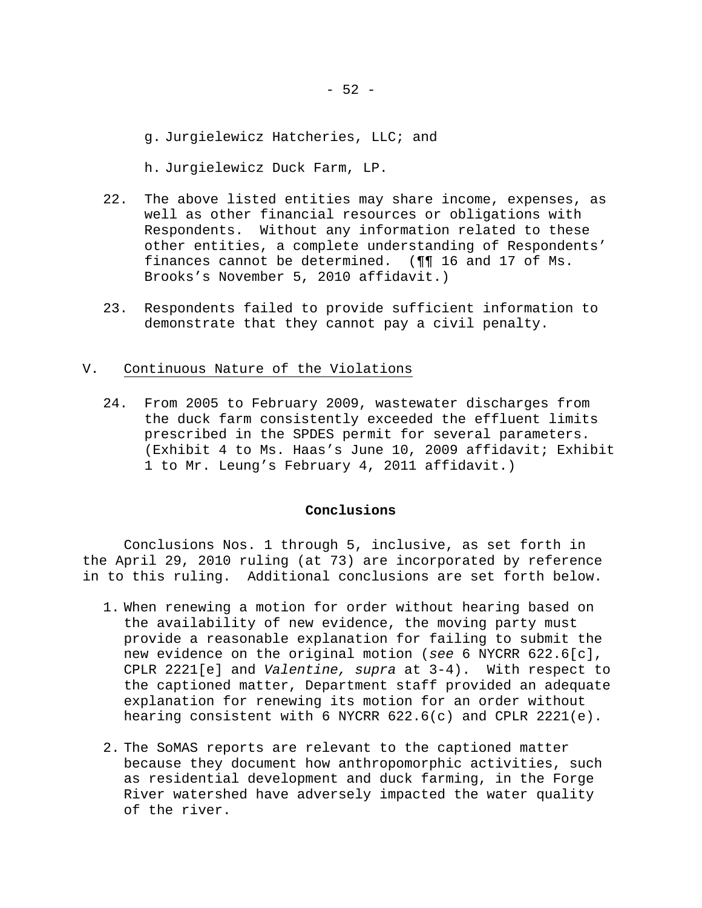g. Jurgielewicz Hatcheries, LLC; and

h. Jurgielewicz Duck Farm, LP.

22. The above listed entities may share income, expenses, as well as other financial resources or obligations with Respondents. Without any information related to these other entities, a complete understanding of Respondents' finances cannot be determined. (¶¶ 16 and 17 of Ms. Brooks's November 5, 2010 affidavit.)

23. Respondents failed to provide sufficient information to demonstrate that they cannot pay a civil penalty.

V. Continuous Nature of the Violations

24. From 2005 to February 2009, wastewater discharges from the duck farm consistently exceeded the effluent limits prescribed in the SPDES permit for several parameters. (Exhibit 4 to Ms. Haas's June 10, 2009 affidavit; Exhibit 1 to Mr. Leung's February 4, 2011 affidavit.)

## Conclusions

Conclusions Nos. 1 through 5, inclusive, as set forth in the April 29, 2010 ruling (at 73) are incorporated by reference in to this ruling. Additional conclusions are set forth below.

1. When renewing a motion for order without hearing based on the availability of new evidence, the moving party must provide a reasonable explanation for failing to submit the new evidence on the original motion (*see* 6 NYCRR 622.6[c], CPLR 2221[e] and *Valentine, supra* at 3-4). With respect to the captioned matter, Department staff provided an adequate explanation for renewing its motion for an order without hearing consistent with 6 NYCRR 622.6(c) and CPLR 2221(e).

2. The SoMAS reports are relevant to the captioned matter because they document how anthropomorphic activities, such as residential development and duck farming, in the Forge River watershed have adversely impacted the water quality of the river.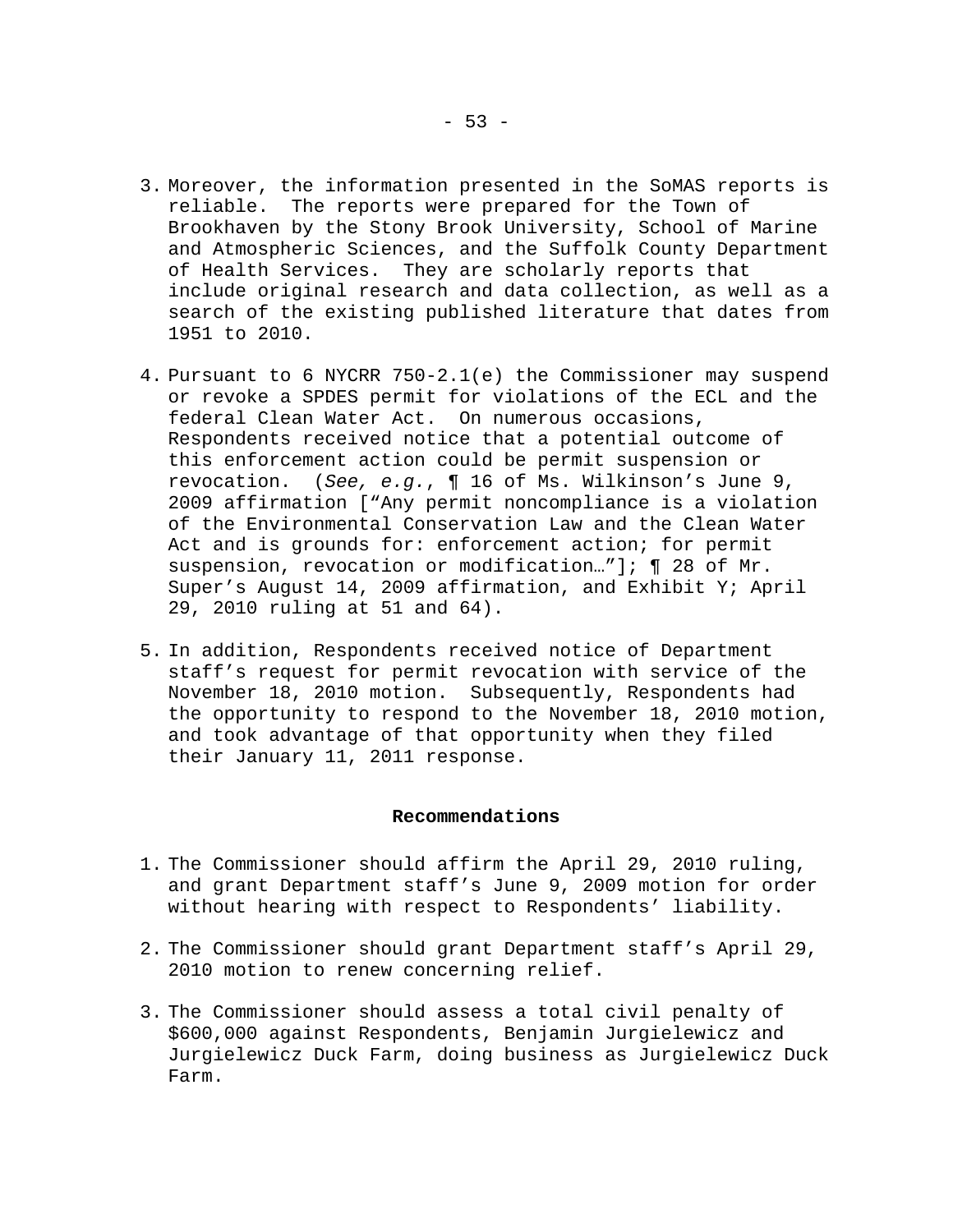3. Moreover, the information presented in the SoMAS reports is reliable. The reports were prepared for the Town of Brookhaven by the Stony Brook University, School of Marine and Atmospheric Sciences, and the Suffolk County Department of Health Services. They are scholarly reports that include original research and data collection, as well as a search of the existing published literature that dates from 1951 to 2010.

4. Pursuant to 6 NYCRR 750-2.1(e) the Commissioner may suspend or revoke a SPDES permit for violations of the ECL and the federal Clean Water Act. On numerous occasions, Respondents received notice that a potential outcome of this enforcement action could be permit suspension or revocation. (*See, e.g.*, ¶ 16 of Ms. Wilkinson's June 9, 2009 affirmation ["Any permit noncompliance is a violation of the Environmental Conservation Law and the Clean Water Act and is grounds for: enforcement action; for permit suspension, revocation or modification…"]; ¶ 28 of Mr. Super's August 14, 2009 affirmation, and Exhibit Y; April 29, 2010 ruling at 51 and 64).

5. In addition, Respondents received notice of Department staff's request for permit revocation with service of the November 18, 2010 motion. Subsequently, Respondents had the opportunity to respond to the November 18, 2010 motion, and took advantage of that opportunity when they filed their January 11, 2011 response.

## Recommendations

1. The Commissioner should affirm the April 29, 2010 ruling, and grant Department staff's June 9, 2009 motion for order without hearing with respect to Respondents' liability.

2. The Commissioner should grant Department staff's April 29, 2010 motion to renew concerning relief.

3. The Commissioner should assess a total civil penalty of $600,000 against Respondents, Benjamin Jurgielewicz and Jurgielewicz Duck Farm, doing business as Jurgielewicz Duck Farm.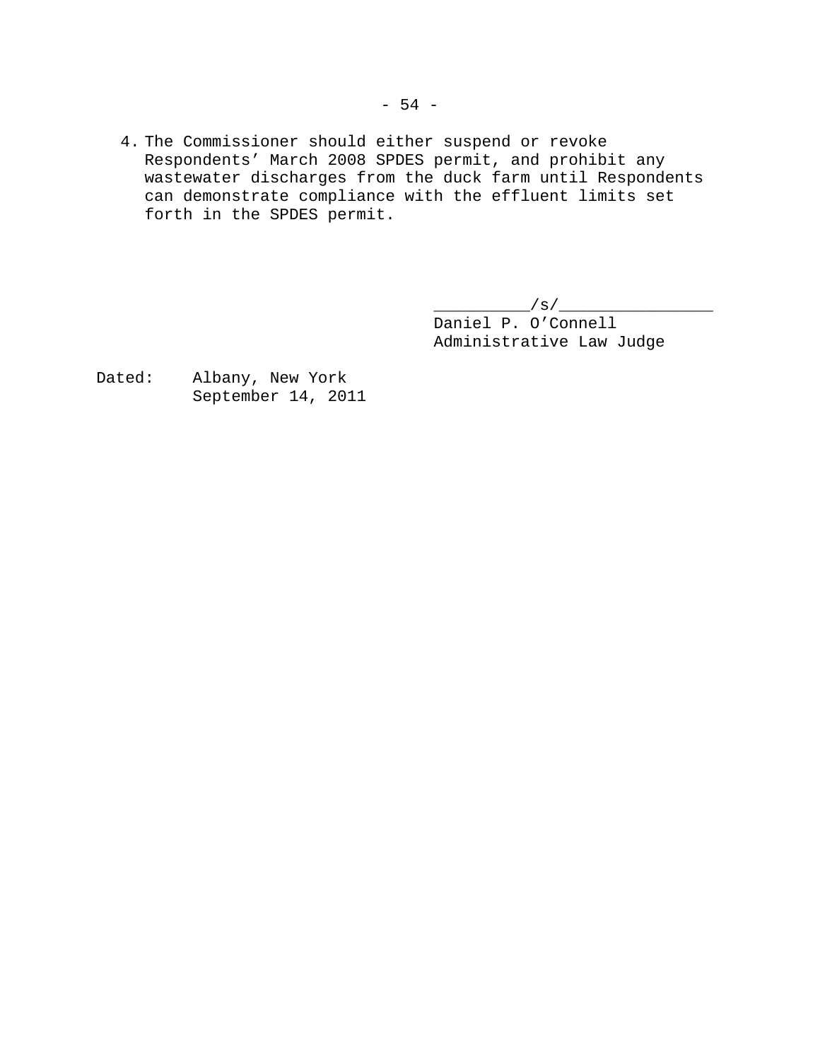4. The Commissioner should either suspend or revoke Respondents' March 2008 SPDES permit, and prohibit any wastewater discharges from the duck farm until Respondents can demonstrate compliance with the effluent limits set forth in the SPDES permit.

/s/
Daniel P. O'Connell
Administrative Law Judge

Dated: Albany, New York
September 14, 2011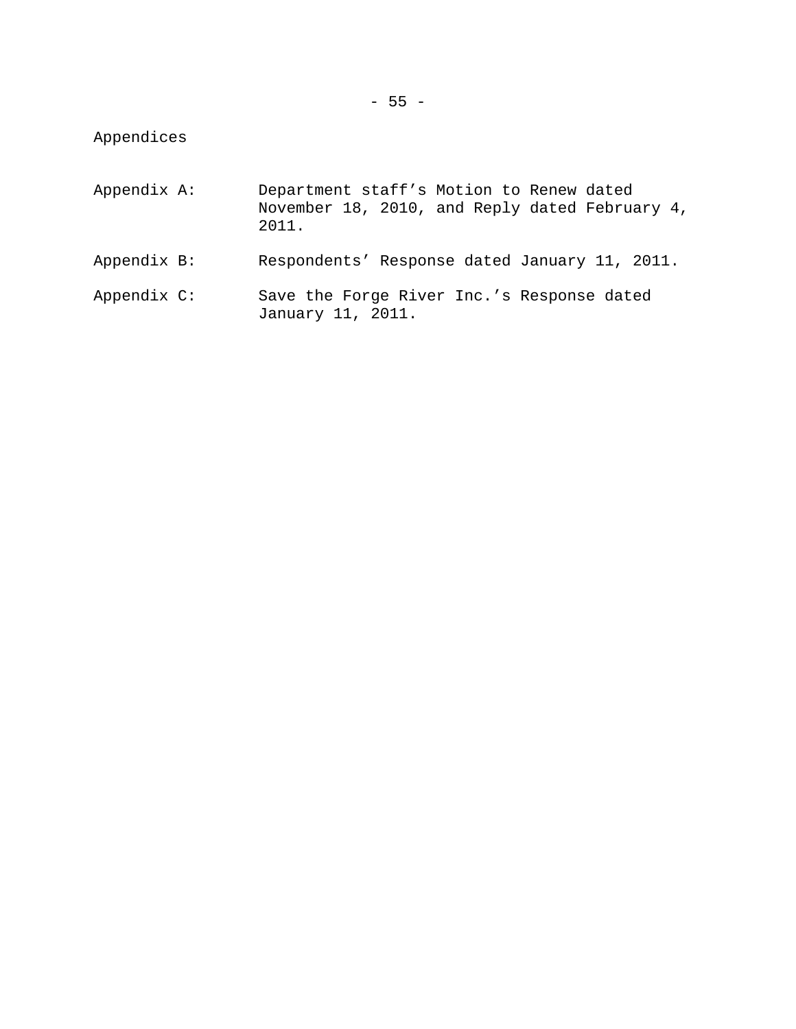Appendices

Appendix A: Department staff’s Motion to Renew dated November 18, 2010, and Reply dated February 4, 2011.

Appendix B: Respondents’ Response dated January 11, 2011.

Appendix C: Save the Forge River Inc.’s Response dated January 11, 2011.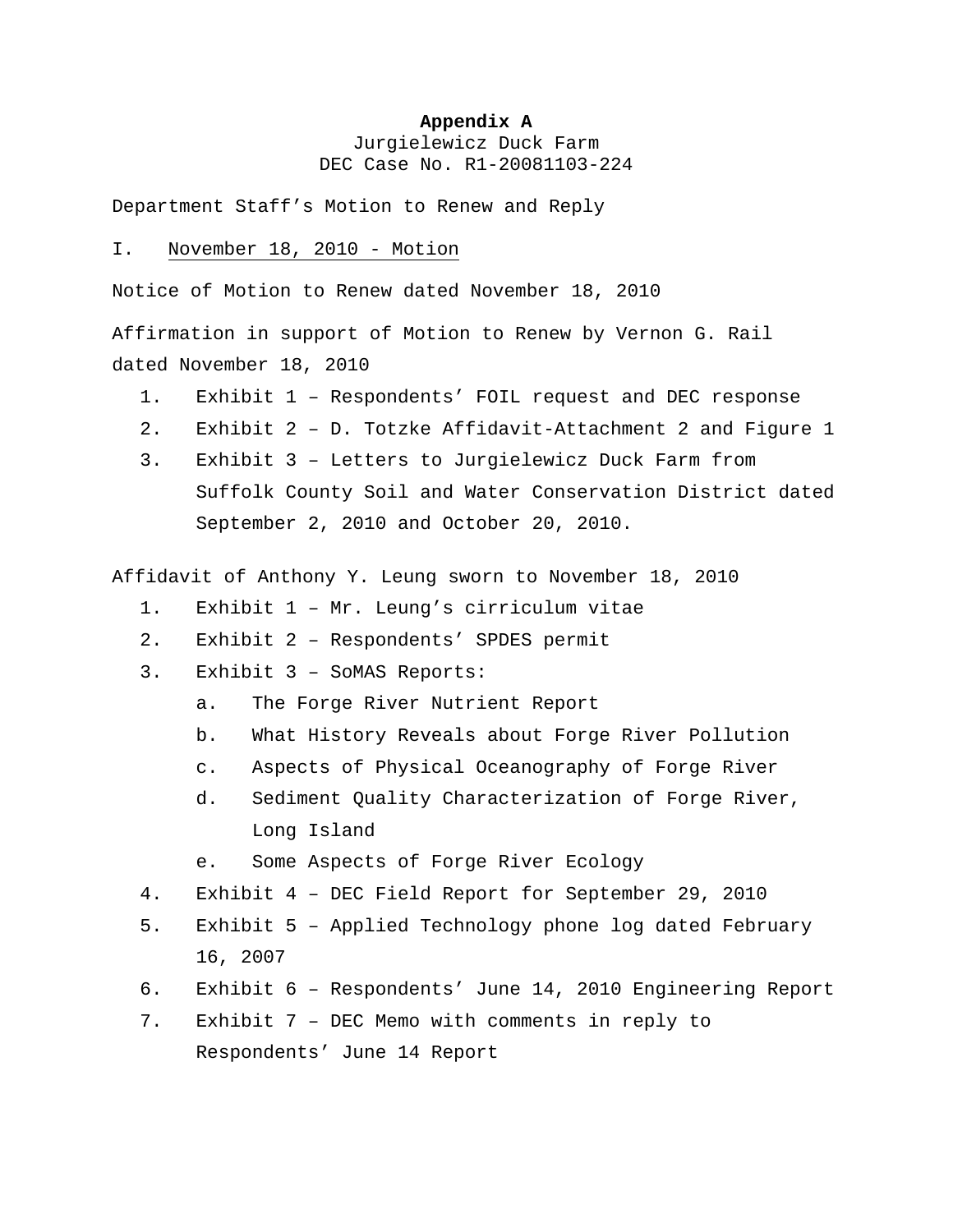**Appendix A**

Jurgielewicz Duck Farm
DEC Case No. R1-20081103-224

Department Staff's Motion to Renew and Reply

I. November 18, 2010 - Motion

Notice of Motion to Renew dated November 18, 2010

Affirmation in support of Motion to Renew by Vernon G. Rail dated November 18, 2010

1. Exhibit 1 – Respondents' FOIL request and DEC response
2. Exhibit 2 – D. Totzke Affidavit-Attachment 2 and Figure 1
3. Exhibit 3 – Letters to Jurgielewicz Duck Farm from Suffolk County Soil and Water Conservation District dated September 2, 2010 and October 20, 2010.

Affidavit of Anthony Y. Leung sworn to November 18, 2010

1. Exhibit 1 – Mr. Leung's cirriculum vitae
2. Exhibit 2 – Respondents' SPDES permit
3. Exhibit 3 – SoMAS Reports:
   a. The Forge River Nutrient Report
   b. What History Reveals about Forge River Pollution
   c. Aspects of Physical Oceanography of Forge River
   d. Sediment Quality Characterization of Forge River, Long Island
   e. Some Aspects of Forge River Ecology
4. Exhibit 4 – DEC Field Report for September 29, 2010
5. Exhibit 5 – Applied Technology phone log dated February 16, 2007
6. Exhibit 6 – Respondents' June 14, 2010 Engineering Report
7. Exhibit 7 – DEC Memo with comments in reply to Respondents' June 14 Report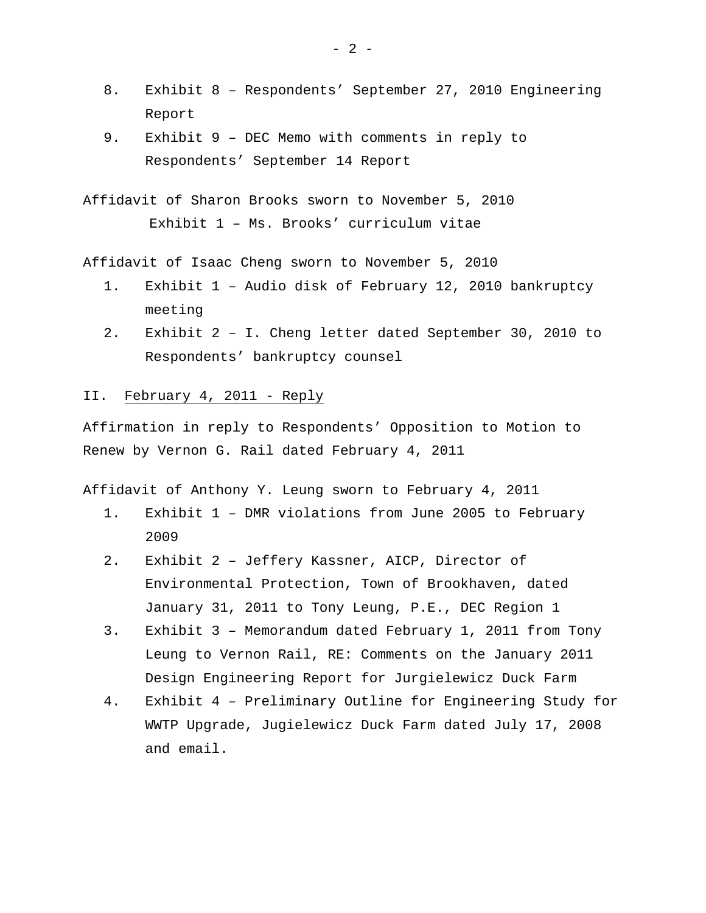8. Exhibit 8 – Respondents' September 27, 2010 Engineering Report
9. Exhibit 9 – DEC Memo with comments in reply to Respondents' September 14 Report

Affidavit of Sharon Brooks sworn to November 5, 2010

Exhibit 1 – Ms. Brooks' curriculum vitae

Affidavit of Isaac Cheng sworn to November 5, 2010

1. Exhibit 1 – Audio disk of February 12, 2010 bankruptcy meeting
2. Exhibit 2 – I. Cheng letter dated September 30, 2010 to Respondents' bankruptcy counsel

II. <u>February 4, 2011 - Reply</u>

Affirmation in reply to Respondents' Opposition to Motion to Renew by Vernon G. Rail dated February 4, 2011

Affidavit of Anthony Y. Leung sworn to February 4, 2011

1. Exhibit 1 – DMR violations from June 2005 to February 2009
2. Exhibit 2 – Jeffery Kassner, AICP, Director of Environmental Protection, Town of Brookhaven, dated January 31, 2011 to Tony Leung, P.E., DEC Region 1
3. Exhibit 3 – Memorandum dated February 1, 2011 from Tony Leung to Vernon Rail, RE: Comments on the January 2011 Design Engineering Report for Jurgielewicz Duck Farm
4. Exhibit 4 – Preliminary Outline for Engineering Study for WWTP Upgrade, Jugielewicz Duck Farm dated July 17, 2008 and email.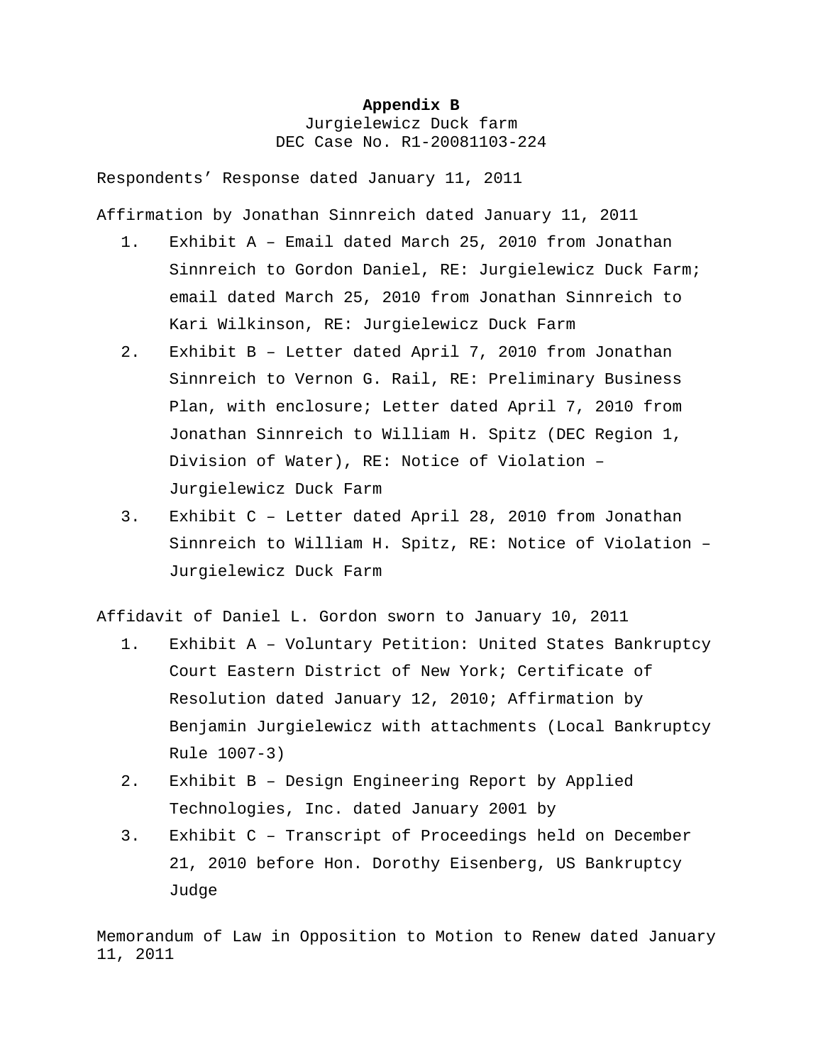**Appendix B**
Jurgielewicz Duck farm
DEC Case No. R1-20081103-224

Respondents' Response dated January 11, 2011

Affirmation by Jonathan Sinnreich dated January 11, 2011

1. Exhibit A – Email dated March 25, 2010 from Jonathan Sinnreich to Gordon Daniel, RE: Jurgielewicz Duck Farm; email dated March 25, 2010 from Jonathan Sinnreich to Kari Wilkinson, RE: Jurgielewicz Duck Farm
2. Exhibit B – Letter dated April 7, 2010 from Jonathan Sinnreich to Vernon G. Rail, RE: Preliminary Business Plan, with enclosure; Letter dated April 7, 2010 from Jonathan Sinnreich to William H. Spitz (DEC Region 1, Division of Water), RE: Notice of Violation – Jurgielewicz Duck Farm
3. Exhibit C – Letter dated April 28, 2010 from Jonathan Sinnreich to William H. Spitz, RE: Notice of Violation – Jurgielewicz Duck Farm

Affidavit of Daniel L. Gordon sworn to January 10, 2011

1. Exhibit A – Voluntary Petition: United States Bankruptcy Court Eastern District of New York; Certificate of Resolution dated January 12, 2010; Affirmation by Benjamin Jurgielewicz with attachments (Local Bankruptcy Rule 1007-3)
2. Exhibit B – Design Engineering Report by Applied Technologies, Inc. dated January 2001 by
3. Exhibit C – Transcript of Proceedings held on December 21, 2010 before Hon. Dorothy Eisenberg, US Bankruptcy Judge

Memorandum of Law in Opposition to Motion to Renew dated January 11, 2011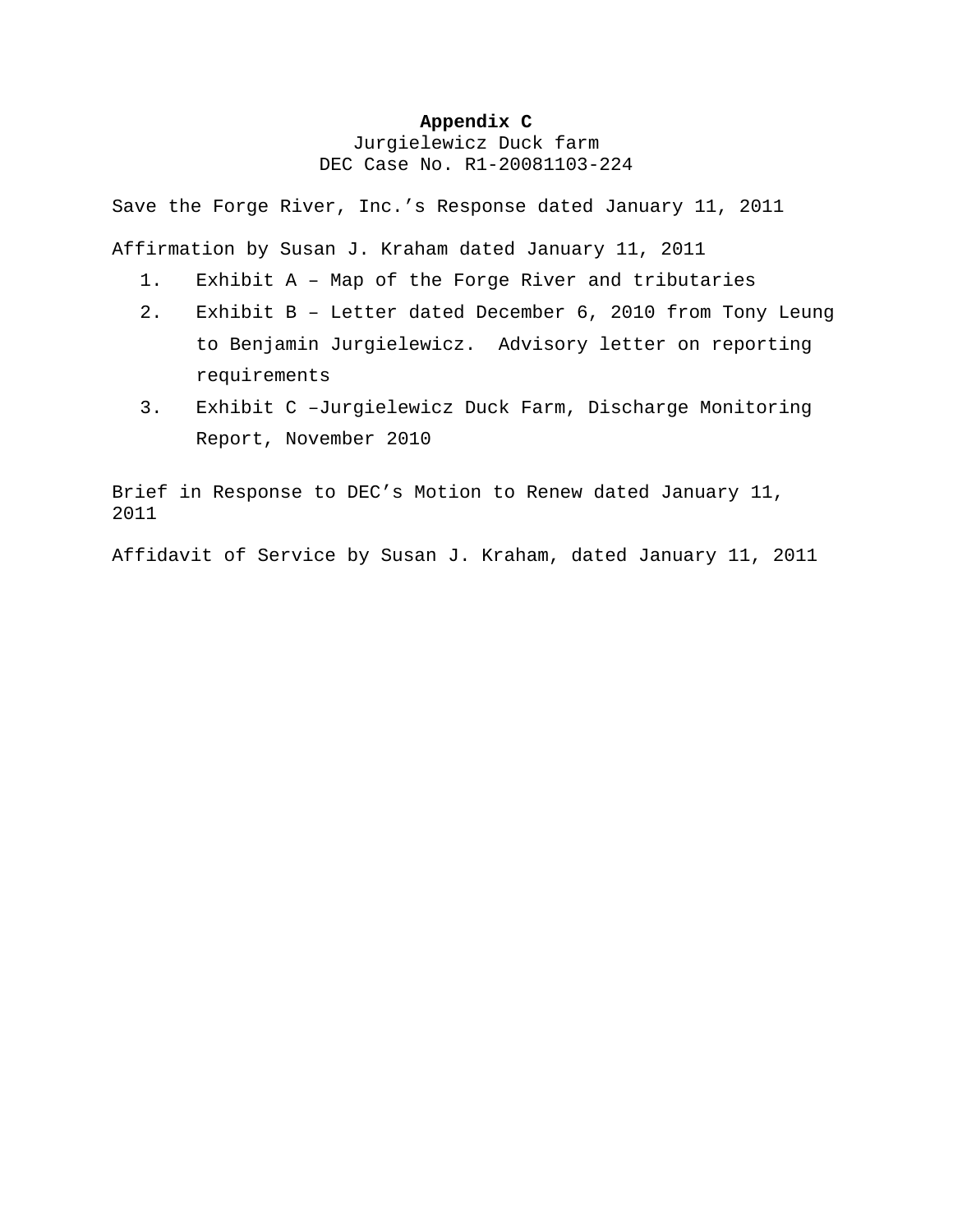**Appendix C**

Jurgielewicz Duck farm

DEC Case No. R1-20081103-224

Save the Forge River, Inc.’s Response dated January 11, 2011

Affirmation by Susan J. Kraham dated January 11, 2011

1. Exhibit A – Map of the Forge River and tributaries
2. Exhibit B – Letter dated December 6, 2010 from Tony Leung to Benjamin Jurgielewicz. Advisory letter on reporting requirements
3. Exhibit C –Jurgielewicz Duck Farm, Discharge Monitoring Report, November 2010

Brief in Response to DEC’s Motion to Renew dated January 11, 2011

Affidavit of Service by Susan J. Kraham, dated January 11, 2011